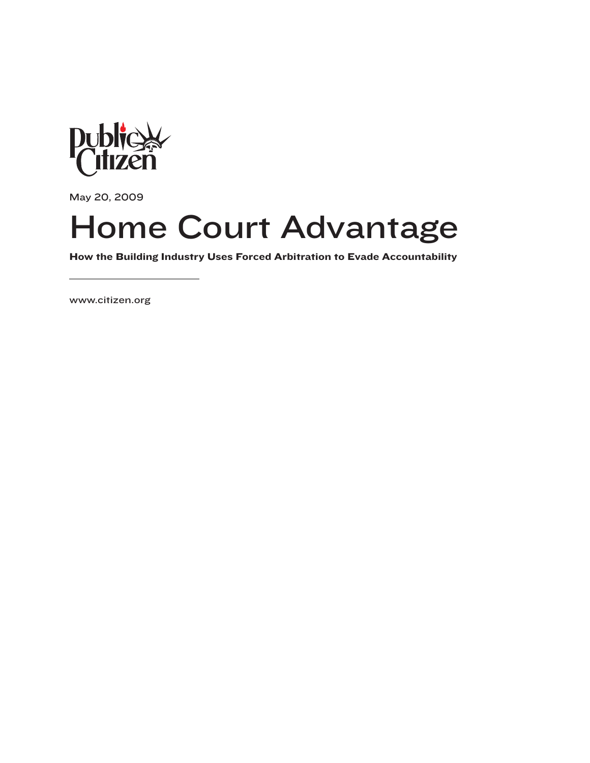Public Citizen

May 20, 2009

# Home Court Advantage

**How the Building Industry Uses Forced Arbitration to Evade Accountability**

www.citizen.org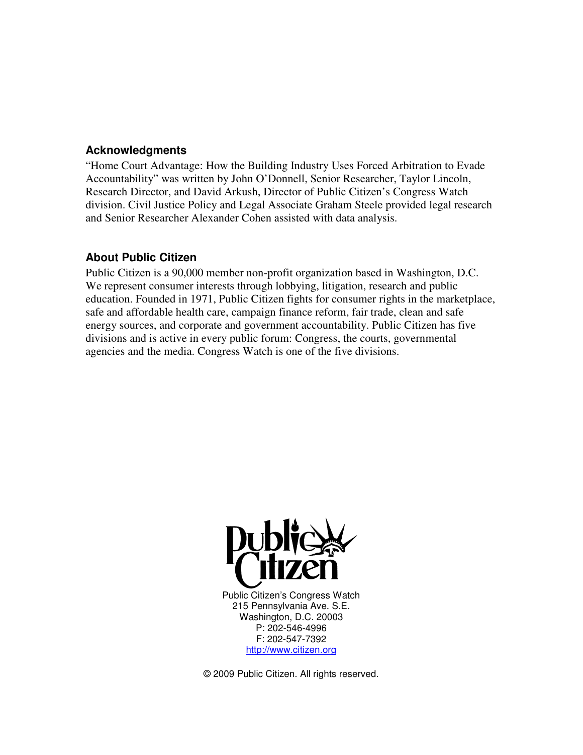## Acknowledgments

"Home Court Advantage: How the Building Industry Uses Forced Arbitration to Evade Accountability" was written by John O'Donnell, Senior Researcher, Taylor Lincoln, Research Director, and David Arkush, Director of Public Citizen's Congress Watch division. Civil Justice Policy and Legal Associate Graham Steele provided legal research and Senior Researcher Alexander Cohen assisted with data analysis.

## About Public Citizen

Public Citizen is a 90,000 member non-profit organization based in Washington, D.C. We represent consumer interests through lobbying, litigation, research and public education. Founded in 1971, Public Citizen fights for consumer rights in the marketplace, safe and affordable health care, campaign finance reform, fair trade, clean and safe energy sources, and corporate and government accountability. Public Citizen has five divisions and is active in every public forum: Congress, the courts, governmental agencies and the media. Congress Watch is one of the five divisions.

Public Citizen

Public Citizen's Congress Watch
215 Pennsylvania Ave. S.E.
Washington, D.C. 20003
P: 202-546-4996
F: 202-547-7392
http://www.citizen.org

© 2009 Public Citizen. All rights reserved.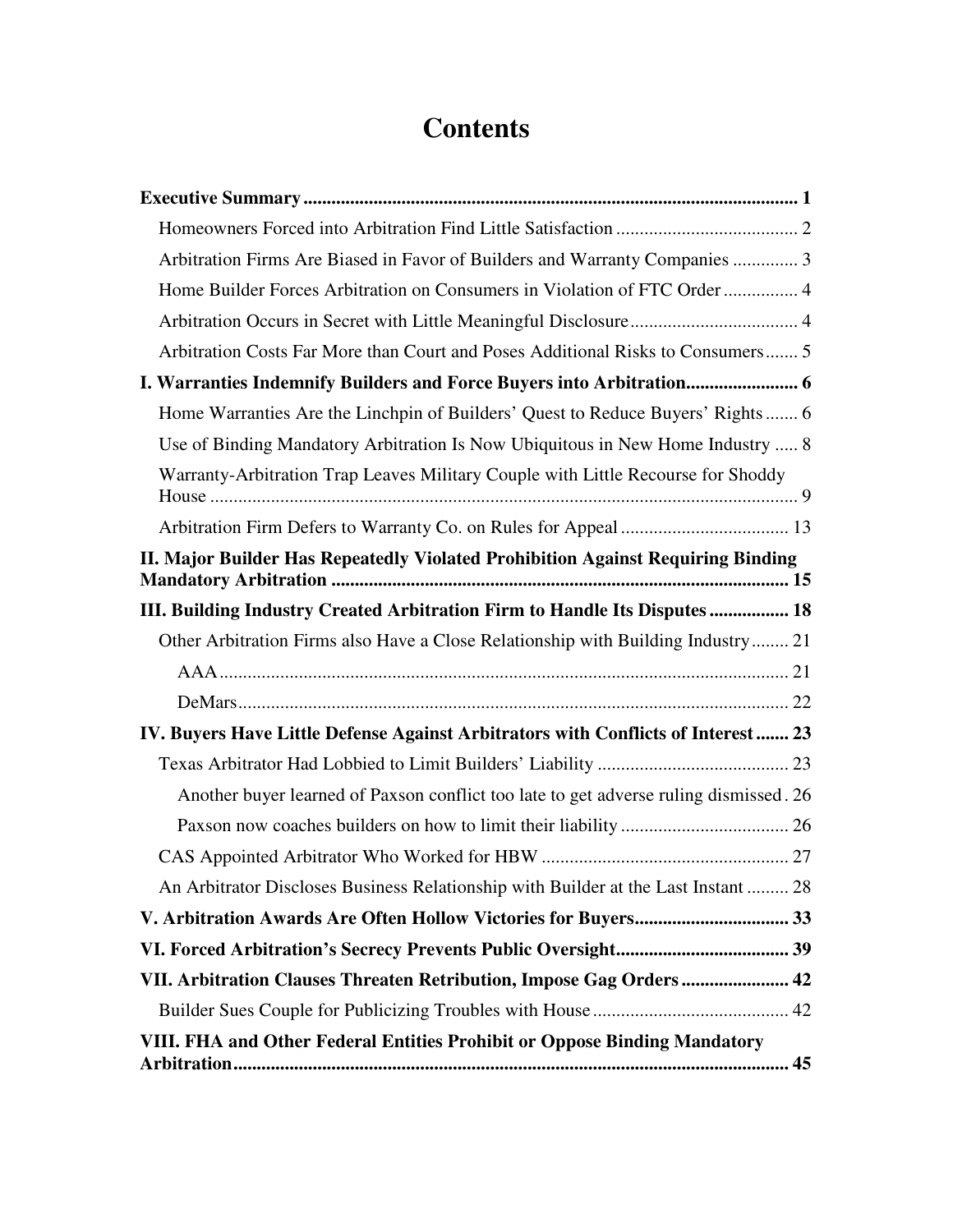# Contents

**Executive Summary** ........................................................................................................ **1**

Homeowners Forced into Arbitration Find Little Satisfaction ....................................... 2

Arbitration Firms Are Biased in Favor of Builders and Warranty Companies .............. 3

Home Builder Forces Arbitration on Consumers in Violation of FTC Order ................ 4

Arbitration Occurs in Secret with Little Meaningful Disclosure .................................... 4

Arbitration Costs Far More than Court and Poses Additional Risks to Consumers ....... 5

**I. Warranties Indemnify Builders and Force Buyers into Arbitration........................ 6**

Home Warranties Are the Linchpin of Builders' Quest to Reduce Buyers' Rights ....... 6

Use of Binding Mandatory Arbitration Is Now Ubiquitous in New Home Industry ..... 8

Warranty-Arbitration Trap Leaves Military Couple with Little Recourse for Shoddy House ............................................................................................................................ 9

Arbitration Firm Defers to Warranty Co. on Rules for Appeal .................................... 13

**II. Major Builder Has Repeatedly Violated Prohibition Against Requiring Binding Mandatory Arbitration ................................................................................................. 15**

**III. Building Industry Created Arbitration Firm to Handle Its Disputes ................. 18**

Other Arbitration Firms also Have a Close Relationship with Building Industry ........ 21

AAA .......................................................................................................................... 21

DeMars ...................................................................................................................... 22

**IV. Buyers Have Little Defense Against Arbitrators with Conflicts of Interest ....... 23**

Texas Arbitrator Had Lobbied to Limit Builders' Liability ......................................... 23

Another buyer learned of Paxson conflict too late to get adverse ruling dismissed . 26

Paxson now coaches builders on how to limit their liability .................................... 26

CAS Appointed Arbitrator Who Worked for HBW ..................................................... 27

An Arbitrator Discloses Business Relationship with Builder at the Last Instant ......... 28

**V. Arbitration Awards Are Often Hollow Victories for Buyers................................. 33**

**VI. Forced Arbitration's Secrecy Prevents Public Oversight..................................... 39**

**VII. Arbitration Clauses Threaten Retribution, Impose Gag Orders ....................... 42**

Builder Sues Couple for Publicizing Troubles with House .......................................... 42

**VIII. FHA and Other Federal Entities Prohibit or Oppose Binding Mandatory Arbitration....................................................................................................................... 45**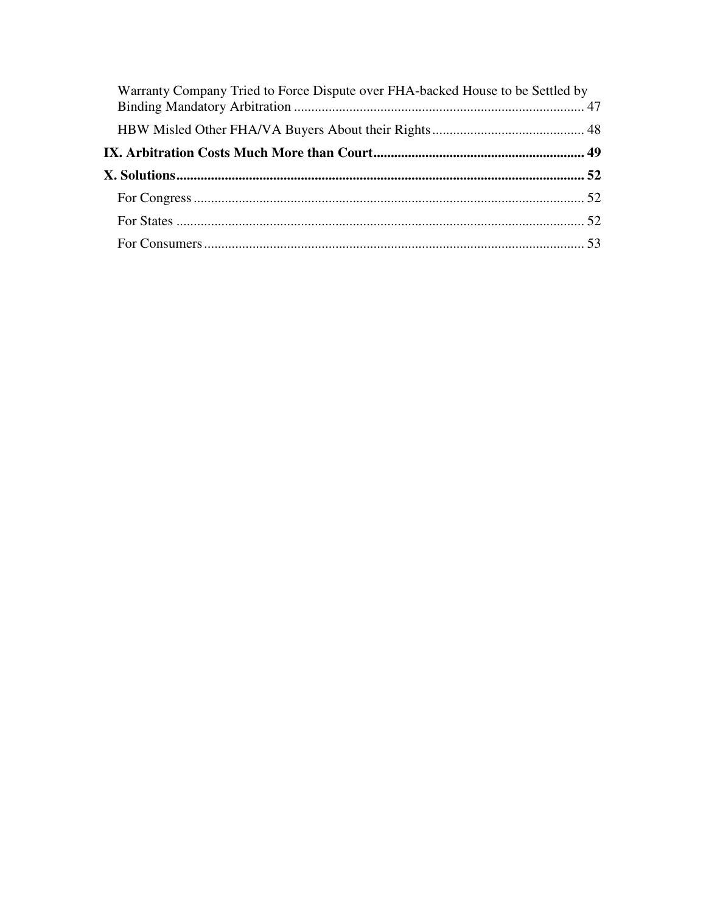Warranty Company Tried to Force Dispute over FHA-backed House to be Settled by Binding Mandatory Arbitration .................................................................................... 47

HBW Misled Other FHA/VA Buyers About their Rights ............................................ 48

**IX. Arbitration Costs Much More than Court ............................................................ 49**

**X. Solutions ..................................................................................................................... 52**

For Congress ................................................................................................................ 52

For States ..................................................................................................................... 52

For Consumers ............................................................................................................. 53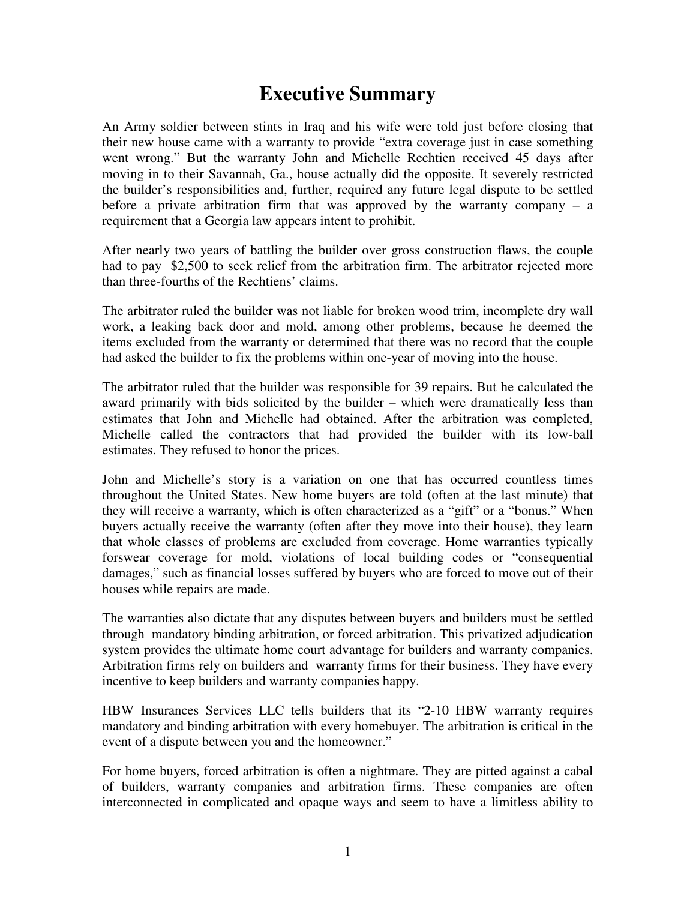# Executive Summary

An Army soldier between stints in Iraq and his wife were told just before closing that their new house came with a warranty to provide "extra coverage just in case something went wrong." But the warranty John and Michelle Rechtien received 45 days after moving in to their Savannah, Ga., house actually did the opposite. It severely restricted the builder's responsibilities and, further, required any future legal dispute to be settled before a private arbitration firm that was approved by the warranty company – a requirement that a Georgia law appears intent to prohibit.

After nearly two years of battling the builder over gross construction flaws, the couple had to pay $2,500 to seek relief from the arbitration firm. The arbitrator rejected more than three-fourths of the Rechtiens' claims.

The arbitrator ruled the builder was not liable for broken wood trim, incomplete dry wall work, a leaking back door and mold, among other problems, because he deemed the items excluded from the warranty or determined that there was no record that the couple had asked the builder to fix the problems within one-year of moving into the house.

The arbitrator ruled that the builder was responsible for 39 repairs. But he calculated the award primarily with bids solicited by the builder – which were dramatically less than estimates that John and Michelle had obtained. After the arbitration was completed, Michelle called the contractors that had provided the builder with its low-ball estimates. They refused to honor the prices.

John and Michelle's story is a variation on one that has occurred countless times throughout the United States. New home buyers are told (often at the last minute) that they will receive a warranty, which is often characterized as a "gift" or a "bonus." When buyers actually receive the warranty (often after they move into their house), they learn that whole classes of problems are excluded from coverage. Home warranties typically forswear coverage for mold, violations of local building codes or "consequential damages," such as financial losses suffered by buyers who are forced to move out of their houses while repairs are made.

The warranties also dictate that any disputes between buyers and builders must be settled through mandatory binding arbitration, or forced arbitration. This privatized adjudication system provides the ultimate home court advantage for builders and warranty companies. Arbitration firms rely on builders and warranty firms for their business. They have every incentive to keep builders and warranty companies happy.

HBW Insurances Services LLC tells builders that its "2-10 HBW warranty requires mandatory and binding arbitration with every homebuyer. The arbitration is critical in the event of a dispute between you and the homeowner."

For home buyers, forced arbitration is often a nightmare. They are pitted against a cabal of builders, warranty companies and arbitration firms. These companies are often interconnected in complicated and opaque ways and seem to have a limitless ability to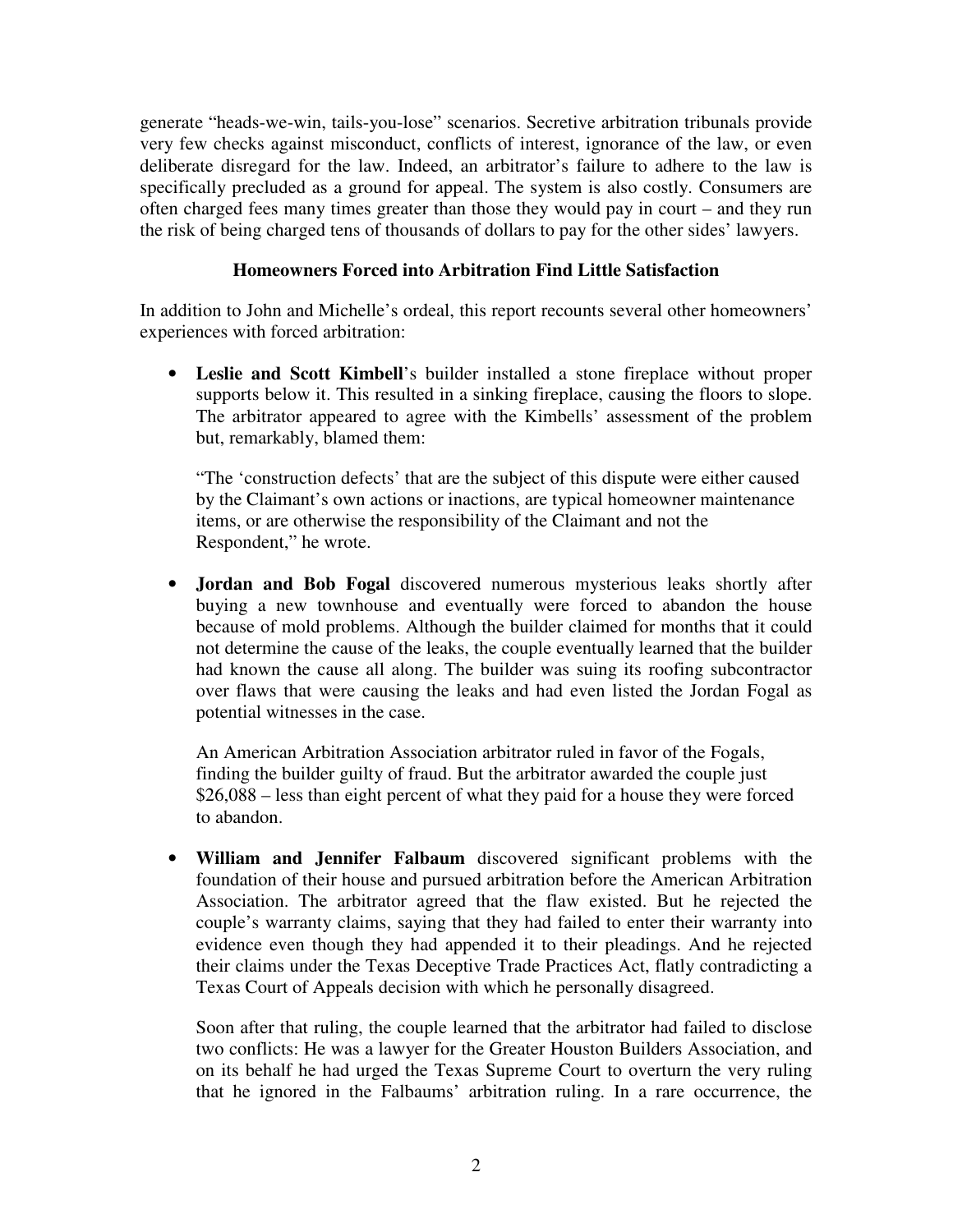generate "heads-we-win, tails-you-lose" scenarios. Secretive arbitration tribunals provide very few checks against misconduct, conflicts of interest, ignorance of the law, or even deliberate disregard for the law. Indeed, an arbitrator's failure to adhere to the law is specifically precluded as a ground for appeal. The system is also costly. Consumers are often charged fees many times greater than those they would pay in court – and they run the risk of being charged tens of thousands of dollars to pay for the other sides' lawyers.

**Homeowners Forced into Arbitration Find Little Satisfaction**

In addition to John and Michelle's ordeal, this report recounts several other homeowners' experiences with forced arbitration:

- **Leslie and Scott Kimbell**'s builder installed a stone fireplace without proper supports below it. This resulted in a sinking fireplace, causing the floors to slope. The arbitrator appeared to agree with the Kimbells' assessment of the problem but, remarkably, blamed them:

  "The 'construction defects' that are the subject of this dispute were either caused by the Claimant's own actions or inactions, are typical homeowner maintenance items, or are otherwise the responsibility of the Claimant and not the Respondent," he wrote.

- **Jordan and Bob Fogal** discovered numerous mysterious leaks shortly after buying a new townhouse and eventually were forced to abandon the house because of mold problems. Although the builder claimed for months that it could not determine the cause of the leaks, the couple eventually learned that the builder had known the cause all along. The builder was suing its roofing subcontractor over flaws that were causing the leaks and had even listed the Jordan Fogal as potential witnesses in the case.

  An American Arbitration Association arbitrator ruled in favor of the Fogals, finding the builder guilty of fraud. But the arbitrator awarded the couple just $26,088 – less than eight percent of what they paid for a house they were forced to abandon.

- **William and Jennifer Falbaum** discovered significant problems with the foundation of their house and pursued arbitration before the American Arbitration Association. The arbitrator agreed that the flaw existed. But he rejected the couple's warranty claims, saying that they had failed to enter their warranty into evidence even though they had appended it to their pleadings. And he rejected their claims under the Texas Deceptive Trade Practices Act, flatly contradicting a Texas Court of Appeals decision with which he personally disagreed.

  Soon after that ruling, the couple learned that the arbitrator had failed to disclose two conflicts: He was a lawyer for the Greater Houston Builders Association, and on its behalf he had urged the Texas Supreme Court to overturn the very ruling that he ignored in the Falbaums' arbitration ruling. In a rare occurrence, the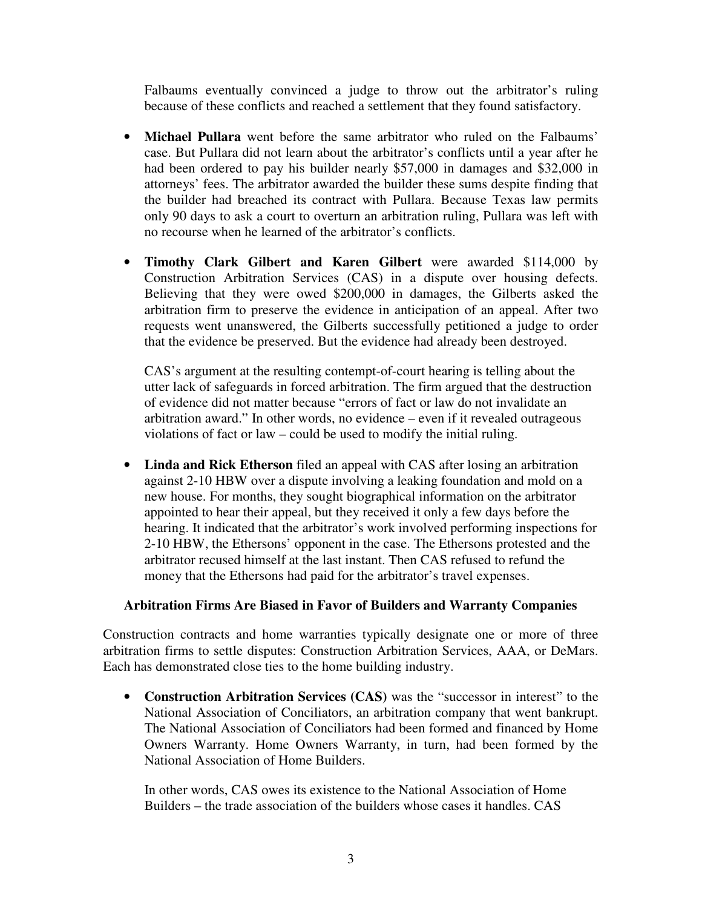Falbaums eventually convinced a judge to throw out the arbitrator's ruling because of these conflicts and reached a settlement that they found satisfactory.

- **Michael Pullara** went before the same arbitrator who ruled on the Falbaums' case. But Pullara did not learn about the arbitrator's conflicts until a year after he had been ordered to pay his builder nearly $57,000 in damages and $32,000 in attorneys' fees. The arbitrator awarded the builder these sums despite finding that the builder had breached its contract with Pullara. Because Texas law permits only 90 days to ask a court to overturn an arbitration ruling, Pullara was left with no recourse when he learned of the arbitrator's conflicts.

- **Timothy Clark Gilbert and Karen Gilbert** were awarded $114,000 by Construction Arbitration Services (CAS) in a dispute over housing defects. Believing that they were owed $200,000 in damages, the Gilberts asked the arbitration firm to preserve the evidence in anticipation of an appeal. After two requests went unanswered, the Gilberts successfully petitioned a judge to order that the evidence be preserved. But the evidence had already been destroyed.

  CAS's argument at the resulting contempt-of-court hearing is telling about the utter lack of safeguards in forced arbitration. The firm argued that the destruction of evidence did not matter because "errors of fact or law do not invalidate an arbitration award." In other words, no evidence – even if it revealed outrageous violations of fact or law – could be used to modify the initial ruling.

- **Linda and Rick Etherson** filed an appeal with CAS after losing an arbitration against 2-10 HBW over a dispute involving a leaking foundation and mold on a new house. For months, they sought biographical information on the arbitrator appointed to hear their appeal, but they received it only a few days before the hearing. It indicated that the arbitrator's work involved performing inspections for 2-10 HBW, the Ethersons' opponent in the case. The Ethersons protested and the arbitrator recused himself at the last instant. Then CAS refused to refund the money that the Ethersons had paid for the arbitrator's travel expenses.

### Arbitration Firms Are Biased in Favor of Builders and Warranty Companies

Construction contracts and home warranties typically designate one or more of three arbitration firms to settle disputes: Construction Arbitration Services, AAA, or DeMars. Each has demonstrated close ties to the home building industry.

- **Construction Arbitration Services (CAS)** was the "successor in interest" to the National Association of Conciliators, an arbitration company that went bankrupt. The National Association of Conciliators had been formed and financed by Home Owners Warranty. Home Owners Warranty, in turn, had been formed by the National Association of Home Builders.

  In other words, CAS owes its existence to the National Association of Home Builders – the trade association of the builders whose cases it handles. CAS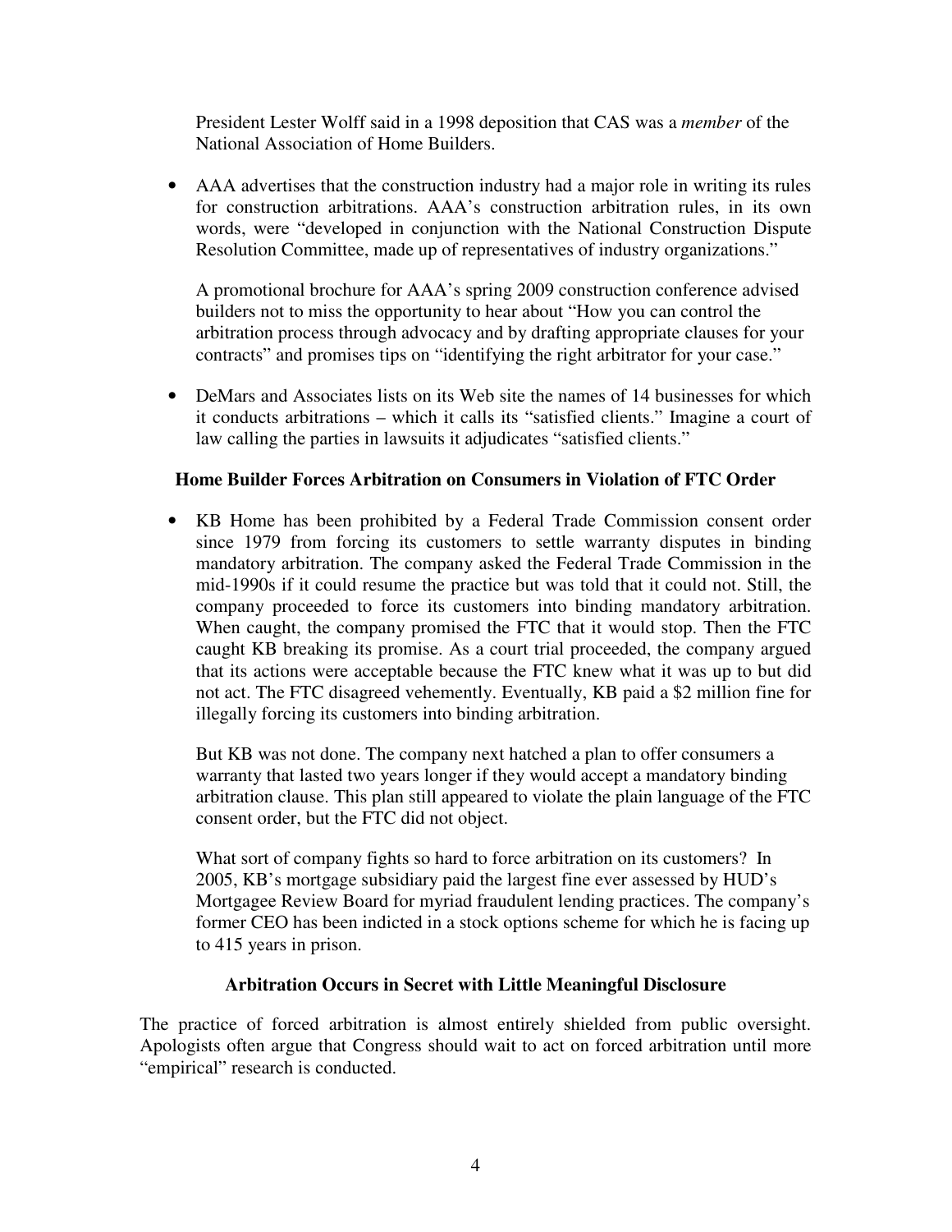President Lester Wolff said in a 1998 deposition that CAS was a *member* of the National Association of Home Builders.

- AAA advertises that the construction industry had a major role in writing its rules for construction arbitrations. AAA's construction arbitration rules, in its own words, were "developed in conjunction with the National Construction Dispute Resolution Committee, made up of representatives of industry organizations."

  A promotional brochure for AAA's spring 2009 construction conference advised builders not to miss the opportunity to hear about "How you can control the arbitration process through advocacy and by drafting appropriate clauses for your contracts" and promises tips on "identifying the right arbitrator for your case."

- DeMars and Associates lists on its Web site the names of 14 businesses for which it conducts arbitrations – which it calls its "satisfied clients." Imagine a court of law calling the parties in lawsuits it adjudicates "satisfied clients."

**Home Builder Forces Arbitration on Consumers in Violation of FTC Order**

- KB Home has been prohibited by a Federal Trade Commission consent order since 1979 from forcing its customers to settle warranty disputes in binding mandatory arbitration. The company asked the Federal Trade Commission in the mid-1990s if it could resume the practice but was told that it could not. Still, the company proceeded to force its customers into binding mandatory arbitration. When caught, the company promised the FTC that it would stop. Then the FTC caught KB breaking its promise. As a court trial proceeded, the company argued that its actions were acceptable because the FTC knew what it was up to but did not act. The FTC disagreed vehemently. Eventually, KB paid a $2 million fine for illegally forcing its customers into binding arbitration.

  But KB was not done. The company next hatched a plan to offer consumers a warranty that lasted two years longer if they would accept a mandatory binding arbitration clause. This plan still appeared to violate the plain language of the FTC consent order, but the FTC did not object.

  What sort of company fights so hard to force arbitration on its customers? In 2005, KB's mortgage subsidiary paid the largest fine ever assessed by HUD's Mortgagee Review Board for myriad fraudulent lending practices. The company's former CEO has been indicted in a stock options scheme for which he is facing up to 415 years in prison.

**Arbitration Occurs in Secret with Little Meaningful Disclosure**

The practice of forced arbitration is almost entirely shielded from public oversight. Apologists often argue that Congress should wait to act on forced arbitration until more "empirical" research is conducted.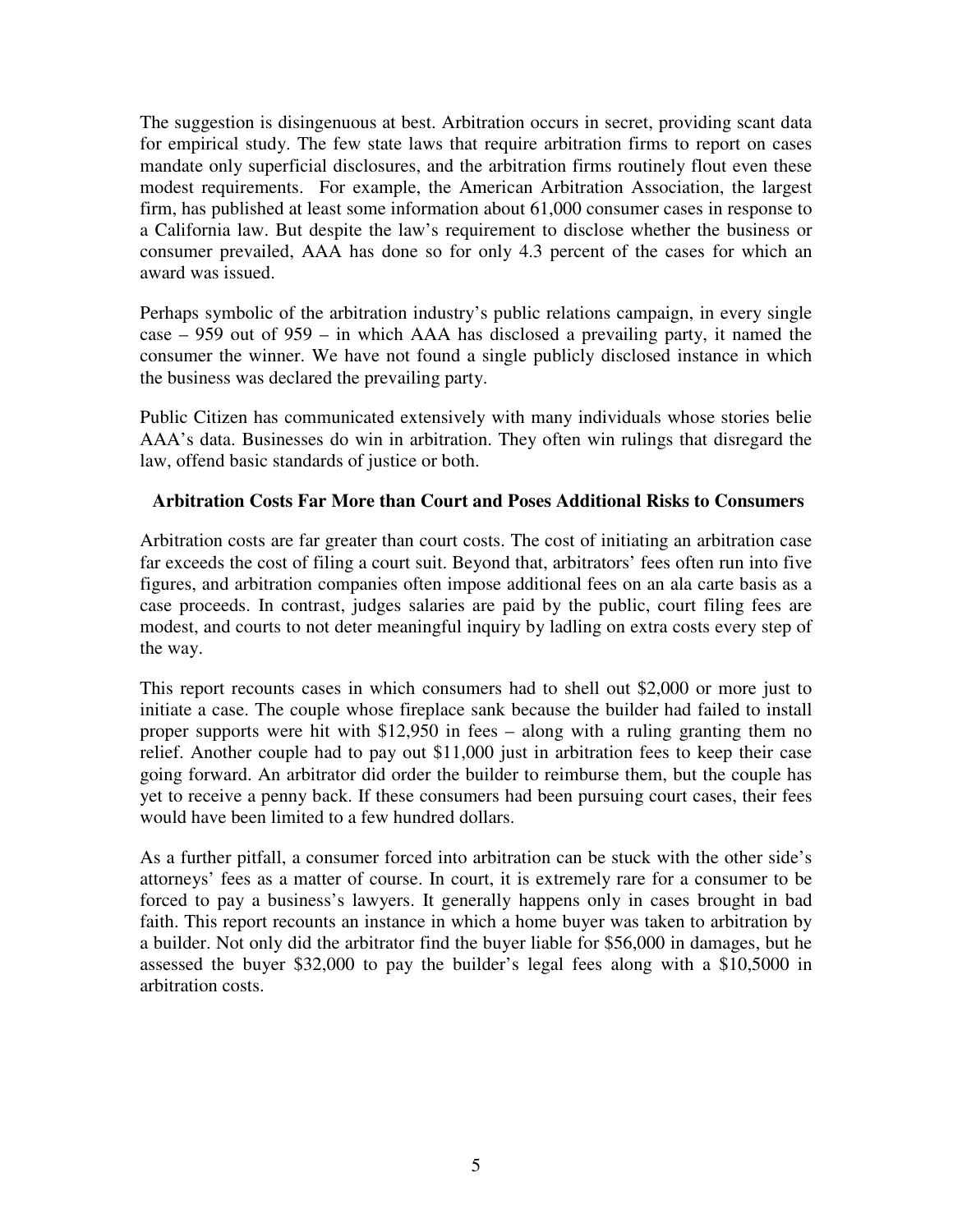The suggestion is disingenuous at best. Arbitration occurs in secret, providing scant data for empirical study. The few state laws that require arbitration firms to report on cases mandate only superficial disclosures, and the arbitration firms routinely flout even these modest requirements. For example, the American Arbitration Association, the largest firm, has published at least some information about 61,000 consumer cases in response to a California law. But despite the law's requirement to disclose whether the business or consumer prevailed, AAA has done so for only 4.3 percent of the cases for which an award was issued.

Perhaps symbolic of the arbitration industry's public relations campaign, in every single case – 959 out of 959 – in which AAA has disclosed a prevailing party, it named the consumer the winner. We have not found a single publicly disclosed instance in which the business was declared the prevailing party.

Public Citizen has communicated extensively with many individuals whose stories belie AAA's data. Businesses do win in arbitration. They often win rulings that disregard the law, offend basic standards of justice or both.

### Arbitration Costs Far More than Court and Poses Additional Risks to Consumers

Arbitration costs are far greater than court costs. The cost of initiating an arbitration case far exceeds the cost of filing a court suit. Beyond that, arbitrators' fees often run into five figures, and arbitration companies often impose additional fees on an ala carte basis as a case proceeds. In contrast, judges salaries are paid by the public, court filing fees are modest, and courts to not deter meaningful inquiry by ladling on extra costs every step of the way.

This report recounts cases in which consumers had to shell out $2,000 or more just to initiate a case. The couple whose fireplace sank because the builder had failed to install proper supports were hit with $12,950 in fees – along with a ruling granting them no relief. Another couple had to pay out $11,000 just in arbitration fees to keep their case going forward. An arbitrator did order the builder to reimburse them, but the couple has yet to receive a penny back. If these consumers had been pursuing court cases, their fees would have been limited to a few hundred dollars.

As a further pitfall, a consumer forced into arbitration can be stuck with the other side's attorneys' fees as a matter of course. In court, it is extremely rare for a consumer to be forced to pay a business's lawyers. It generally happens only in cases brought in bad faith. This report recounts an instance in which a home buyer was taken to arbitration by a builder. Not only did the arbitrator find the buyer liable for $56,000 in damages, but he assessed the buyer $32,000 to pay the builder's legal fees along with a $10,5000 in arbitration costs.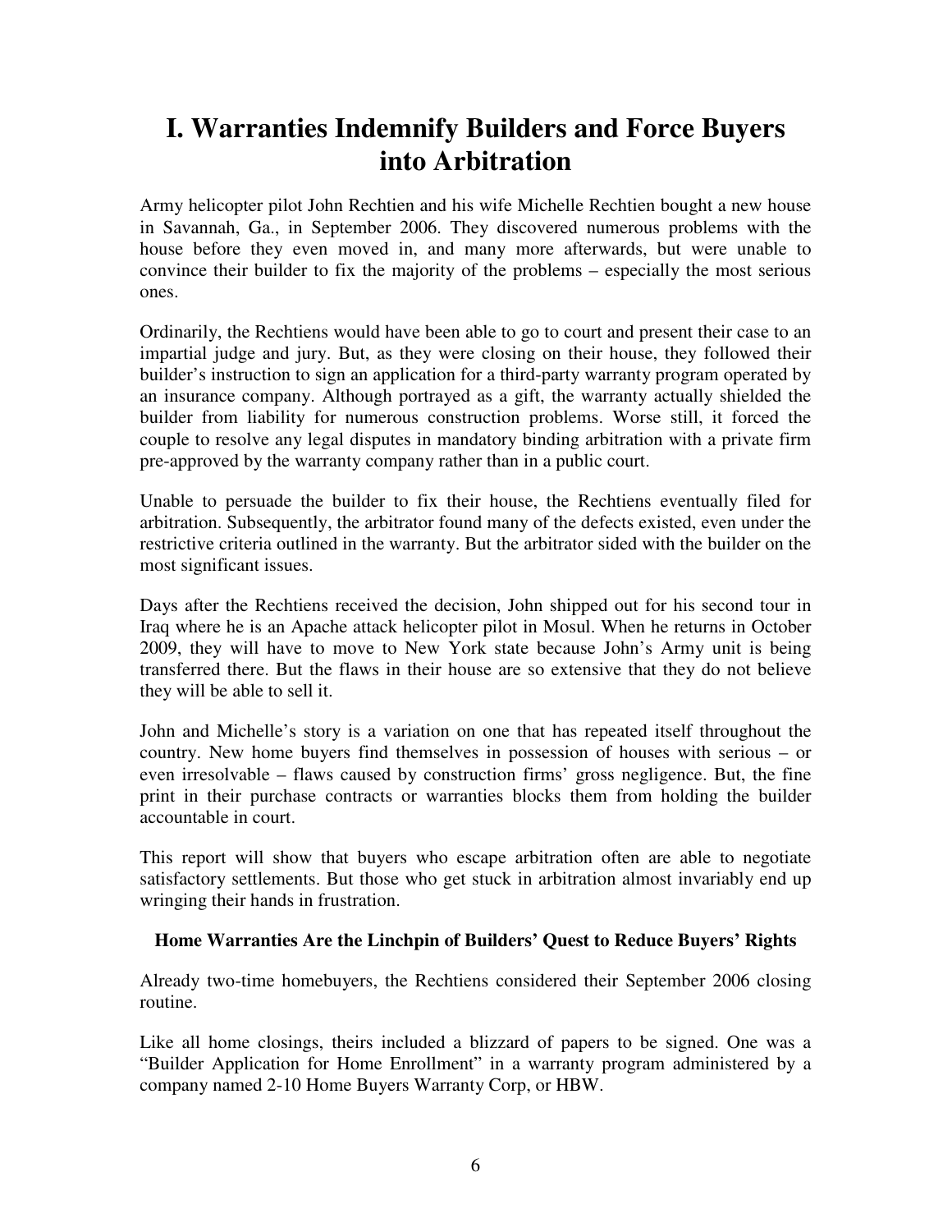# I. Warranties Indemnify Builders and Force Buyers into Arbitration

Army helicopter pilot John Rechtien and his wife Michelle Rechtien bought a new house in Savannah, Ga., in September 2006. They discovered numerous problems with the house before they even moved in, and many more afterwards, but were unable to convince their builder to fix the majority of the problems – especially the most serious ones.

Ordinarily, the Rechtiens would have been able to go to court and present their case to an impartial judge and jury. But, as they were closing on their house, they followed their builder's instruction to sign an application for a third-party warranty program operated by an insurance company. Although portrayed as a gift, the warranty actually shielded the builder from liability for numerous construction problems. Worse still, it forced the couple to resolve any legal disputes in mandatory binding arbitration with a private firm pre-approved by the warranty company rather than in a public court.

Unable to persuade the builder to fix their house, the Rechtiens eventually filed for arbitration. Subsequently, the arbitrator found many of the defects existed, even under the restrictive criteria outlined in the warranty. But the arbitrator sided with the builder on the most significant issues.

Days after the Rechtiens received the decision, John shipped out for his second tour in Iraq where he is an Apache attack helicopter pilot in Mosul. When he returns in October 2009, they will have to move to New York state because John's Army unit is being transferred there. But the flaws in their house are so extensive that they do not believe they will be able to sell it.

John and Michelle's story is a variation on one that has repeated itself throughout the country. New home buyers find themselves in possession of houses with serious – or even irresolvable – flaws caused by construction firms' gross negligence. But, the fine print in their purchase contracts or warranties blocks them from holding the builder accountable in court.

This report will show that buyers who escape arbitration often are able to negotiate satisfactory settlements. But those who get stuck in arbitration almost invariably end up wringing their hands in frustration.

### Home Warranties Are the Linchpin of Builders' Quest to Reduce Buyers' Rights

Already two-time homebuyers, the Rechtiens considered their September 2006 closing routine.

Like all home closings, theirs included a blizzard of papers to be signed. One was a "Builder Application for Home Enrollment" in a warranty program administered by a company named 2-10 Home Buyers Warranty Corp, or HBW.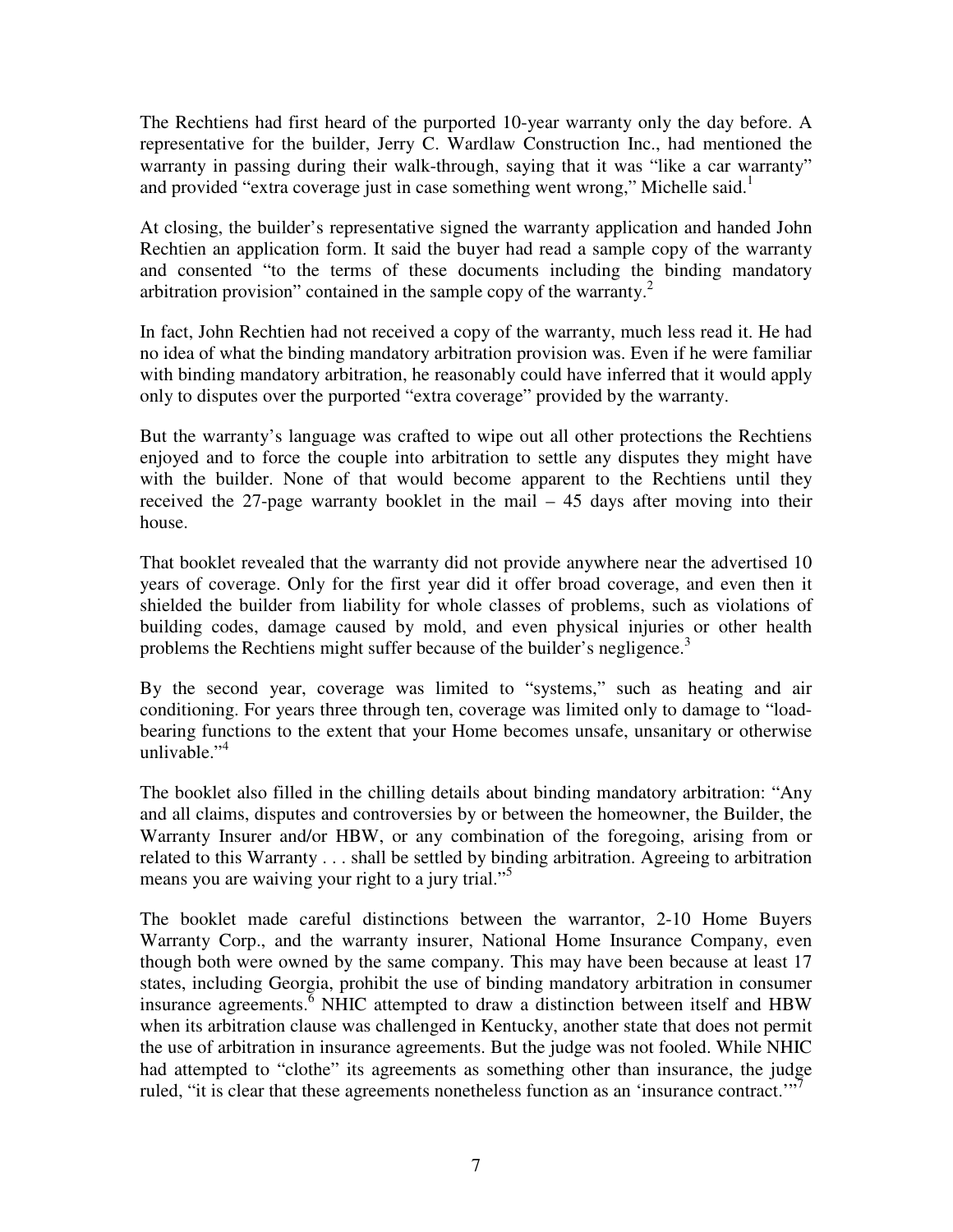The Rechtiens had first heard of the purported 10-year warranty only the day before. A representative for the builder, Jerry C. Wardlaw Construction Inc., had mentioned the warranty in passing during their walk-through, saying that it was "like a car warranty" and provided "extra coverage just in case something went wrong," Michelle said.[1]

At closing, the builder's representative signed the warranty application and handed John Rechtien an application form. It said the buyer had read a sample copy of the warranty and consented "to the terms of these documents including the binding mandatory arbitration provision" contained in the sample copy of the warranty.[2]

In fact, John Rechtien had not received a copy of the warranty, much less read it. He had no idea of what the binding mandatory arbitration provision was. Even if he were familiar with binding mandatory arbitration, he reasonably could have inferred that it would apply only to disputes over the purported "extra coverage" provided by the warranty.

But the warranty's language was crafted to wipe out all other protections the Rechtiens enjoyed and to force the couple into arbitration to settle any disputes they might have with the builder. None of that would become apparent to the Rechtiens until they received the 27-page warranty booklet in the mail – 45 days after moving into their house.

That booklet revealed that the warranty did not provide anywhere near the advertised 10 years of coverage. Only for the first year did it offer broad coverage, and even then it shielded the builder from liability for whole classes of problems, such as violations of building codes, damage caused by mold, and even physical injuries or other health problems the Rechtiens might suffer because of the builder's negligence.[3]

By the second year, coverage was limited to "systems," such as heating and air conditioning. For years three through ten, coverage was limited only to damage to "load-bearing functions to the extent that your Home becomes unsafe, unsanitary or otherwise unlivable."[4]

The booklet also filled in the chilling details about binding mandatory arbitration: "Any and all claims, disputes and controversies by or between the homeowner, the Builder, the Warranty Insurer and/or HBW, or any combination of the foregoing, arising from or related to this Warranty . . . shall be settled by binding arbitration. Agreeing to arbitration means you are waiving your right to a jury trial."[5]

The booklet made careful distinctions between the warrantor, 2-10 Home Buyers Warranty Corp., and the warranty insurer, National Home Insurance Company, even though both were owned by the same company. This may have been because at least 17 states, including Georgia, prohibit the use of binding mandatory arbitration in consumer insurance agreements.[6] NHIC attempted to draw a distinction between itself and HBW when its arbitration clause was challenged in Kentucky, another state that does not permit the use of arbitration in insurance agreements. But the judge was not fooled. While NHIC had attempted to "clothe" its agreements as something other than insurance, the judge ruled, "it is clear that these agreements nonetheless function as an 'insurance contract.'"[7]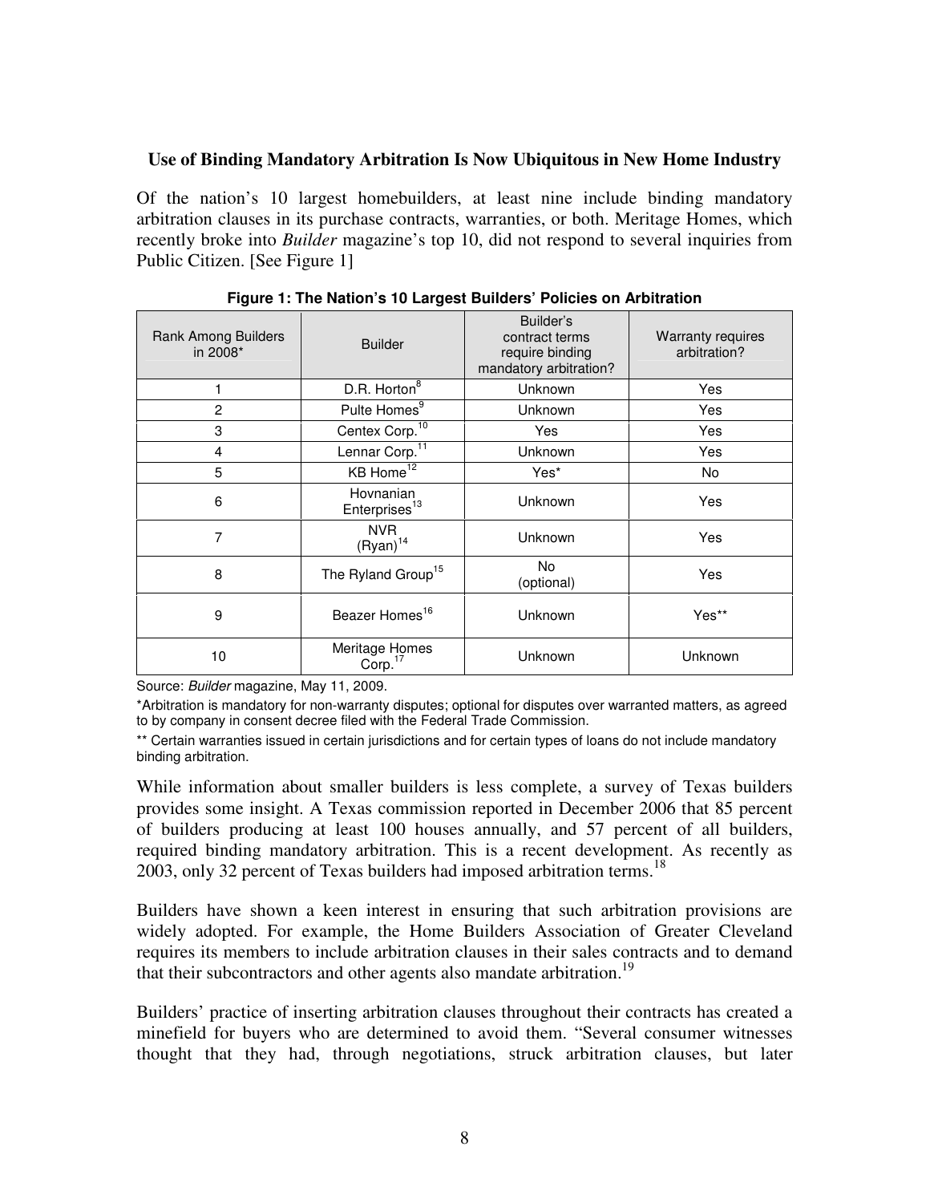**Use of Binding Mandatory Arbitration Is Now Ubiquitous in New Home Industry**

Of the nation's 10 largest homebuilders, at least nine include binding mandatory arbitration clauses in its purchase contracts, warranties, or both. Meritage Homes, which recently broke into *Builder* magazine's top 10, did not respond to several inquiries from Public Citizen. [See Figure 1]

**Figure 1: The Nation's 10 Largest Builders' Policies on Arbitration**

| Rank Among Builders in 2008* | Builder | Builder's contract terms require binding mandatory arbitration? | Warranty requires arbitration? |
|---|---|---|---|
| 1 | D.R. Horton[8] | Unknown | Yes |
| 2 | Pulte Homes[9] | Unknown | Yes |
| 3 | Centex Corp.[10] | Yes | Yes |
| 4 | Lennar Corp.[11] | Unknown | Yes |
| 5 | KB Home[12] | Yes* | No |
| 6 | Hovnanian Enterprises[13] | Unknown | Yes |
| 7 | NVR (Ryan)[14] | Unknown | Yes |
| 8 | The Ryland Group[15] | No (optional) | Yes |
| 9 | Beazer Homes[16] | Unknown | Yes** |
| 10 | Meritage Homes Corp.[17] | Unknown | Unknown |

Source: *Builder* magazine, May 11, 2009.

*Arbitration is mandatory for non-warranty disputes; optional for disputes over warranted matters, as agreed to by company in consent decree filed with the Federal Trade Commission.

** Certain warranties issued in certain jurisdictions and for certain types of loans do not include mandatory binding arbitration.

While information about smaller builders is less complete, a survey of Texas builders provides some insight. A Texas commission reported in December 2006 that 85 percent of builders producing at least 100 houses annually, and 57 percent of all builders, required binding mandatory arbitration. This is a recent development. As recently as 2003, only 32 percent of Texas builders had imposed arbitration terms.[18]

Builders have shown a keen interest in ensuring that such arbitration provisions are widely adopted. For example, the Home Builders Association of Greater Cleveland requires its members to include arbitration clauses in their sales contracts and to demand that their subcontractors and other agents also mandate arbitration.[19]

Builders' practice of inserting arbitration clauses throughout their contracts has created a minefield for buyers who are determined to avoid them. "Several consumer witnesses thought that they had, through negotiations, struck arbitration clauses, but later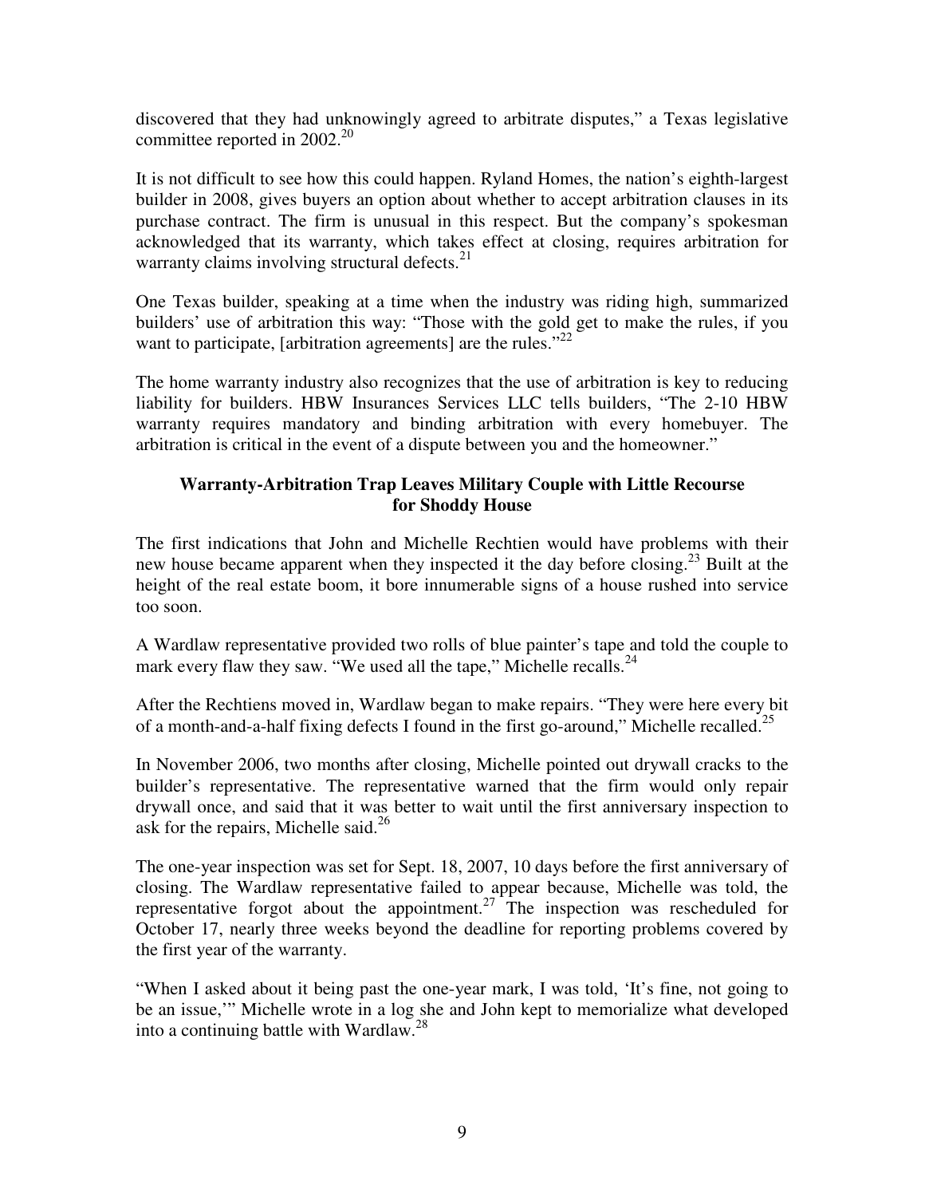discovered that they had unknowingly agreed to arbitrate disputes," a Texas legislative committee reported in 2002.[20]

It is not difficult to see how this could happen. Ryland Homes, the nation's eighth-largest builder in 2008, gives buyers an option about whether to accept arbitration clauses in its purchase contract. The firm is unusual in this respect. But the company's spokesman acknowledged that its warranty, which takes effect at closing, requires arbitration for warranty claims involving structural defects.[21]

One Texas builder, speaking at a time when the industry was riding high, summarized builders' use of arbitration this way: "Those with the gold get to make the rules, if you want to participate, [arbitration agreements] are the rules."[22]

The home warranty industry also recognizes that the use of arbitration is key to reducing liability for builders. HBW Insurances Services LLC tells builders, "The 2-10 HBW warranty requires mandatory and binding arbitration with every homebuyer. The arbitration is critical in the event of a dispute between you and the homeowner."

**Warranty-Arbitration Trap Leaves Military Couple with Little Recourse for Shoddy House**

The first indications that John and Michelle Rechtien would have problems with their new house became apparent when they inspected it the day before closing.[23] Built at the height of the real estate boom, it bore innumerable signs of a house rushed into service too soon.

A Wardlaw representative provided two rolls of blue painter's tape and told the couple to mark every flaw they saw. "We used all the tape," Michelle recalls.[24]

After the Rechtiens moved in, Wardlaw began to make repairs. "They were here every bit of a month-and-a-half fixing defects I found in the first go-around," Michelle recalled.[25]

In November 2006, two months after closing, Michelle pointed out drywall cracks to the builder's representative. The representative warned that the firm would only repair drywall once, and said that it was better to wait until the first anniversary inspection to ask for the repairs, Michelle said.[26]

The one-year inspection was set for Sept. 18, 2007, 10 days before the first anniversary of closing. The Wardlaw representative failed to appear because, Michelle was told, the representative forgot about the appointment.[27] The inspection was rescheduled for October 17, nearly three weeks beyond the deadline for reporting problems covered by the first year of the warranty.

"When I asked about it being past the one-year mark, I was told, 'It's fine, not going to be an issue,'" Michelle wrote in a log she and John kept to memorialize what developed into a continuing battle with Wardlaw.[28]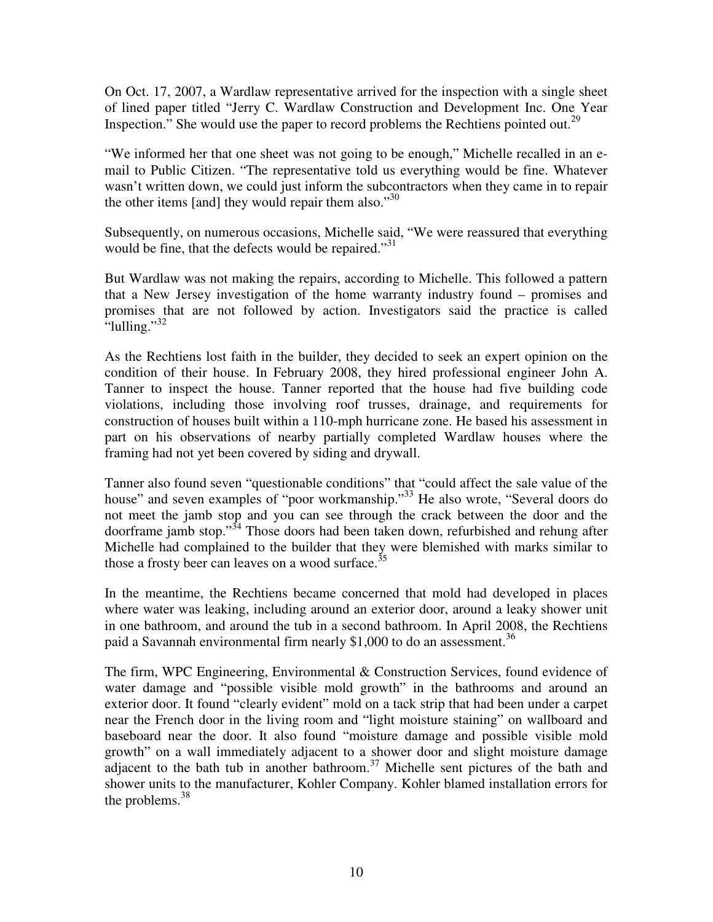On Oct. 17, 2007, a Wardlaw representative arrived for the inspection with a single sheet of lined paper titled "Jerry C. Wardlaw Construction and Development Inc. One Year Inspection." She would use the paper to record problems the Rechtiens pointed out.[29]

"We informed her that one sheet was not going to be enough," Michelle recalled in an e-mail to Public Citizen. "The representative told us everything would be fine. Whatever wasn't written down, we could just inform the subcontractors when they came in to repair the other items [and] they would repair them also."[30]

Subsequently, on numerous occasions, Michelle said, "We were reassured that everything would be fine, that the defects would be repaired."[31]

But Wardlaw was not making the repairs, according to Michelle. This followed a pattern that a New Jersey investigation of the home warranty industry found – promises and promises that are not followed by action. Investigators said the practice is called "lulling."[32]

As the Rechtiens lost faith in the builder, they decided to seek an expert opinion on the condition of their house. In February 2008, they hired professional engineer John A. Tanner to inspect the house. Tanner reported that the house had five building code violations, including those involving roof trusses, drainage, and requirements for construction of houses built within a 110-mph hurricane zone. He based his assessment in part on his observations of nearby partially completed Wardlaw houses where the framing had not yet been covered by siding and drywall.

Tanner also found seven "questionable conditions" that "could affect the sale value of the house" and seven examples of "poor workmanship."[33] He also wrote, "Several doors do not meet the jamb stop and you can see through the crack between the door and the doorframe jamb stop."[34] Those doors had been taken down, refurbished and rehung after Michelle had complained to the builder that they were blemished with marks similar to those a frosty beer can leaves on a wood surface.[35]

In the meantime, the Rechtiens became concerned that mold had developed in places where water was leaking, including around an exterior door, around a leaky shower unit in one bathroom, and around the tub in a second bathroom. In April 2008, the Rechtiens paid a Savannah environmental firm nearly $1,000 to do an assessment.[36]

The firm, WPC Engineering, Environmental & Construction Services, found evidence of water damage and "possible visible mold growth" in the bathrooms and around an exterior door. It found "clearly evident" mold on a tack strip that had been under a carpet near the French door in the living room and "light moisture staining" on wallboard and baseboard near the door. It also found "moisture damage and possible visible mold growth" on a wall immediately adjacent to a shower door and slight moisture damage adjacent to the bath tub in another bathroom.[37] Michelle sent pictures of the bath and shower units to the manufacturer, Kohler Company. Kohler blamed installation errors for the problems.[38]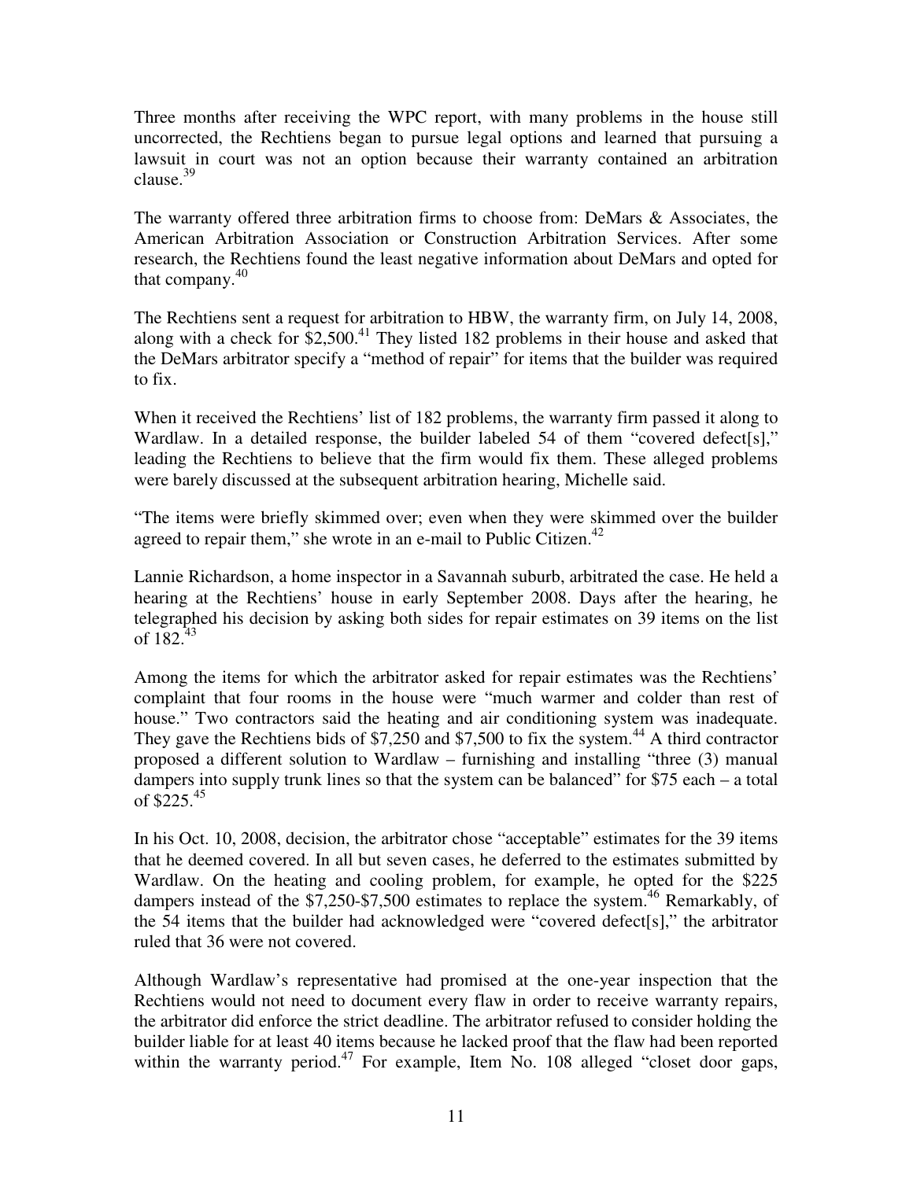Three months after receiving the WPC report, with many problems in the house still uncorrected, the Rechtiens began to pursue legal options and learned that pursuing a lawsuit in court was not an option because their warranty contained an arbitration clause.[39]

The warranty offered three arbitration firms to choose from: DeMars & Associates, the American Arbitration Association or Construction Arbitration Services. After some research, the Rechtiens found the least negative information about DeMars and opted for that company.[40]

The Rechtiens sent a request for arbitration to HBW, the warranty firm, on July 14, 2008, along with a check for $2,500.[41] They listed 182 problems in their house and asked that the DeMars arbitrator specify a "method of repair" for items that the builder was required to fix.

When it received the Rechtiens' list of 182 problems, the warranty firm passed it along to Wardlaw. In a detailed response, the builder labeled 54 of them "covered defect[s]," leading the Rechtiens to believe that the firm would fix them. These alleged problems were barely discussed at the subsequent arbitration hearing, Michelle said.

"The items were briefly skimmed over; even when they were skimmed over the builder agreed to repair them," she wrote in an e-mail to Public Citizen.[42]

Lannie Richardson, a home inspector in a Savannah suburb, arbitrated the case. He held a hearing at the Rechtiens' house in early September 2008. Days after the hearing, he telegraphed his decision by asking both sides for repair estimates on 39 items on the list of 182.[43]

Among the items for which the arbitrator asked for repair estimates was the Rechtiens' complaint that four rooms in the house were "much warmer and colder than rest of house." Two contractors said the heating and air conditioning system was inadequate. They gave the Rechtiens bids of $7,250 and $7,500 to fix the system.[44] A third contractor proposed a different solution to Wardlaw – furnishing and installing "three (3) manual dampers into supply trunk lines so that the system can be balanced" for $75 each – a total of $225.[45]

In his Oct. 10, 2008, decision, the arbitrator chose "acceptable" estimates for the 39 items that he deemed covered. In all but seven cases, he deferred to the estimates submitted by Wardlaw. On the heating and cooling problem, for example, he opted for the $225 dampers instead of the $7,250-$7,500 estimates to replace the system.[46] Remarkably, of the 54 items that the builder had acknowledged were "covered defect[s]," the arbitrator ruled that 36 were not covered.

Although Wardlaw's representative had promised at the one-year inspection that the Rechtiens would not need to document every flaw in order to receive warranty repairs, the arbitrator did enforce the strict deadline. The arbitrator refused to consider holding the builder liable for at least 40 items because he lacked proof that the flaw had been reported within the warranty period.[47] For example, Item No. 108 alleged "closet door gaps,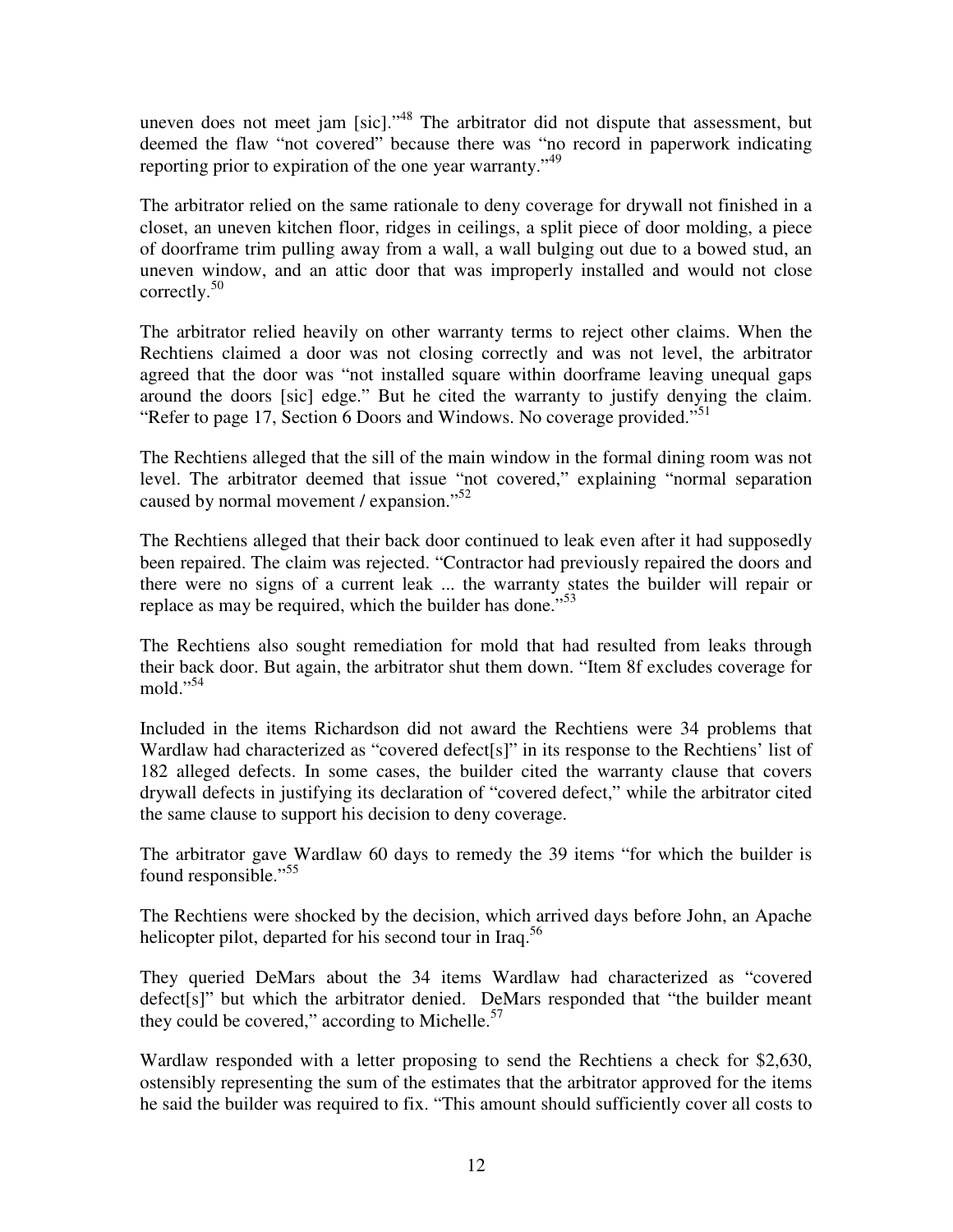uneven does not meet jam [sic]."[48] The arbitrator did not dispute that assessment, but deemed the flaw "not covered" because there was "no record in paperwork indicating reporting prior to expiration of the one year warranty."[49]

The arbitrator relied on the same rationale to deny coverage for drywall not finished in a closet, an uneven kitchen floor, ridges in ceilings, a split piece of door molding, a piece of doorframe trim pulling away from a wall, a wall bulging out due to a bowed stud, an uneven window, and an attic door that was improperly installed and would not close correctly.[50]

The arbitrator relied heavily on other warranty terms to reject other claims. When the Rechtiens claimed a door was not closing correctly and was not level, the arbitrator agreed that the door was "not installed square within doorframe leaving unequal gaps around the doors [sic] edge." But he cited the warranty to justify denying the claim. "Refer to page 17, Section 6 Doors and Windows. No coverage provided."[51]

The Rechtiens alleged that the sill of the main window in the formal dining room was not level. The arbitrator deemed that issue "not covered," explaining "normal separation caused by normal movement / expansion."[52]

The Rechtiens alleged that their back door continued to leak even after it had supposedly been repaired. The claim was rejected. "Contractor had previously repaired the doors and there were no signs of a current leak ... the warranty states the builder will repair or replace as may be required, which the builder has done."[53]

The Rechtiens also sought remediation for mold that had resulted from leaks through their back door. But again, the arbitrator shut them down. "Item 8f excludes coverage for mold."[54]

Included in the items Richardson did not award the Rechtiens were 34 problems that Wardlaw had characterized as "covered defect[s]" in its response to the Rechtiens' list of 182 alleged defects. In some cases, the builder cited the warranty clause that covers drywall defects in justifying its declaration of "covered defect," while the arbitrator cited the same clause to support his decision to deny coverage.

The arbitrator gave Wardlaw 60 days to remedy the 39 items "for which the builder is found responsible."[55]

The Rechtiens were shocked by the decision, which arrived days before John, an Apache helicopter pilot, departed for his second tour in Iraq.[56]

They queried DeMars about the 34 items Wardlaw had characterized as "covered defect[s]" but which the arbitrator denied. DeMars responded that "the builder meant they could be covered," according to Michelle.[57]

Wardlaw responded with a letter proposing to send the Rechtiens a check for $2,630, ostensibly representing the sum of the estimates that the arbitrator approved for the items he said the builder was required to fix. "This amount should sufficiently cover all costs to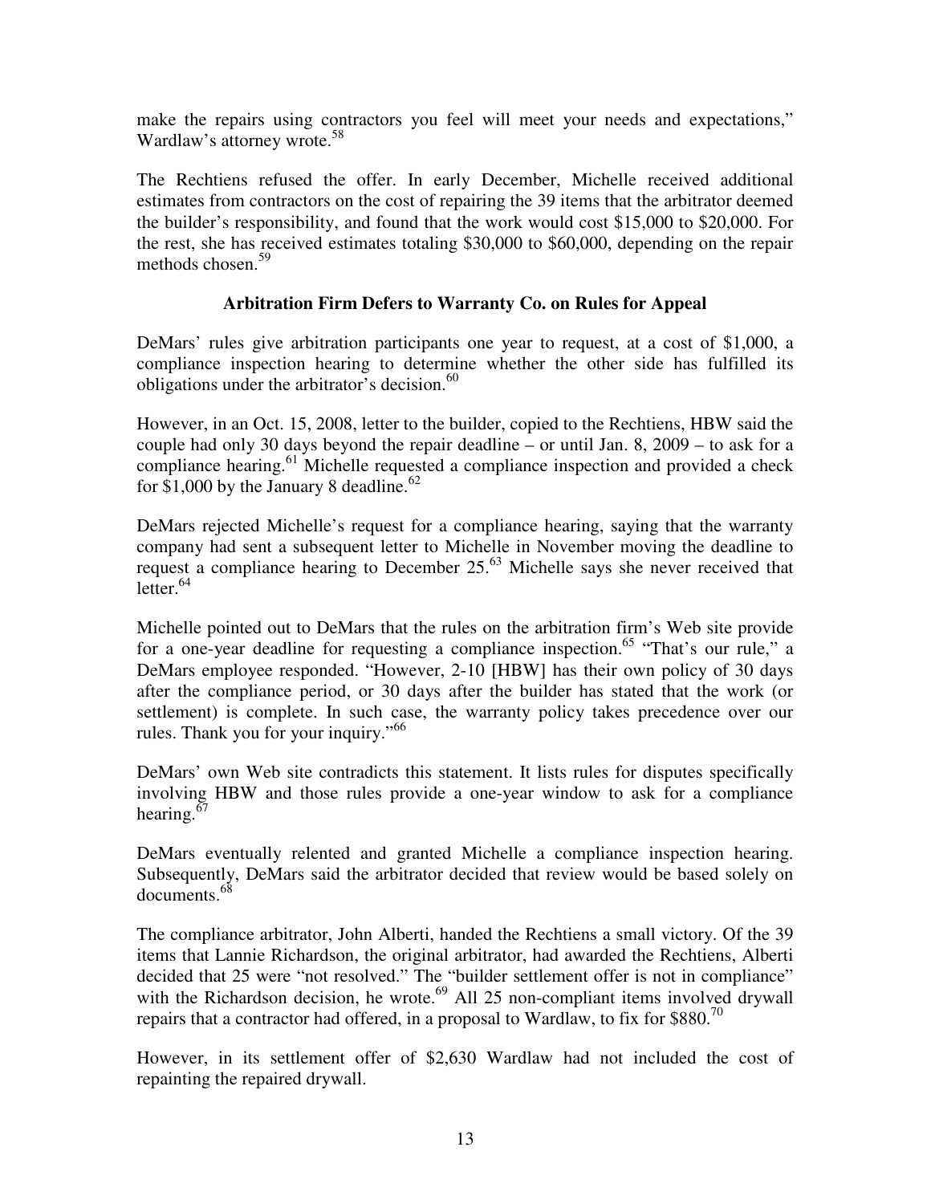make the repairs using contractors you feel will meet your needs and expectations," Wardlaw's attorney wrote.[58]

The Rechtiens refused the offer. In early December, Michelle received additional estimates from contractors on the cost of repairing the 39 items that the arbitrator deemed the builder's responsibility, and found that the work would cost \$15,000 to \$20,000. For the rest, she has received estimates totaling \$30,000 to \$60,000, depending on the repair methods chosen.[59]

### Arbitration Firm Defers to Warranty Co. on Rules for Appeal

DeMars' rules give arbitration participants one year to request, at a cost of \$1,000, a compliance inspection hearing to determine whether the other side has fulfilled its obligations under the arbitrator's decision.[60]

However, in an Oct. 15, 2008, letter to the builder, copied to the Rechtiens, HBW said the couple had only 30 days beyond the repair deadline – or until Jan. 8, 2009 – to ask for a compliance hearing.[61] Michelle requested a compliance inspection and provided a check for \$1,000 by the January 8 deadline.[62]

DeMars rejected Michelle's request for a compliance hearing, saying that the warranty company had sent a subsequent letter to Michelle in November moving the deadline to request a compliance hearing to December 25.[63] Michelle says she never received that letter.[64]

Michelle pointed out to DeMars that the rules on the arbitration firm's Web site provide for a one-year deadline for requesting a compliance inspection.[65] "That's our rule," a DeMars employee responded. "However, 2-10 [HBW] has their own policy of 30 days after the compliance period, or 30 days after the builder has stated that the work (or settlement) is complete. In such case, the warranty policy takes precedence over our rules. Thank you for your inquiry."[66]

DeMars' own Web site contradicts this statement. It lists rules for disputes specifically involving HBW and those rules provide a one-year window to ask for a compliance hearing.[67]

DeMars eventually relented and granted Michelle a compliance inspection hearing. Subsequently, DeMars said the arbitrator decided that review would be based solely on documents.[68]

The compliance arbitrator, John Alberti, handed the Rechtiens a small victory. Of the 39 items that Lannie Richardson, the original arbitrator, had awarded the Rechtiens, Alberti decided that 25 were "not resolved." The "builder settlement offer is not in compliance" with the Richardson decision, he wrote.[69] All 25 non-compliant items involved drywall repairs that a contractor had offered, in a proposal to Wardlaw, to fix for \$880.[70]

However, in its settlement offer of \$2,630 Wardlaw had not included the cost of repainting the repaired drywall.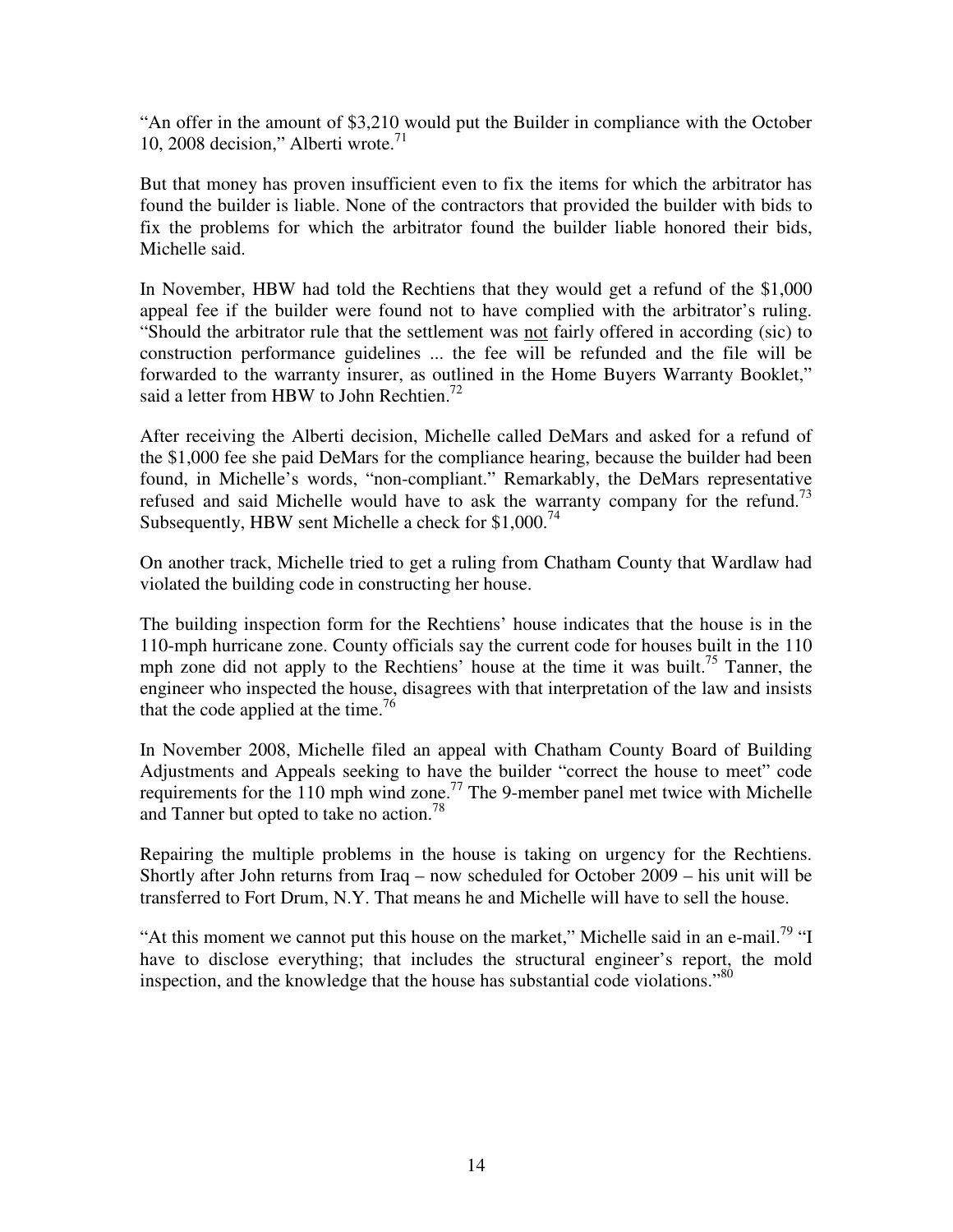"An offer in the amount of $3,210 would put the Builder in compliance with the October 10, 2008 decision," Alberti wrote.[71]

But that money has proven insufficient even to fix the items for which the arbitrator has found the builder is liable. None of the contractors that provided the builder with bids to fix the problems for which the arbitrator found the builder liable honored their bids, Michelle said.

In November, HBW had told the Rechtiens that they would get a refund of the $1,000 appeal fee if the builder were found not to have complied with the arbitrator's ruling. "Should the arbitrator rule that the settlement was <u>not</u> fairly offered in according (sic) to construction performance guidelines ... the fee will be refunded and the file will be forwarded to the warranty insurer, as outlined in the Home Buyers Warranty Booklet," said a letter from HBW to John Rechtien.[72]

After receiving the Alberti decision, Michelle called DeMars and asked for a refund of the $1,000 fee she paid DeMars for the compliance hearing, because the builder had been found, in Michelle's words, "non-compliant." Remarkably, the DeMars representative refused and said Michelle would have to ask the warranty company for the refund.[73] Subsequently, HBW sent Michelle a check for $1,000.[74]

On another track, Michelle tried to get a ruling from Chatham County that Wardlaw had violated the building code in constructing her house.

The building inspection form for the Rechtiens' house indicates that the house is in the 110-mph hurricane zone. County officials say the current code for houses built in the 110 mph zone did not apply to the Rechtiens' house at the time it was built.[75] Tanner, the engineer who inspected the house, disagrees with that interpretation of the law and insists that the code applied at the time.[76]

In November 2008, Michelle filed an appeal with Chatham County Board of Building Adjustments and Appeals seeking to have the builder "correct the house to meet" code requirements for the 110 mph wind zone.[77] The 9-member panel met twice with Michelle and Tanner but opted to take no action.[78]

Repairing the multiple problems in the house is taking on urgency for the Rechtiens. Shortly after John returns from Iraq – now scheduled for October 2009 – his unit will be transferred to Fort Drum, N.Y. That means he and Michelle will have to sell the house.

"At this moment we cannot put this house on the market," Michelle said in an e-mail.[79] "I have to disclose everything; that includes the structural engineer's report, the mold inspection, and the knowledge that the house has substantial code violations."[80]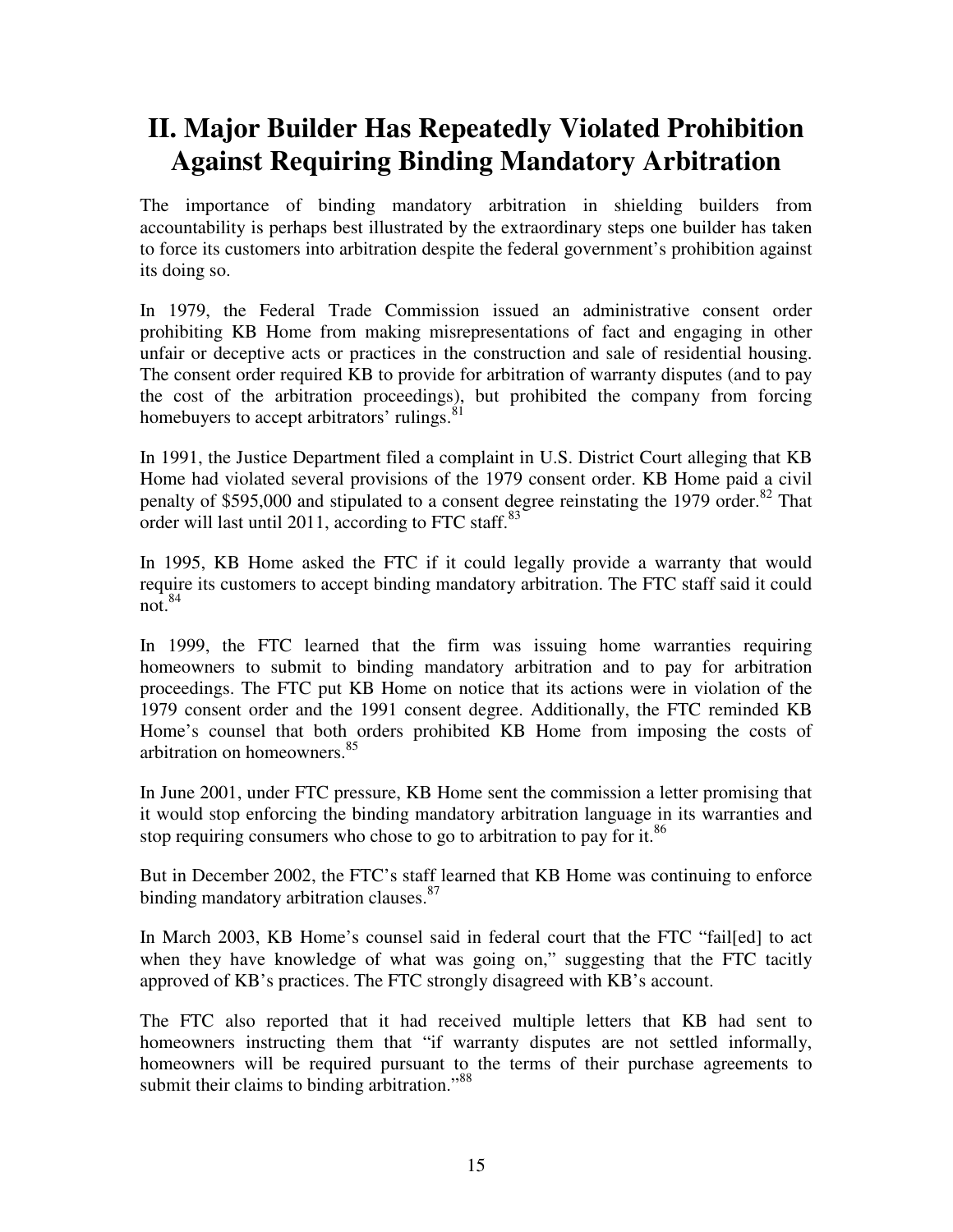## II. Major Builder Has Repeatedly Violated Prohibition Against Requiring Binding Mandatory Arbitration

The importance of binding mandatory arbitration in shielding builders from accountability is perhaps best illustrated by the extraordinary steps one builder has taken to force its customers into arbitration despite the federal government's prohibition against its doing so.

In 1979, the Federal Trade Commission issued an administrative consent order prohibiting KB Home from making misrepresentations of fact and engaging in other unfair or deceptive acts or practices in the construction and sale of residential housing. The consent order required KB to provide for arbitration of warranty disputes (and to pay the cost of the arbitration proceedings), but prohibited the company from forcing homebuyers to accept arbitrators' rulings.[81]

In 1991, the Justice Department filed a complaint in U.S. District Court alleging that KB Home had violated several provisions of the 1979 consent order. KB Home paid a civil penalty of $595,000 and stipulated to a consent degree reinstating the 1979 order.[82] That order will last until 2011, according to FTC staff.[83]

In 1995, KB Home asked the FTC if it could legally provide a warranty that would require its customers to accept binding mandatory arbitration. The FTC staff said it could not.[84]

In 1999, the FTC learned that the firm was issuing home warranties requiring homeowners to submit to binding mandatory arbitration and to pay for arbitration proceedings. The FTC put KB Home on notice that its actions were in violation of the 1979 consent order and the 1991 consent degree. Additionally, the FTC reminded KB Home's counsel that both orders prohibited KB Home from imposing the costs of arbitration on homeowners.[85]

In June 2001, under FTC pressure, KB Home sent the commission a letter promising that it would stop enforcing the binding mandatory arbitration language in its warranties and stop requiring consumers who chose to go to arbitration to pay for it.[86]

But in December 2002, the FTC's staff learned that KB Home was continuing to enforce binding mandatory arbitration clauses.[87]

In March 2003, KB Home's counsel said in federal court that the FTC "fail[ed] to act when they have knowledge of what was going on," suggesting that the FTC tacitly approved of KB's practices. The FTC strongly disagreed with KB's account.

The FTC also reported that it had received multiple letters that KB had sent to homeowners instructing them that "if warranty disputes are not settled informally, homeowners will be required pursuant to the terms of their purchase agreements to submit their claims to binding arbitration."[88]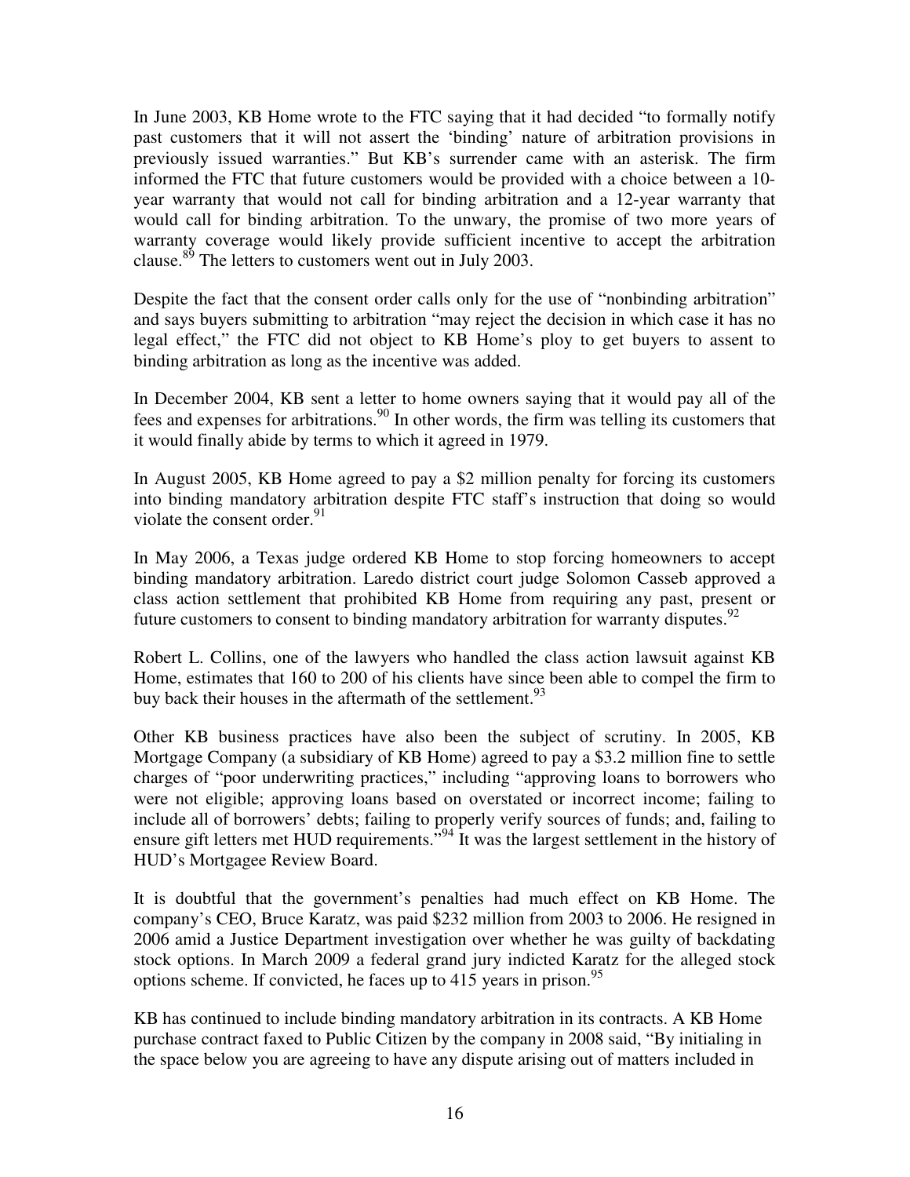In June 2003, KB Home wrote to the FTC saying that it had decided "to formally notify past customers that it will not assert the 'binding' nature of arbitration provisions in previously issued warranties." But KB's surrender came with an asterisk. The firm informed the FTC that future customers would be provided with a choice between a 10-year warranty that would not call for binding arbitration and a 12-year warranty that would call for binding arbitration. To the unwary, the promise of two more years of warranty coverage would likely provide sufficient incentive to accept the arbitration clause.[89] The letters to customers went out in July 2003.

Despite the fact that the consent order calls only for the use of "nonbinding arbitration" and says buyers submitting to arbitration "may reject the decision in which case it has no legal effect," the FTC did not object to KB Home's ploy to get buyers to assent to binding arbitration as long as the incentive was added.

In December 2004, KB sent a letter to home owners saying that it would pay all of the fees and expenses for arbitrations.[90] In other words, the firm was telling its customers that it would finally abide by terms to which it agreed in 1979.

In August 2005, KB Home agreed to pay a $2 million penalty for forcing its customers into binding mandatory arbitration despite FTC staff's instruction that doing so would violate the consent order.[91]

In May 2006, a Texas judge ordered KB Home to stop forcing homeowners to accept binding mandatory arbitration. Laredo district court judge Solomon Casseb approved a class action settlement that prohibited KB Home from requiring any past, present or future customers to consent to binding mandatory arbitration for warranty disputes.[92]

Robert L. Collins, one of the lawyers who handled the class action lawsuit against KB Home, estimates that 160 to 200 of his clients have since been able to compel the firm to buy back their houses in the aftermath of the settlement.[93]

Other KB business practices have also been the subject of scrutiny. In 2005, KB Mortgage Company (a subsidiary of KB Home) agreed to pay a $3.2 million fine to settle charges of "poor underwriting practices," including "approving loans to borrowers who were not eligible; approving loans based on overstated or incorrect income; failing to include all of borrowers' debts; failing to properly verify sources of funds; and, failing to ensure gift letters met HUD requirements."[94] It was the largest settlement in the history of HUD's Mortgagee Review Board.

It is doubtful that the government's penalties had much effect on KB Home. The company's CEO, Bruce Karatz, was paid $232 million from 2003 to 2006. He resigned in 2006 amid a Justice Department investigation over whether he was guilty of backdating stock options. In March 2009 a federal grand jury indicted Karatz for the alleged stock options scheme. If convicted, he faces up to 415 years in prison.[95]

KB has continued to include binding mandatory arbitration in its contracts. A KB Home purchase contract faxed to Public Citizen by the company in 2008 said, "By initialing in the space below you are agreeing to have any dispute arising out of matters included in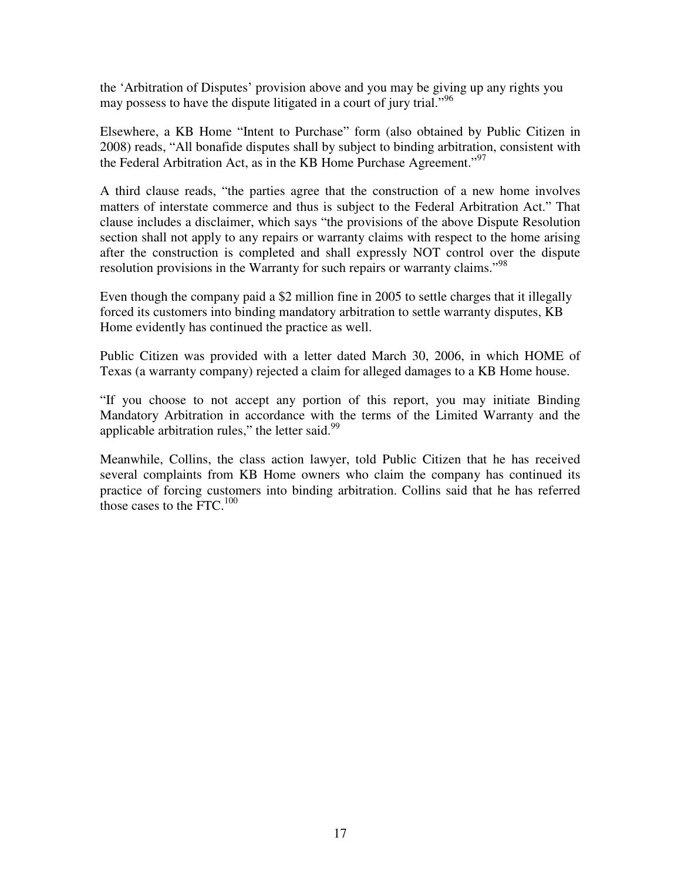the 'Arbitration of Disputes' provision above and you may be giving up any rights you may possess to have the dispute litigated in a court of jury trial."[96]

Elsewhere, a KB Home "Intent to Purchase" form (also obtained by Public Citizen in 2008) reads, "All bonafide disputes shall by subject to binding arbitration, consistent with the Federal Arbitration Act, as in the KB Home Purchase Agreement."[97]

A third clause reads, "the parties agree that the construction of a new home involves matters of interstate commerce and thus is subject to the Federal Arbitration Act." That clause includes a disclaimer, which says "the provisions of the above Dispute Resolution section shall not apply to any repairs or warranty claims with respect to the home arising after the construction is completed and shall expressly NOT control over the dispute resolution provisions in the Warranty for such repairs or warranty claims."[98]

Even though the company paid a $2 million fine in 2005 to settle charges that it illegally forced its customers into binding mandatory arbitration to settle warranty disputes, KB Home evidently has continued the practice as well.

Public Citizen was provided with a letter dated March 30, 2006, in which HOME of Texas (a warranty company) rejected a claim for alleged damages to a KB Home house.

"If you choose to not accept any portion of this report, you may initiate Binding Mandatory Arbitration in accordance with the terms of the Limited Warranty and the applicable arbitration rules," the letter said.[99]

Meanwhile, Collins, the class action lawyer, told Public Citizen that he has received several complaints from KB Home owners who claim the company has continued its practice of forcing customers into binding arbitration. Collins said that he has referred those cases to the FTC.[100]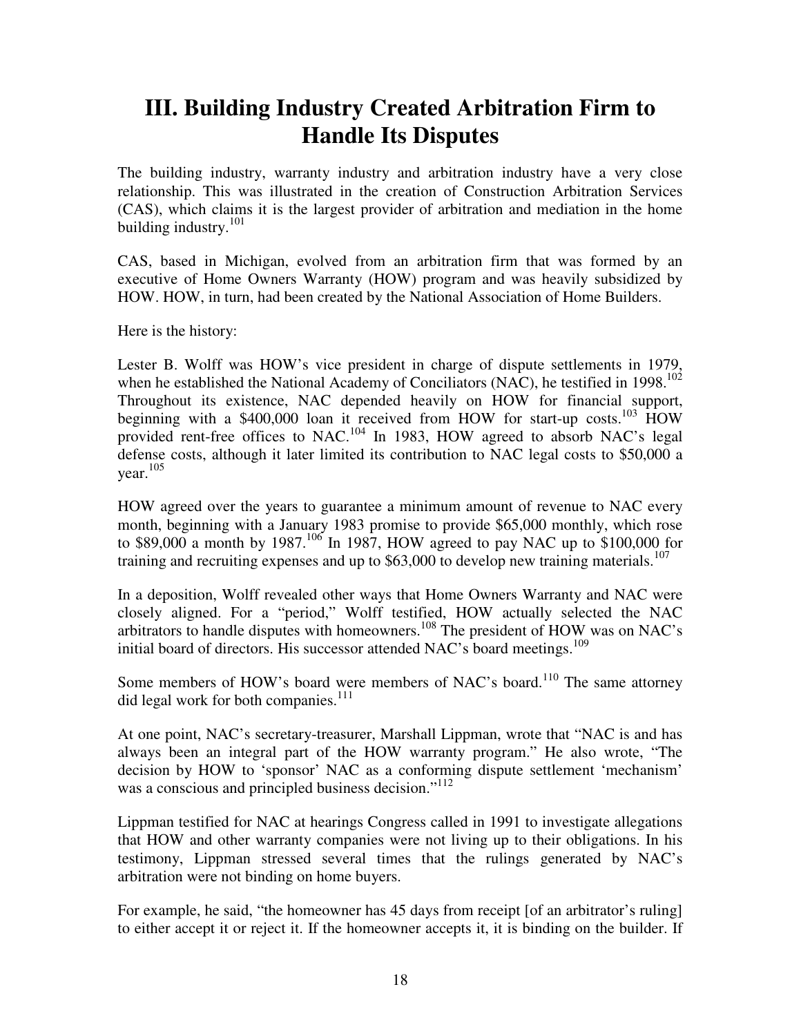# III. Building Industry Created Arbitration Firm to Handle Its Disputes

The building industry, warranty industry and arbitration industry have a very close relationship. This was illustrated in the creation of Construction Arbitration Services (CAS), which claims it is the largest provider of arbitration and mediation in the home building industry.[101]

CAS, based in Michigan, evolved from an arbitration firm that was formed by an executive of Home Owners Warranty (HOW) program and was heavily subsidized by HOW. HOW, in turn, had been created by the National Association of Home Builders.

Here is the history:

Lester B. Wolff was HOW's vice president in charge of dispute settlements in 1979, when he established the National Academy of Conciliators (NAC), he testified in 1998.[102] Throughout its existence, NAC depended heavily on HOW for financial support, beginning with a $400,000 loan it received from HOW for start-up costs.[103] HOW provided rent-free offices to NAC.[104] In 1983, HOW agreed to absorb NAC's legal defense costs, although it later limited its contribution to NAC legal costs to $50,000 a year.[105]

HOW agreed over the years to guarantee a minimum amount of revenue to NAC every month, beginning with a January 1983 promise to provide $65,000 monthly, which rose to $89,000 a month by 1987.[106] In 1987, HOW agreed to pay NAC up to $100,000 for training and recruiting expenses and up to $63,000 to develop new training materials.[107]

In a deposition, Wolff revealed other ways that Home Owners Warranty and NAC were closely aligned. For a "period," Wolff testified, HOW actually selected the NAC arbitrators to handle disputes with homeowners.[108] The president of HOW was on NAC's initial board of directors. His successor attended NAC's board meetings.[109]

Some members of HOW's board were members of NAC's board.[110] The same attorney did legal work for both companies.[111]

At one point, NAC's secretary-treasurer, Marshall Lippman, wrote that "NAC is and has always been an integral part of the HOW warranty program." He also wrote, "The decision by HOW to 'sponsor' NAC as a conforming dispute settlement 'mechanism' was a conscious and principled business decision."[112]

Lippman testified for NAC at hearings Congress called in 1991 to investigate allegations that HOW and other warranty companies were not living up to their obligations. In his testimony, Lippman stressed several times that the rulings generated by NAC's arbitration were not binding on home buyers.

For example, he said, "the homeowner has 45 days from receipt [of an arbitrator's ruling] to either accept it or reject it. If the homeowner accepts it, it is binding on the builder. If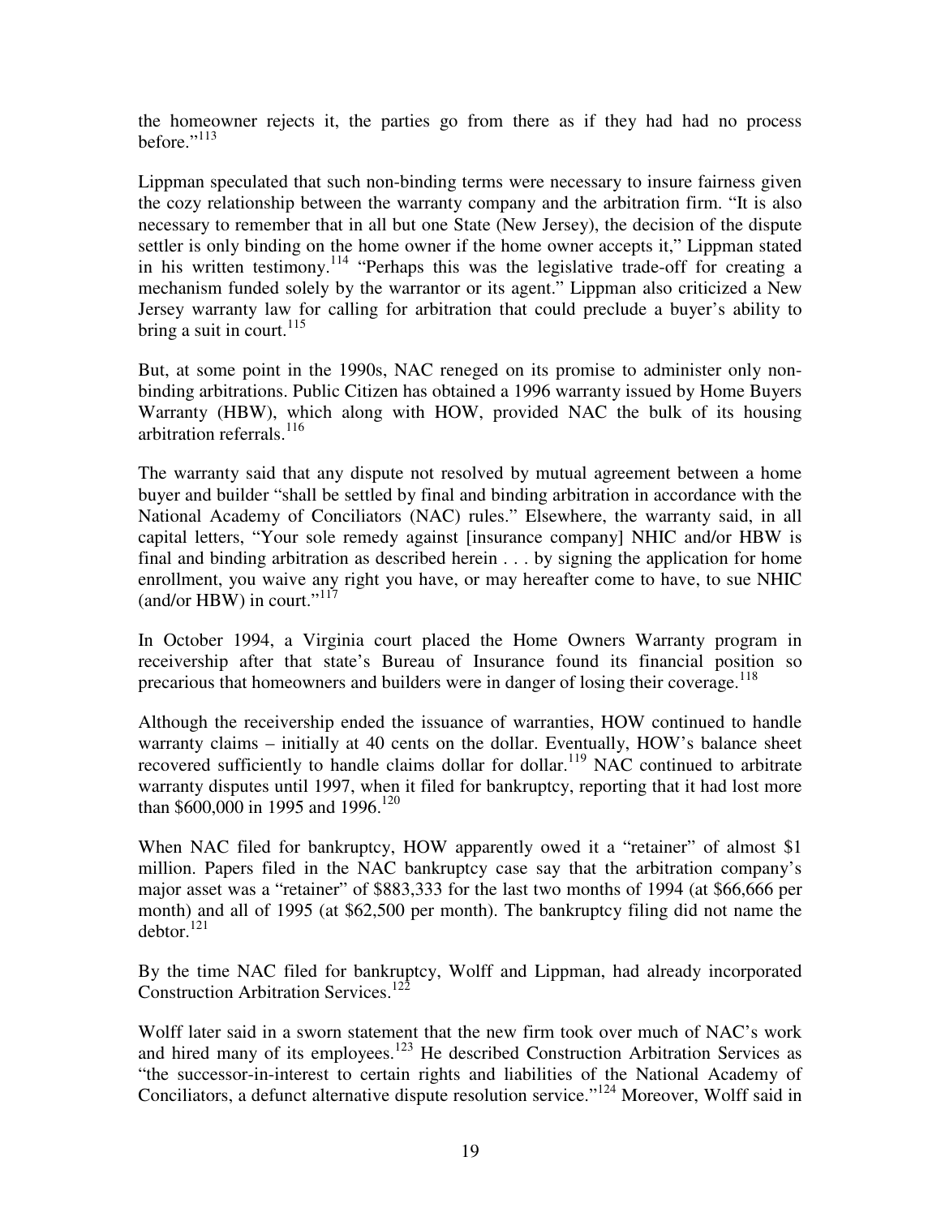the homeowner rejects it, the parties go from there as if they had had no process before."[113]

Lippman speculated that such non-binding terms were necessary to insure fairness given the cozy relationship between the warranty company and the arbitration firm. "It is also necessary to remember that in all but one State (New Jersey), the decision of the dispute settler is only binding on the home owner if the home owner accepts it," Lippman stated in his written testimony.[114] "Perhaps this was the legislative trade-off for creating a mechanism funded solely by the warrantor or its agent." Lippman also criticized a New Jersey warranty law for calling for arbitration that could preclude a buyer's ability to bring a suit in court.[115]

But, at some point in the 1990s, NAC reneged on its promise to administer only non-binding arbitrations. Public Citizen has obtained a 1996 warranty issued by Home Buyers Warranty (HBW), which along with HOW, provided NAC the bulk of its housing arbitration referrals.[116]

The warranty said that any dispute not resolved by mutual agreement between a home buyer and builder "shall be settled by final and binding arbitration in accordance with the National Academy of Conciliators (NAC) rules." Elsewhere, the warranty said, in all capital letters, "Your sole remedy against [insurance company] NHIC and/or HBW is final and binding arbitration as described herein . . . by signing the application for home enrollment, you waive any right you have, or may hereafter come to have, to sue NHIC (and/or HBW) in court."[117]

In October 1994, a Virginia court placed the Home Owners Warranty program in receivership after that state's Bureau of Insurance found its financial position so precarious that homeowners and builders were in danger of losing their coverage.[118]

Although the receivership ended the issuance of warranties, HOW continued to handle warranty claims – initially at 40 cents on the dollar. Eventually, HOW's balance sheet recovered sufficiently to handle claims dollar for dollar.[119] NAC continued to arbitrate warranty disputes until 1997, when it filed for bankruptcy, reporting that it had lost more than $600,000 in 1995 and 1996.[120]

When NAC filed for bankruptcy, HOW apparently owed it a "retainer" of almost $1 million. Papers filed in the NAC bankruptcy case say that the arbitration company's major asset was a "retainer" of $883,333 for the last two months of 1994 (at $66,666 per month) and all of 1995 (at $62,500 per month). The bankruptcy filing did not name the debtor.[121]

By the time NAC filed for bankruptcy, Wolff and Lippman, had already incorporated Construction Arbitration Services.[122]

Wolff later said in a sworn statement that the new firm took over much of NAC's work and hired many of its employees.[123] He described Construction Arbitration Services as "the successor-in-interest to certain rights and liabilities of the National Academy of Conciliators, a defunct alternative dispute resolution service."[124] Moreover, Wolff said in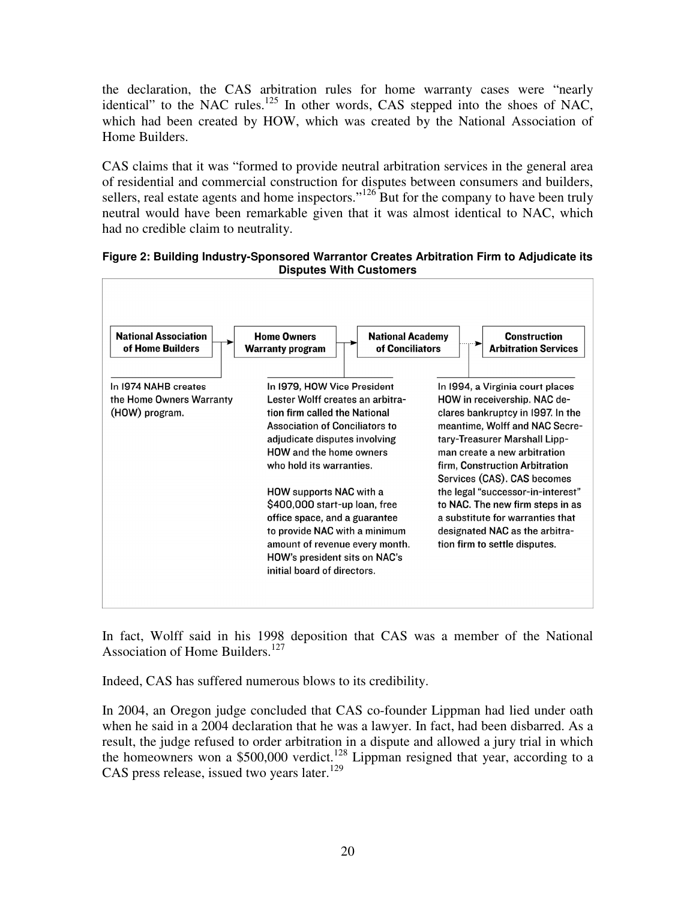the declaration, the CAS arbitration rules for home warranty cases were "nearly identical" to the NAC rules.[125] In other words, CAS stepped into the shoes of NAC, which had been created by HOW, which was created by the National Association of Home Builders.

CAS claims that it was "formed to provide neutral arbitration services in the general area of residential and commercial construction for disputes between consumers and builders, sellers, real estate agents and home inspectors."[126] But for the company to have been truly neutral would have been remarkable given that it was almost identical to NAC, which had no credible claim to neutrality.

**Figure 2: Building Industry-Sponsored Warrantor Creates Arbitration Firm to Adjudicate its Disputes With Customers**

**National Association of Home Builders** → **Home Owners Warranty program** → **National Academy of Conciliators** → **Construction Arbitration Services**

In 1974 NAHB creates the Home Owners Warranty (HOW) program.

In 1979, HOW Vice President Lester Wolff creates an arbitration firm called the National Association of Conciliators to adjudicate disputes involving HOW and the home owners who hold its warranties.

HOW supports NAC with a $400,000 start-up loan, free office space, and a guarantee to provide NAC with a minimum amount of revenue every month. HOW's president sits on NAC's initial board of directors.

In 1994, a Virginia court places HOW in receivership. NAC declares bankruptcy in 1997. In the meantime, Wolff and NAC Secretary-Treasurer Marshall Lippman create a new arbitration firm, Construction Arbitration Services (CAS). CAS becomes the legal "successor-in-interest" to NAC. The new firm steps in as a substitute for warranties that designated NAC as the arbitration firm to settle disputes.

In fact, Wolff said in his 1998 deposition that CAS was a member of the National Association of Home Builders.[127]

Indeed, CAS has suffered numerous blows to its credibility.

In 2004, an Oregon judge concluded that CAS co-founder Lippman had lied under oath when he said in a 2004 declaration that he was a lawyer. In fact, had been disbarred. As a result, the judge refused to order arbitration in a dispute and allowed a jury trial in which the homeowners won a $500,000 verdict.[128] Lippman resigned that year, according to a CAS press release, issued two years later.[129]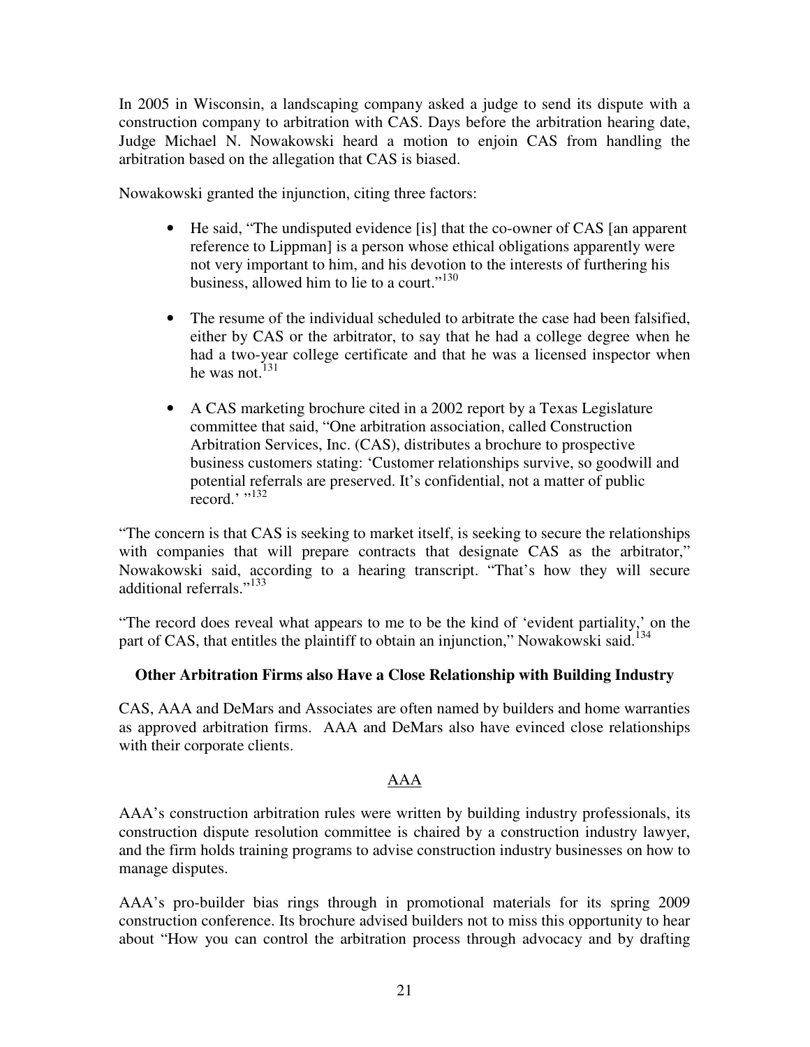In 2005 in Wisconsin, a landscaping company asked a judge to send its dispute with a construction company to arbitration with CAS. Days before the arbitration hearing date, Judge Michael N. Nowakowski heard a motion to enjoin CAS from handling the arbitration based on the allegation that CAS is biased.

Nowakowski granted the injunction, citing three factors:

- He said, "The undisputed evidence [is] that the co-owner of CAS [an apparent reference to Lippman] is a person whose ethical obligations apparently were not very important to him, and his devotion to the interests of furthering his business, allowed him to lie to a court."[130]

- The resume of the individual scheduled to arbitrate the case had been falsified, either by CAS or the arbitrator, to say that he had a college degree when he had a two-year college certificate and that he was a licensed inspector when he was not.[131]

- A CAS marketing brochure cited in a 2002 report by a Texas Legislature committee that said, "One arbitration association, called Construction Arbitration Services, Inc. (CAS), distributes a brochure to prospective business customers stating: 'Customer relationships survive, so goodwill and potential referrals are preserved. It's confidential, not a matter of public record.' "[132]

"The concern is that CAS is seeking to market itself, is seeking to secure the relationships with companies that will prepare contracts that designate CAS as the arbitrator," Nowakowski said, according to a hearing transcript. "That's how they will secure additional referrals."[133]

"The record does reveal what appears to me to be the kind of 'evident partiality,' on the part of CAS, that entitles the plaintiff to obtain an injunction," Nowakowski said.[134]

## Other Arbitration Firms also Have a Close Relationship with Building Industry

CAS, AAA and DeMars and Associates are often named by builders and home warranties as approved arbitration firms. AAA and DeMars also have evinced close relationships with their corporate clients.

### AAA

AAA's construction arbitration rules were written by building industry professionals, its construction dispute resolution committee is chaired by a construction industry lawyer, and the firm holds training programs to advise construction industry businesses on how to manage disputes.

AAA's pro-builder bias rings through in promotional materials for its spring 2009 construction conference. Its brochure advised builders not to miss this opportunity to hear about "How you can control the arbitration process through advocacy and by drafting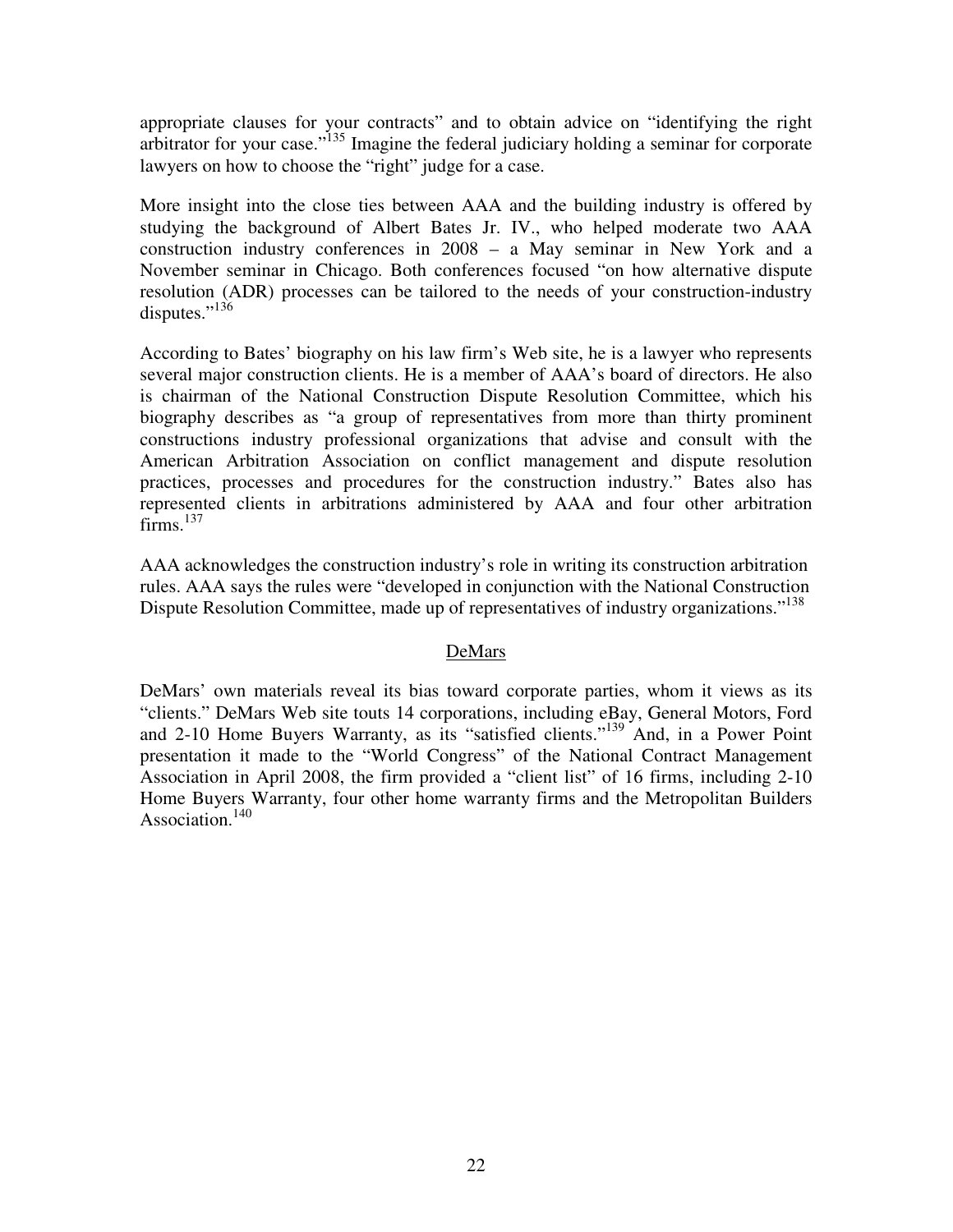appropriate clauses for your contracts" and to obtain advice on "identifying the right arbitrator for your case."[135] Imagine the federal judiciary holding a seminar for corporate lawyers on how to choose the "right" judge for a case.

More insight into the close ties between AAA and the building industry is offered by studying the background of Albert Bates Jr. IV., who helped moderate two AAA construction industry conferences in 2008 – a May seminar in New York and a November seminar in Chicago. Both conferences focused "on how alternative dispute resolution (ADR) processes can be tailored to the needs of your construction-industry disputes."[136]

According to Bates' biography on his law firm's Web site, he is a lawyer who represents several major construction clients. He is a member of AAA's board of directors. He also is chairman of the National Construction Dispute Resolution Committee, which his biography describes as "a group of representatives from more than thirty prominent constructions industry professional organizations that advise and consult with the American Arbitration Association on conflict management and dispute resolution practices, processes and procedures for the construction industry." Bates also has represented clients in arbitrations administered by AAA and four other arbitration firms.[137]

AAA acknowledges the construction industry's role in writing its construction arbitration rules. AAA says the rules were "developed in conjunction with the National Construction Dispute Resolution Committee, made up of representatives of industry organizations."[138]

## DeMars

DeMars' own materials reveal its bias toward corporate parties, whom it views as its "clients." DeMars Web site touts 14 corporations, including eBay, General Motors, Ford and 2-10 Home Buyers Warranty, as its "satisfied clients."[139] And, in a Power Point presentation it made to the "World Congress" of the National Contract Management Association in April 2008, the firm provided a "client list" of 16 firms, including 2-10 Home Buyers Warranty, four other home warranty firms and the Metropolitan Builders Association.[140]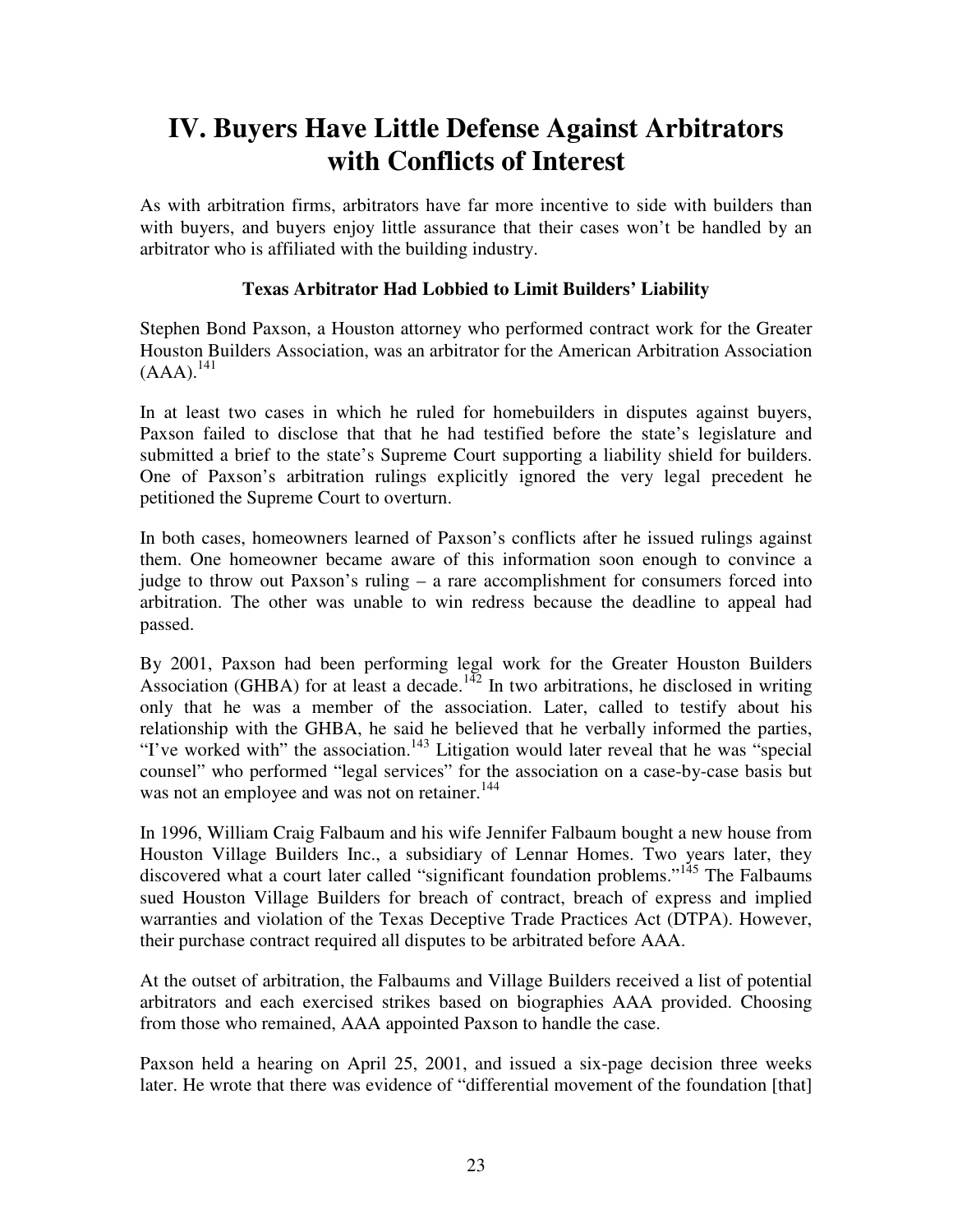# IV. Buyers Have Little Defense Against Arbitrators with Conflicts of Interest

As with arbitration firms, arbitrators have far more incentive to side with builders than with buyers, and buyers enjoy little assurance that their cases won't be handled by an arbitrator who is affiliated with the building industry.

### Texas Arbitrator Had Lobbied to Limit Builders' Liability

Stephen Bond Paxson, a Houston attorney who performed contract work for the Greater Houston Builders Association, was an arbitrator for the American Arbitration Association (AAA).[141]

In at least two cases in which he ruled for homebuilders in disputes against buyers, Paxson failed to disclose that that he had testified before the state's legislature and submitted a brief to the state's Supreme Court supporting a liability shield for builders. One of Paxson's arbitration rulings explicitly ignored the very legal precedent he petitioned the Supreme Court to overturn.

In both cases, homeowners learned of Paxson's conflicts after he issued rulings against them. One homeowner became aware of this information soon enough to convince a judge to throw out Paxson's ruling – a rare accomplishment for consumers forced into arbitration. The other was unable to win redress because the deadline to appeal had passed.

By 2001, Paxson had been performing legal work for the Greater Houston Builders Association (GHBA) for at least a decade.[142] In two arbitrations, he disclosed in writing only that he was a member of the association. Later, called to testify about his relationship with the GHBA, he said he believed that he verbally informed the parties, "I've worked with" the association.[143] Litigation would later reveal that he was "special counsel" who performed "legal services" for the association on a case-by-case basis but was not an employee and was not on retainer.[144]

In 1996, William Craig Falbaum and his wife Jennifer Falbaum bought a new house from Houston Village Builders Inc., a subsidiary of Lennar Homes. Two years later, they discovered what a court later called "significant foundation problems."[145] The Falbaums sued Houston Village Builders for breach of contract, breach of express and implied warranties and violation of the Texas Deceptive Trade Practices Act (DTPA). However, their purchase contract required all disputes to be arbitrated before AAA.

At the outset of arbitration, the Falbaums and Village Builders received a list of potential arbitrators and each exercised strikes based on biographies AAA provided. Choosing from those who remained, AAA appointed Paxson to handle the case.

Paxson held a hearing on April 25, 2001, and issued a six-page decision three weeks later. He wrote that there was evidence of "differential movement of the foundation [that]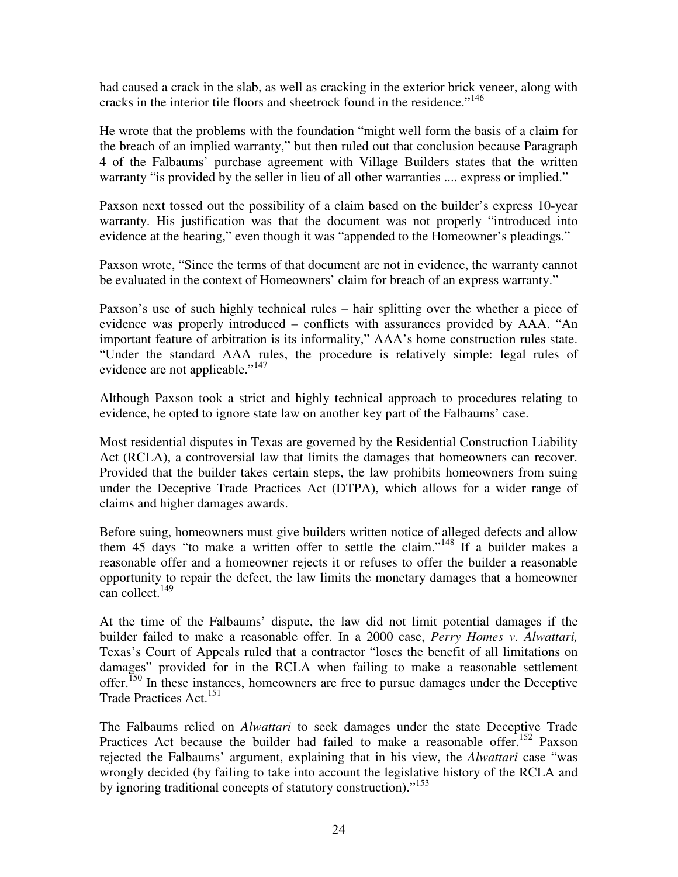had caused a crack in the slab, as well as cracking in the exterior brick veneer, along with cracks in the interior tile floors and sheetrock found in the residence."[146]

He wrote that the problems with the foundation "might well form the basis of a claim for the breach of an implied warranty," but then ruled out that conclusion because Paragraph 4 of the Falbaums' purchase agreement with Village Builders states that the written warranty "is provided by the seller in lieu of all other warranties .... express or implied."

Paxson next tossed out the possibility of a claim based on the builder's express 10-year warranty. His justification was that the document was not properly "introduced into evidence at the hearing," even though it was "appended to the Homeowner's pleadings."

Paxson wrote, "Since the terms of that document are not in evidence, the warranty cannot be evaluated in the context of Homeowners' claim for breach of an express warranty."

Paxson's use of such highly technical rules – hair splitting over the whether a piece of evidence was properly introduced – conflicts with assurances provided by AAA. "An important feature of arbitration is its informality," AAA's home construction rules state. "Under the standard AAA rules, the procedure is relatively simple: legal rules of evidence are not applicable."[147]

Although Paxson took a strict and highly technical approach to procedures relating to evidence, he opted to ignore state law on another key part of the Falbaums' case.

Most residential disputes in Texas are governed by the Residential Construction Liability Act (RCLA), a controversial law that limits the damages that homeowners can recover. Provided that the builder takes certain steps, the law prohibits homeowners from suing under the Deceptive Trade Practices Act (DTPA), which allows for a wider range of claims and higher damages awards.

Before suing, homeowners must give builders written notice of alleged defects and allow them 45 days "to make a written offer to settle the claim."[148] If a builder makes a reasonable offer and a homeowner rejects it or refuses to offer the builder a reasonable opportunity to repair the defect, the law limits the monetary damages that a homeowner can collect.[149]

At the time of the Falbaums' dispute, the law did not limit potential damages if the builder failed to make a reasonable offer. In a 2000 case, *Perry Homes v. Alwattari,* Texas's Court of Appeals ruled that a contractor "loses the benefit of all limitations on damages" provided for in the RCLA when failing to make a reasonable settlement offer.[150] In these instances, homeowners are free to pursue damages under the Deceptive Trade Practices Act.[151]

The Falbaums relied on *Alwattari* to seek damages under the state Deceptive Trade Practices Act because the builder had failed to make a reasonable offer.[152] Paxson rejected the Falbaums' argument, explaining that in his view, the *Alwattari* case "was wrongly decided (by failing to take into account the legislative history of the RCLA and by ignoring traditional concepts of statutory construction)."[153]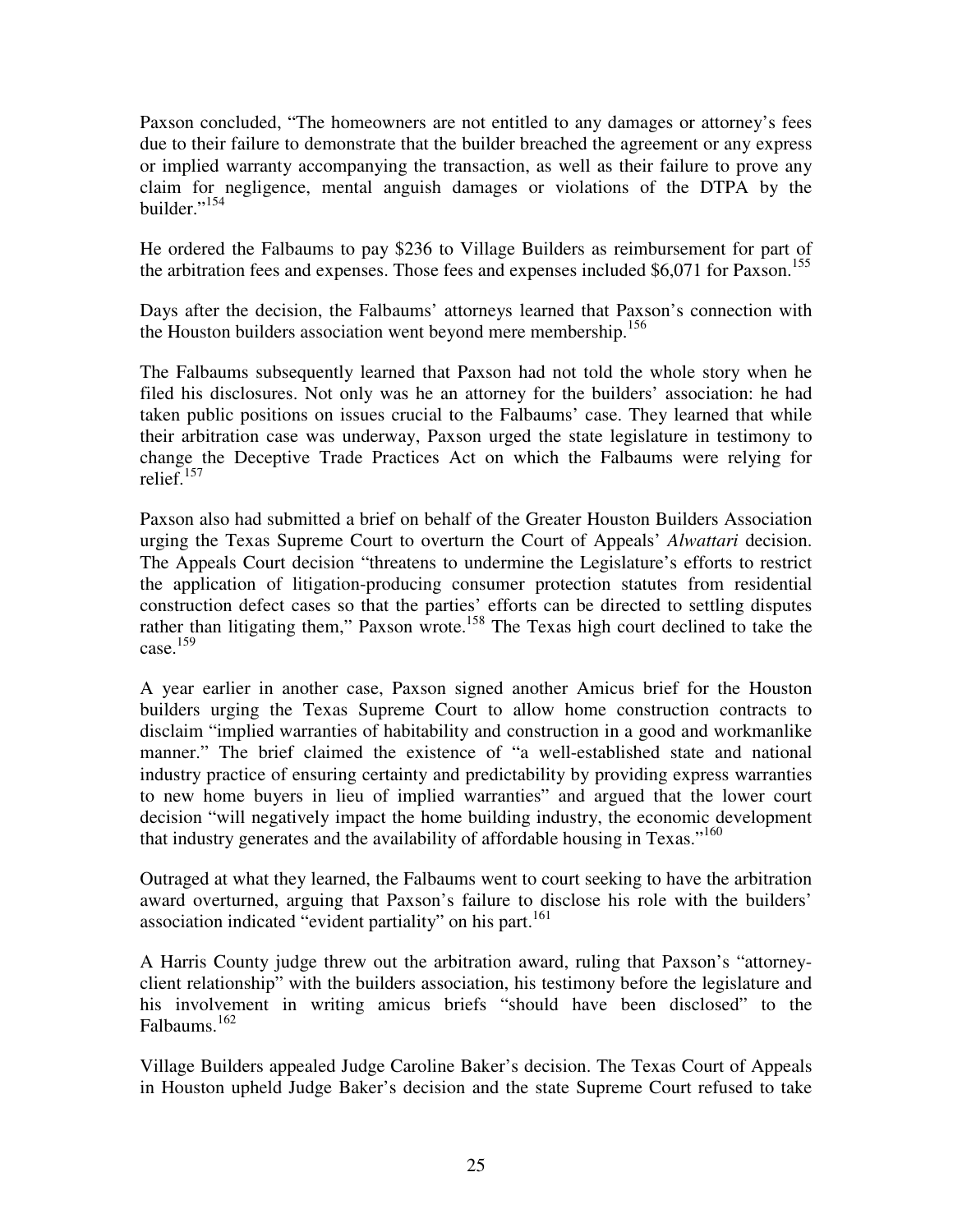Paxson concluded, "The homeowners are not entitled to any damages or attorney's fees due to their failure to demonstrate that the builder breached the agreement or any express or implied warranty accompanying the transaction, as well as their failure to prove any claim for negligence, mental anguish damages or violations of the DTPA by the builder."[154]

He ordered the Falbaums to pay $236 to Village Builders as reimbursement for part of the arbitration fees and expenses. Those fees and expenses included $6,071 for Paxson.[155]

Days after the decision, the Falbaums' attorneys learned that Paxson's connection with the Houston builders association went beyond mere membership.[156]

The Falbaums subsequently learned that Paxson had not told the whole story when he filed his disclosures. Not only was he an attorney for the builders' association: he had taken public positions on issues crucial to the Falbaums' case. They learned that while their arbitration case was underway, Paxson urged the state legislature in testimony to change the Deceptive Trade Practices Act on which the Falbaums were relying for relief.[157]

Paxson also had submitted a brief on behalf of the Greater Houston Builders Association urging the Texas Supreme Court to overturn the Court of Appeals' *Alwattari* decision. The Appeals Court decision "threatens to undermine the Legislature's efforts to restrict the application of litigation-producing consumer protection statutes from residential construction defect cases so that the parties' efforts can be directed to settling disputes rather than litigating them," Paxson wrote.[158] The Texas high court declined to take the case.[159]

A year earlier in another case, Paxson signed another Amicus brief for the Houston builders urging the Texas Supreme Court to allow home construction contracts to disclaim "implied warranties of habitability and construction in a good and workmanlike manner." The brief claimed the existence of "a well-established state and national industry practice of ensuring certainty and predictability by providing express warranties to new home buyers in lieu of implied warranties" and argued that the lower court decision "will negatively impact the home building industry, the economic development that industry generates and the availability of affordable housing in Texas."[160]

Outraged at what they learned, the Falbaums went to court seeking to have the arbitration award overturned, arguing that Paxson's failure to disclose his role with the builders' association indicated "evident partiality" on his part.[161]

A Harris County judge threw out the arbitration award, ruling that Paxson's "attorney-client relationship" with the builders association, his testimony before the legislature and his involvement in writing amicus briefs "should have been disclosed" to the Falbaums.[162]

Village Builders appealed Judge Caroline Baker's decision. The Texas Court of Appeals in Houston upheld Judge Baker's decision and the state Supreme Court refused to take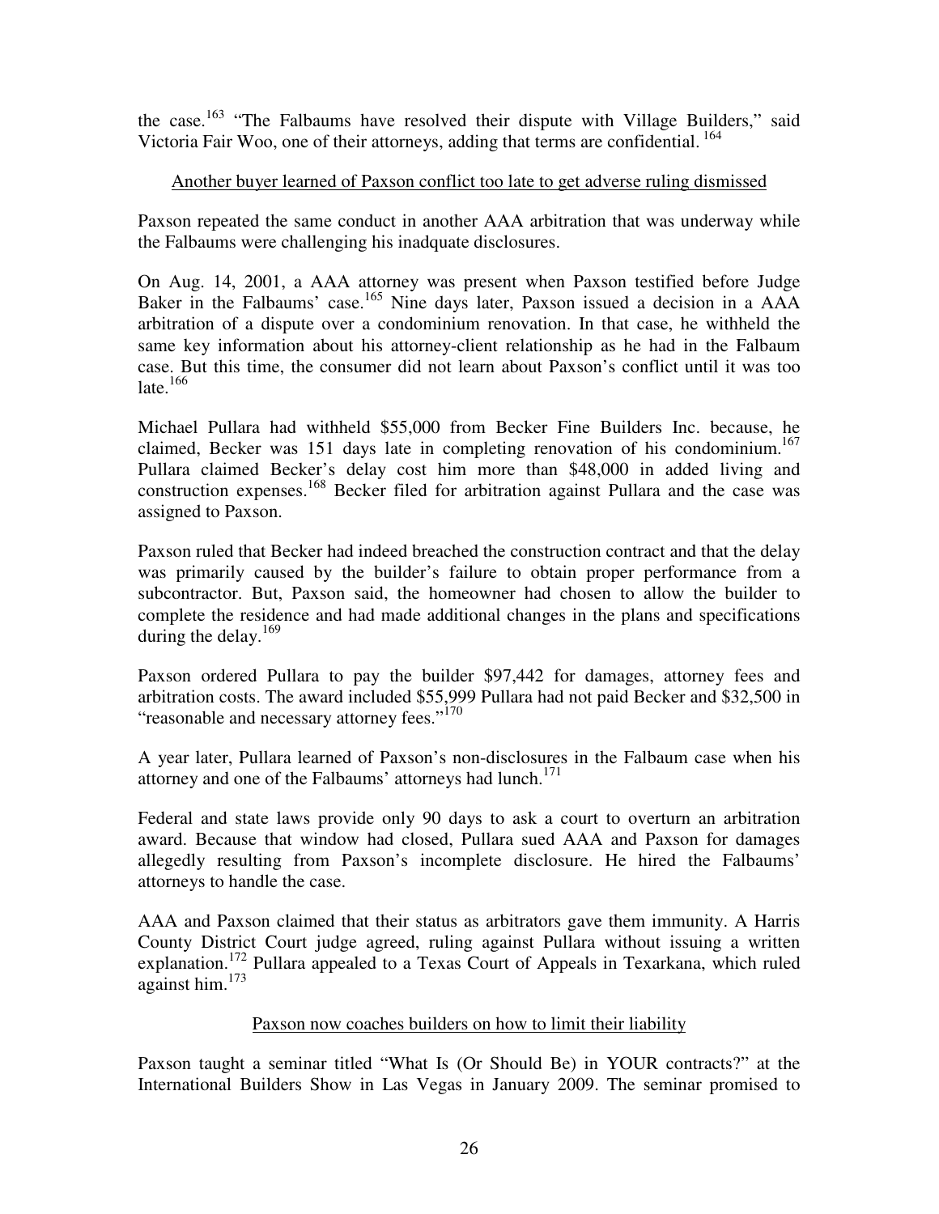the case.[163] "The Falbaums have resolved their dispute with Village Builders," said Victoria Fair Woo, one of their attorneys, adding that terms are confidential. [164]

Another buyer learned of Paxson conflict too late to get adverse ruling dismissed

Paxson repeated the same conduct in another AAA arbitration that was underway while the Falbaums were challenging his inadquate disclosures.

On Aug. 14, 2001, a AAA attorney was present when Paxson testified before Judge Baker in the Falbaums' case.[165] Nine days later, Paxson issued a decision in a AAA arbitration of a dispute over a condominium renovation. In that case, he withheld the same key information about his attorney-client relationship as he had in the Falbaum case. But this time, the consumer did not learn about Paxson's conflict until it was too late.[166]

Michael Pullara had withheld $55,000 from Becker Fine Builders Inc. because, he claimed, Becker was 151 days late in completing renovation of his condominium.[167] Pullara claimed Becker's delay cost him more than $48,000 in added living and construction expenses.[168] Becker filed for arbitration against Pullara and the case was assigned to Paxson.

Paxson ruled that Becker had indeed breached the construction contract and that the delay was primarily caused by the builder's failure to obtain proper performance from a subcontractor. But, Paxson said, the homeowner had chosen to allow the builder to complete the residence and had made additional changes in the plans and specifications during the delay.[169]

Paxson ordered Pullara to pay the builder $97,442 for damages, attorney fees and arbitration costs. The award included $55,999 Pullara had not paid Becker and $32,500 in "reasonable and necessary attorney fees."[170]

A year later, Pullara learned of Paxson's non-disclosures in the Falbaum case when his attorney and one of the Falbaums' attorneys had lunch.[171]

Federal and state laws provide only 90 days to ask a court to overturn an arbitration award. Because that window had closed, Pullara sued AAA and Paxson for damages allegedly resulting from Paxson's incomplete disclosure. He hired the Falbaums' attorneys to handle the case.

AAA and Paxson claimed that their status as arbitrators gave them immunity. A Harris County District Court judge agreed, ruling against Pullara without issuing a written explanation.[172] Pullara appealed to a Texas Court of Appeals in Texarkana, which ruled against him.[173]

Paxson now coaches builders on how to limit their liability

Paxson taught a seminar titled "What Is (Or Should Be) in YOUR contracts?" at the International Builders Show in Las Vegas in January 2009. The seminar promised to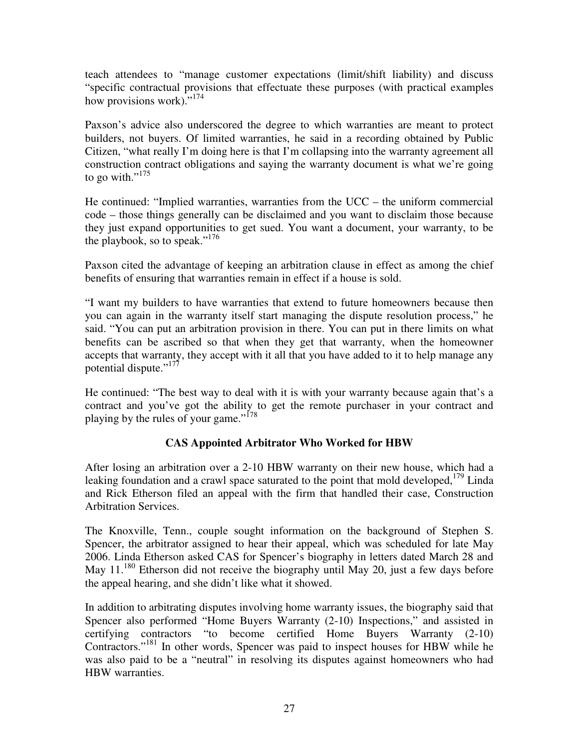teach attendees to "manage customer expectations (limit/shift liability) and discuss "specific contractual provisions that effectuate these purposes (with practical examples how provisions work)."[174]

Paxson's advice also underscored the degree to which warranties are meant to protect builders, not buyers. Of limited warranties, he said in a recording obtained by Public Citizen, "what really I'm doing here is that I'm collapsing into the warranty agreement all construction contract obligations and saying the warranty document is what we're going to go with."[175]

He continued: "Implied warranties, warranties from the UCC – the uniform commercial code – those things generally can be disclaimed and you want to disclaim those because they just expand opportunities to get sued. You want a document, your warranty, to be the playbook, so to speak."[176]

Paxson cited the advantage of keeping an arbitration clause in effect as among the chief benefits of ensuring that warranties remain in effect if a house is sold.

"I want my builders to have warranties that extend to future homeowners because then you can again in the warranty itself start managing the dispute resolution process," he said. "You can put an arbitration provision in there. You can put in there limits on what benefits can be ascribed so that when they get that warranty, when the homeowner accepts that warranty, they accept with it all that you have added to it to help manage any potential dispute."[177]

He continued: "The best way to deal with it is with your warranty because again that's a contract and you've got the ability to get the remote purchaser in your contract and playing by the rules of your game."[178]

### CAS Appointed Arbitrator Who Worked for HBW

After losing an arbitration over a 2-10 HBW warranty on their new house, which had a leaking foundation and a crawl space saturated to the point that mold developed,[179] Linda and Rick Etherson filed an appeal with the firm that handled their case, Construction Arbitration Services.

The Knoxville, Tenn., couple sought information on the background of Stephen S. Spencer, the arbitrator assigned to hear their appeal, which was scheduled for late May 2006. Linda Etherson asked CAS for Spencer's biography in letters dated March 28 and May 11.[180] Etherson did not receive the biography until May 20, just a few days before the appeal hearing, and she didn't like what it showed.

In addition to arbitrating disputes involving home warranty issues, the biography said that Spencer also performed "Home Buyers Warranty (2-10) Inspections," and assisted in certifying contractors "to become certified Home Buyers Warranty (2-10) Contractors."[181] In other words, Spencer was paid to inspect houses for HBW while he was also paid to be a "neutral" in resolving its disputes against homeowners who had HBW warranties.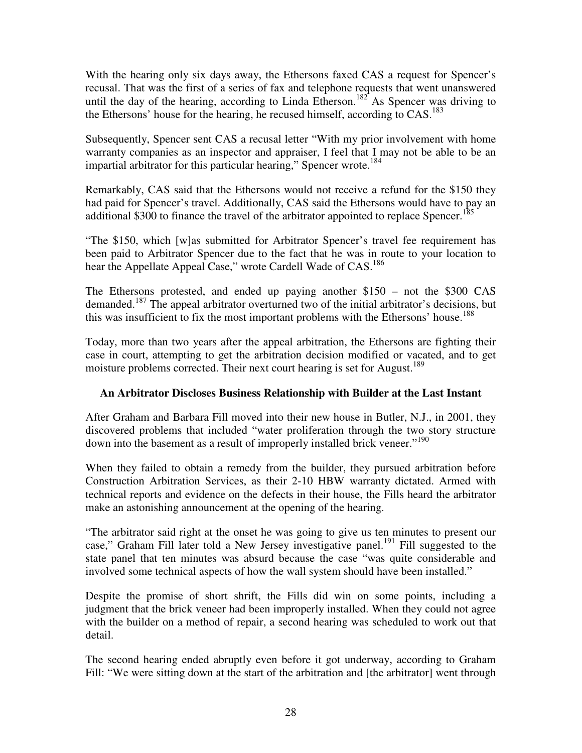With the hearing only six days away, the Ethersons faxed CAS a request for Spencer's recusal. That was the first of a series of fax and telephone requests that went unanswered until the day of the hearing, according to Linda Etherson.[182] As Spencer was driving to the Ethersons' house for the hearing, he recused himself, according to CAS.[183]

Subsequently, Spencer sent CAS a recusal letter "With my prior involvement with home warranty companies as an inspector and appraiser, I feel that I may not be able to be an impartial arbitrator for this particular hearing," Spencer wrote.[184]

Remarkably, CAS said that the Ethersons would not receive a refund for the $150 they had paid for Spencer's travel. Additionally, CAS said the Ethersons would have to pay an additional $300 to finance the travel of the arbitrator appointed to replace Spencer.[185]

"The $150, which [w]as submitted for Arbitrator Spencer's travel fee requirement has been paid to Arbitrator Spencer due to the fact that he was in route to your location to hear the Appellate Appeal Case," wrote Cardell Wade of CAS.[186]

The Ethersons protested, and ended up paying another $150 – not the $300 CAS demanded.[187] The appeal arbitrator overturned two of the initial arbitrator's decisions, but this was insufficient to fix the most important problems with the Ethersons' house.[188]

Today, more than two years after the appeal arbitration, the Ethersons are fighting their case in court, attempting to get the arbitration decision modified or vacated, and to get moisture problems corrected. Their next court hearing is set for August.[189]

### An Arbitrator Discloses Business Relationship with Builder at the Last Instant

After Graham and Barbara Fill moved into their new house in Butler, N.J., in 2001, they discovered problems that included "water proliferation through the two story structure down into the basement as a result of improperly installed brick veneer."[190]

When they failed to obtain a remedy from the builder, they pursued arbitration before Construction Arbitration Services, as their 2-10 HBW warranty dictated. Armed with technical reports and evidence on the defects in their house, the Fills heard the arbitrator make an astonishing announcement at the opening of the hearing.

"The arbitrator said right at the onset he was going to give us ten minutes to present our case," Graham Fill later told a New Jersey investigative panel.[191] Fill suggested to the state panel that ten minutes was absurd because the case "was quite considerable and involved some technical aspects of how the wall system should have been installed."

Despite the promise of short shrift, the Fills did win on some points, including a judgment that the brick veneer had been improperly installed. When they could not agree with the builder on a method of repair, a second hearing was scheduled to work out that detail.

The second hearing ended abruptly even before it got underway, according to Graham Fill: "We were sitting down at the start of the arbitration and [the arbitrator] went through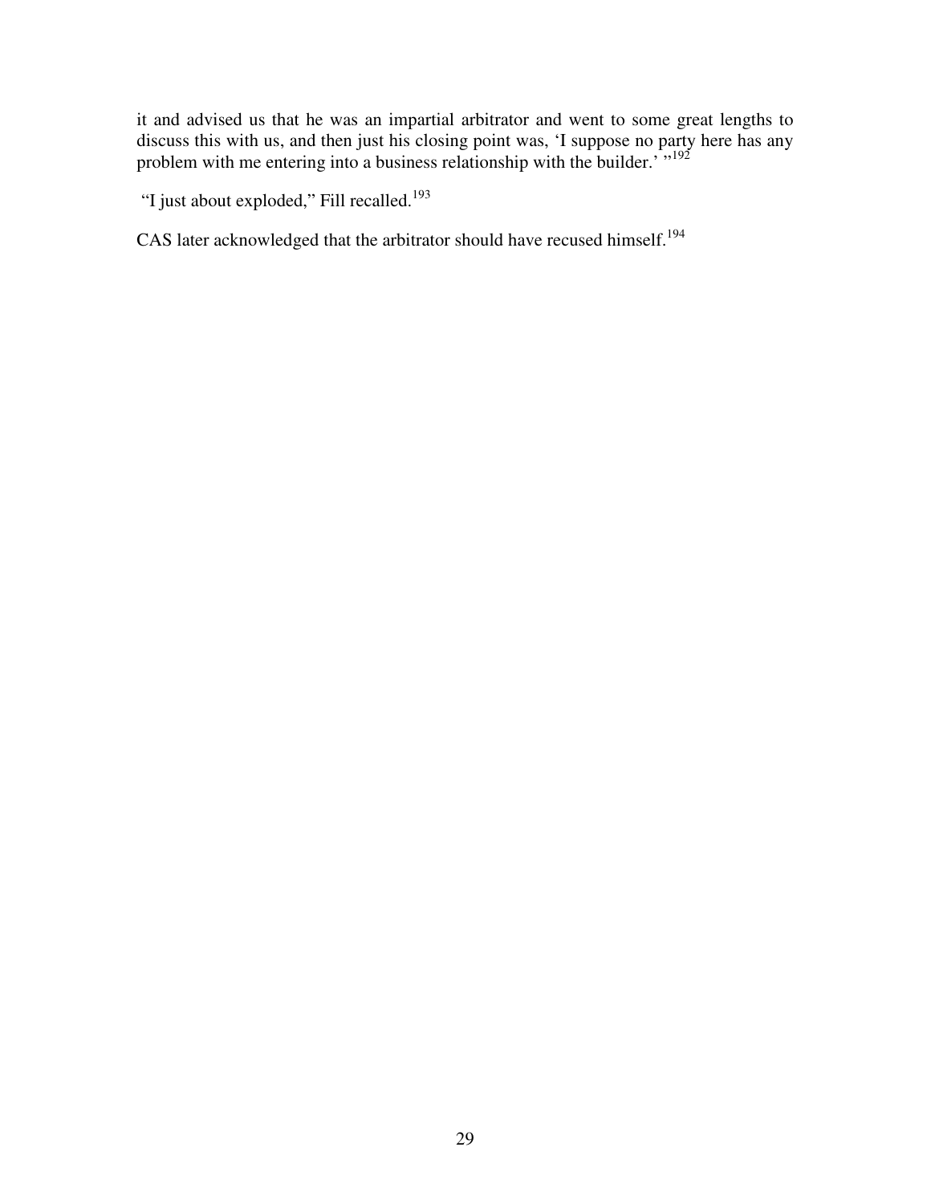it and advised us that he was an impartial arbitrator and went to some great lengths to discuss this with us, and then just his closing point was, 'I suppose no party here has any problem with me entering into a business relationship with the builder.' "[192]

"I just about exploded," Fill recalled.[193]

CAS later acknowledged that the arbitrator should have recused himself.[194]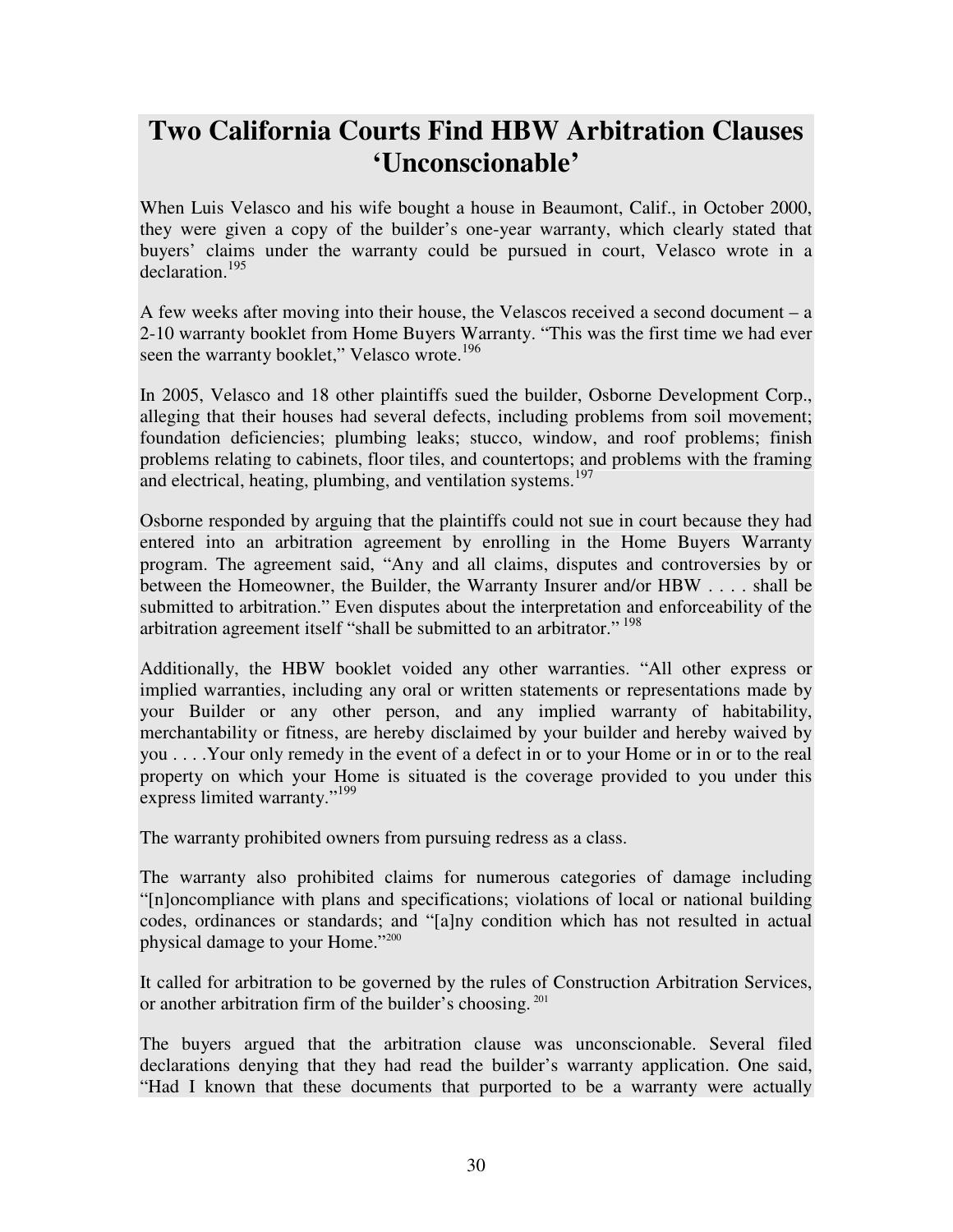# Two California Courts Find HBW Arbitration Clauses 'Unconscionable'

When Luis Velasco and his wife bought a house in Beaumont, Calif., in October 2000, they were given a copy of the builder's one-year warranty, which clearly stated that buyers' claims under the warranty could be pursued in court, Velasco wrote in a declaration.[195]

A few weeks after moving into their house, the Velascos received a second document – a 2-10 warranty booklet from Home Buyers Warranty. "This was the first time we had ever seen the warranty booklet," Velasco wrote.[196]

In 2005, Velasco and 18 other plaintiffs sued the builder, Osborne Development Corp., alleging that their houses had several defects, including problems from soil movement; foundation deficiencies; plumbing leaks; stucco, window, and roof problems; finish problems relating to cabinets, floor tiles, and countertops; and problems with the framing and electrical, heating, plumbing, and ventilation systems.[197]

Osborne responded by arguing that the plaintiffs could not sue in court because they had entered into an arbitration agreement by enrolling in the Home Buyers Warranty program. The agreement said, "Any and all claims, disputes and controversies by or between the Homeowner, the Builder, the Warranty Insurer and/or HBW . . . . shall be submitted to arbitration." Even disputes about the interpretation and enforceability of the arbitration agreement itself "shall be submitted to an arbitrator."[198]

Additionally, the HBW booklet voided any other warranties. "All other express or implied warranties, including any oral or written statements or representations made by your Builder or any other person, and any implied warranty of habitability, merchantability or fitness, are hereby disclaimed by your builder and hereby waived by you . . . .Your only remedy in the event of a defect in or to your Home or in or to the real property on which your Home is situated is the coverage provided to you under this express limited warranty."[199]

The warranty prohibited owners from pursuing redress as a class.

The warranty also prohibited claims for numerous categories of damage including "[n]oncompliance with plans and specifications; violations of local or national building codes, ordinances or standards; and "[a]ny condition which has not resulted in actual physical damage to your Home."[200]

It called for arbitration to be governed by the rules of Construction Arbitration Services, or another arbitration firm of the builder's choosing.[201]

The buyers argued that the arbitration clause was unconscionable. Several filed declarations denying that they had read the builder's warranty application. One said, "Had I known that these documents that purported to be a warranty were actually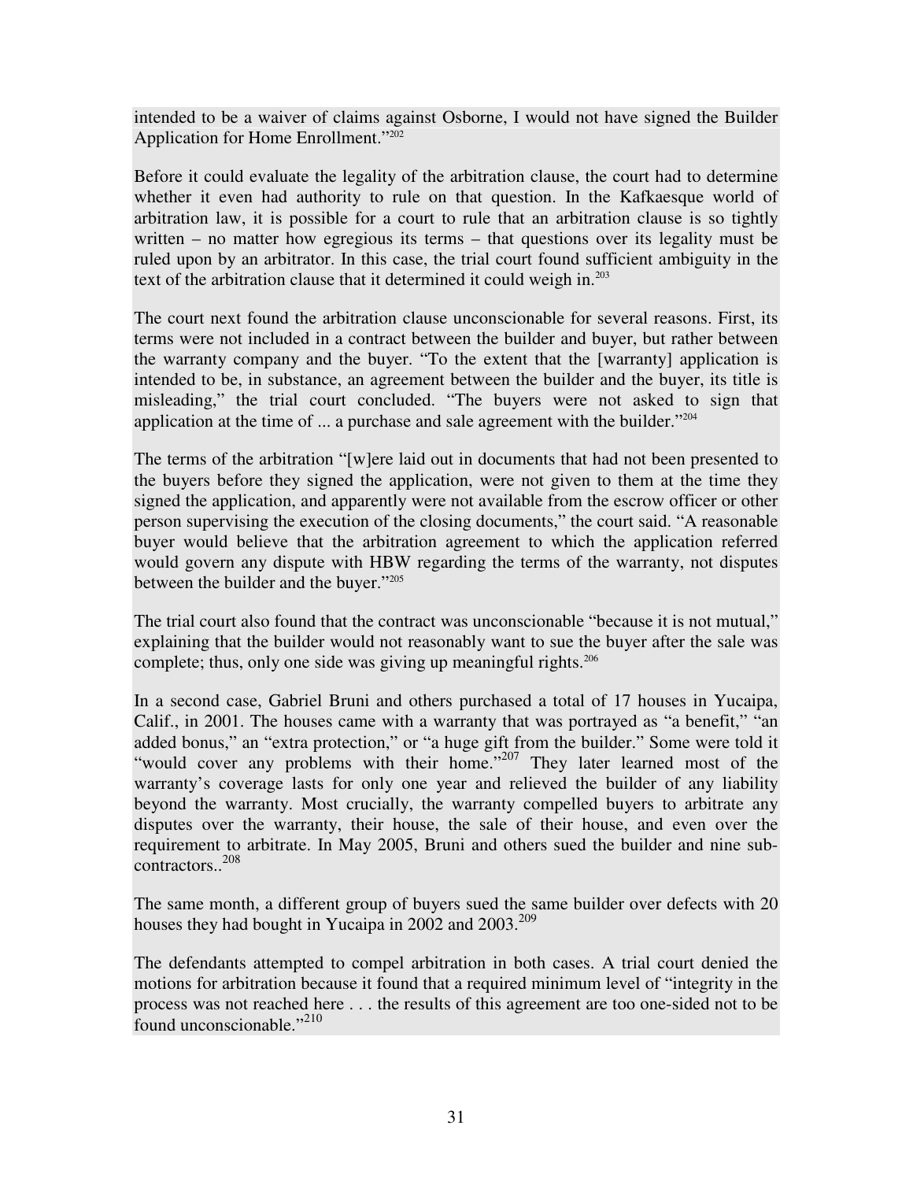intended to be a waiver of claims against Osborne, I would not have signed the Builder Application for Home Enrollment."[202]

Before it could evaluate the legality of the arbitration clause, the court had to determine whether it even had authority to rule on that question. In the Kafkaesque world of arbitration law, it is possible for a court to rule that an arbitration clause is so tightly written – no matter how egregious its terms – that questions over its legality must be ruled upon by an arbitrator. In this case, the trial court found sufficient ambiguity in the text of the arbitration clause that it determined it could weigh in.[203]

The court next found the arbitration clause unconscionable for several reasons. First, its terms were not included in a contract between the builder and buyer, but rather between the warranty company and the buyer. "To the extent that the [warranty] application is intended to be, in substance, an agreement between the builder and the buyer, its title is misleading," the trial court concluded. "The buyers were not asked to sign that application at the time of ... a purchase and sale agreement with the builder."[204]

The terms of the arbitration "[w]ere laid out in documents that had not been presented to the buyers before they signed the application, were not given to them at the time they signed the application, and apparently were not available from the escrow officer or other person supervising the execution of the closing documents," the court said. "A reasonable buyer would believe that the arbitration agreement to which the application referred would govern any dispute with HBW regarding the terms of the warranty, not disputes between the builder and the buyer."[205]

The trial court also found that the contract was unconscionable "because it is not mutual," explaining that the builder would not reasonably want to sue the buyer after the sale was complete; thus, only one side was giving up meaningful rights.[206]

In a second case, Gabriel Bruni and others purchased a total of 17 houses in Yucaipa, Calif., in 2001. The houses came with a warranty that was portrayed as "a benefit," "an added bonus," an "extra protection," or "a huge gift from the builder." Some were told it "would cover any problems with their home."[207] They later learned most of the warranty's coverage lasts for only one year and relieved the builder of any liability beyond the warranty. Most crucially, the warranty compelled buyers to arbitrate any disputes over the warranty, their house, the sale of their house, and even over the requirement to arbitrate. In May 2005, Bruni and others sued the builder and nine sub-contractors..[208]

The same month, a different group of buyers sued the same builder over defects with 20 houses they had bought in Yucaipa in 2002 and 2003.[209]

The defendants attempted to compel arbitration in both cases. A trial court denied the motions for arbitration because it found that a required minimum level of "integrity in the process was not reached here . . . the results of this agreement are too one-sided not to be found unconscionable."[210]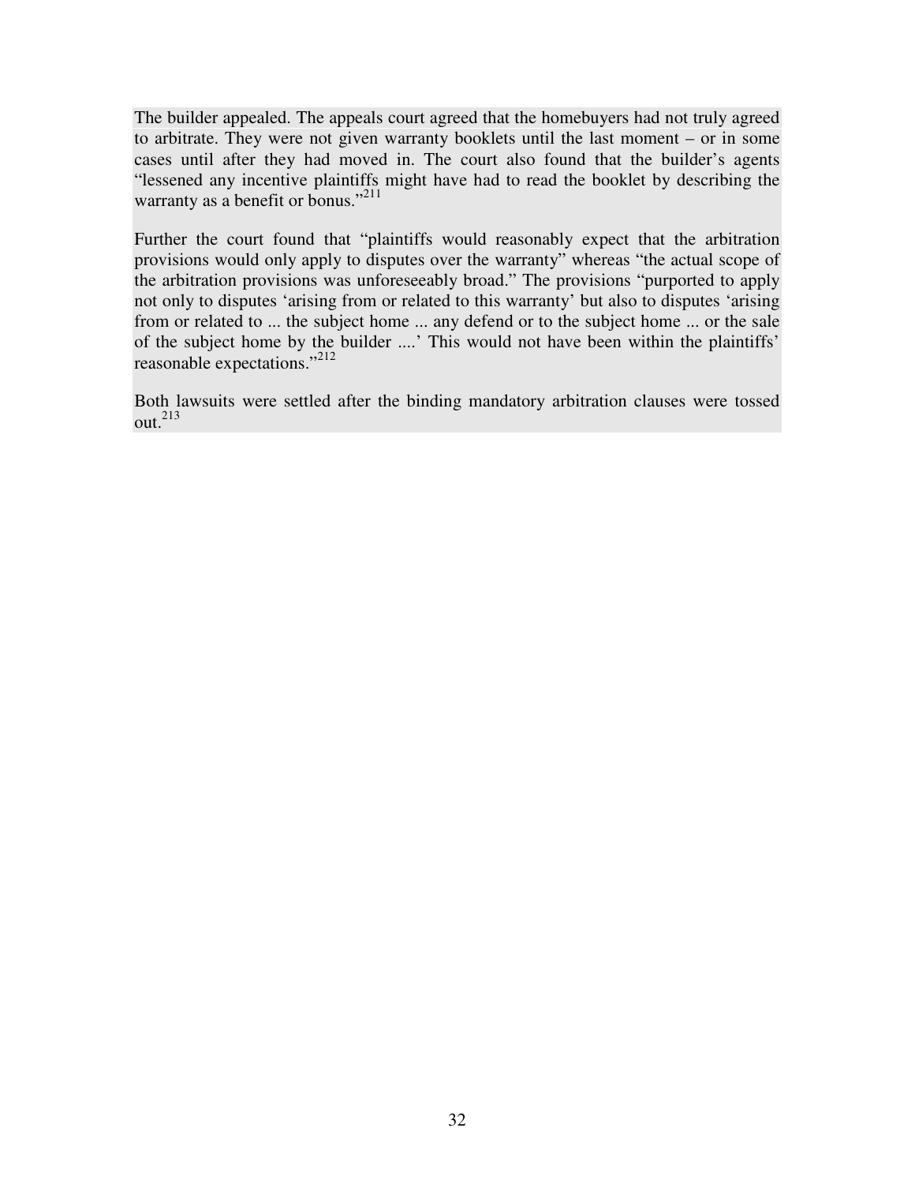The builder appealed. The appeals court agreed that the homebuyers had not truly agreed to arbitrate. They were not given warranty booklets until the last moment – or in some cases until after they had moved in. The court also found that the builder's agents "lessened any incentive plaintiffs might have had to read the booklet by describing the warranty as a benefit or bonus."[211]

Further the court found that "plaintiffs would reasonably expect that the arbitration provisions would only apply to disputes over the warranty" whereas "the actual scope of the arbitration provisions was unforeseeably broad." The provisions "purported to apply not only to disputes 'arising from or related to this warranty' but also to disputes 'arising from or related to ... the subject home ... any defend or to the subject home ... or the sale of the subject home by the builder ....' This would not have been within the plaintiffs' reasonable expectations."[212]

Both lawsuits were settled after the binding mandatory arbitration clauses were tossed out.[213]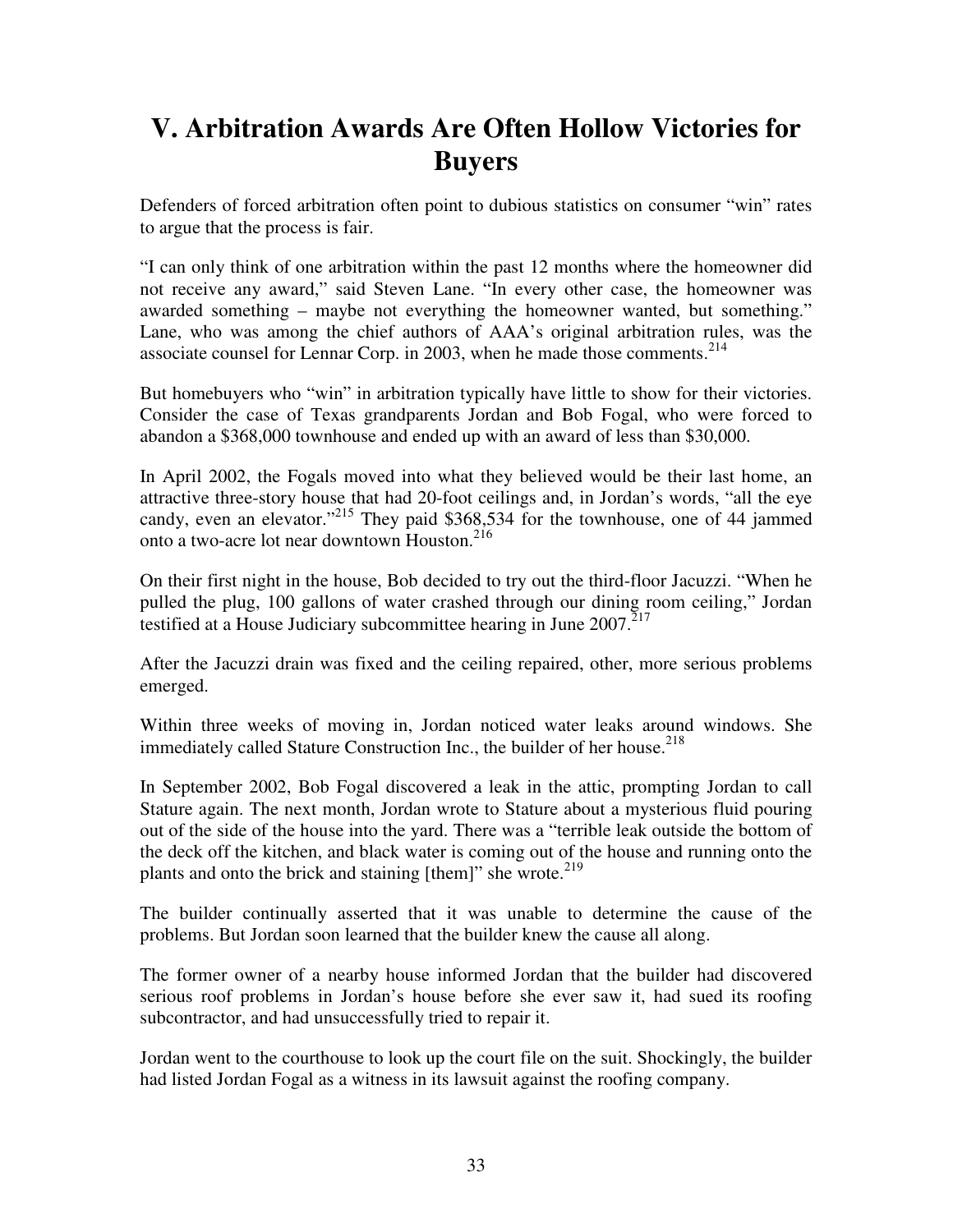# V. Arbitration Awards Are Often Hollow Victories for Buyers

Defenders of forced arbitration often point to dubious statistics on consumer "win" rates to argue that the process is fair.

"I can only think of one arbitration within the past 12 months where the homeowner did not receive any award," said Steven Lane. "In every other case, the homeowner was awarded something – maybe not everything the homeowner wanted, but something." Lane, who was among the chief authors of AAA's original arbitration rules, was the associate counsel for Lennar Corp. in 2003, when he made those comments.[214]

But homebuyers who "win" in arbitration typically have little to show for their victories. Consider the case of Texas grandparents Jordan and Bob Fogal, who were forced to abandon a $368,000 townhouse and ended up with an award of less than $30,000.

In April 2002, the Fogals moved into what they believed would be their last home, an attractive three-story house that had 20-foot ceilings and, in Jordan's words, "all the eye candy, even an elevator."[215] They paid $368,534 for the townhouse, one of 44 jammed onto a two-acre lot near downtown Houston.[216]

On their first night in the house, Bob decided to try out the third-floor Jacuzzi. "When he pulled the plug, 100 gallons of water crashed through our dining room ceiling," Jordan testified at a House Judiciary subcommittee hearing in June 2007.[217]

After the Jacuzzi drain was fixed and the ceiling repaired, other, more serious problems emerged.

Within three weeks of moving in, Jordan noticed water leaks around windows. She immediately called Stature Construction Inc., the builder of her house.[218]

In September 2002, Bob Fogal discovered a leak in the attic, prompting Jordan to call Stature again. The next month, Jordan wrote to Stature about a mysterious fluid pouring out of the side of the house into the yard. There was a "terrible leak outside the bottom of the deck off the kitchen, and black water is coming out of the house and running onto the plants and onto the brick and staining [them]" she wrote.[219]

The builder continually asserted that it was unable to determine the cause of the problems. But Jordan soon learned that the builder knew the cause all along.

The former owner of a nearby house informed Jordan that the builder had discovered serious roof problems in Jordan's house before she ever saw it, had sued its roofing subcontractor, and had unsuccessfully tried to repair it.

Jordan went to the courthouse to look up the court file on the suit. Shockingly, the builder had listed Jordan Fogal as a witness in its lawsuit against the roofing company.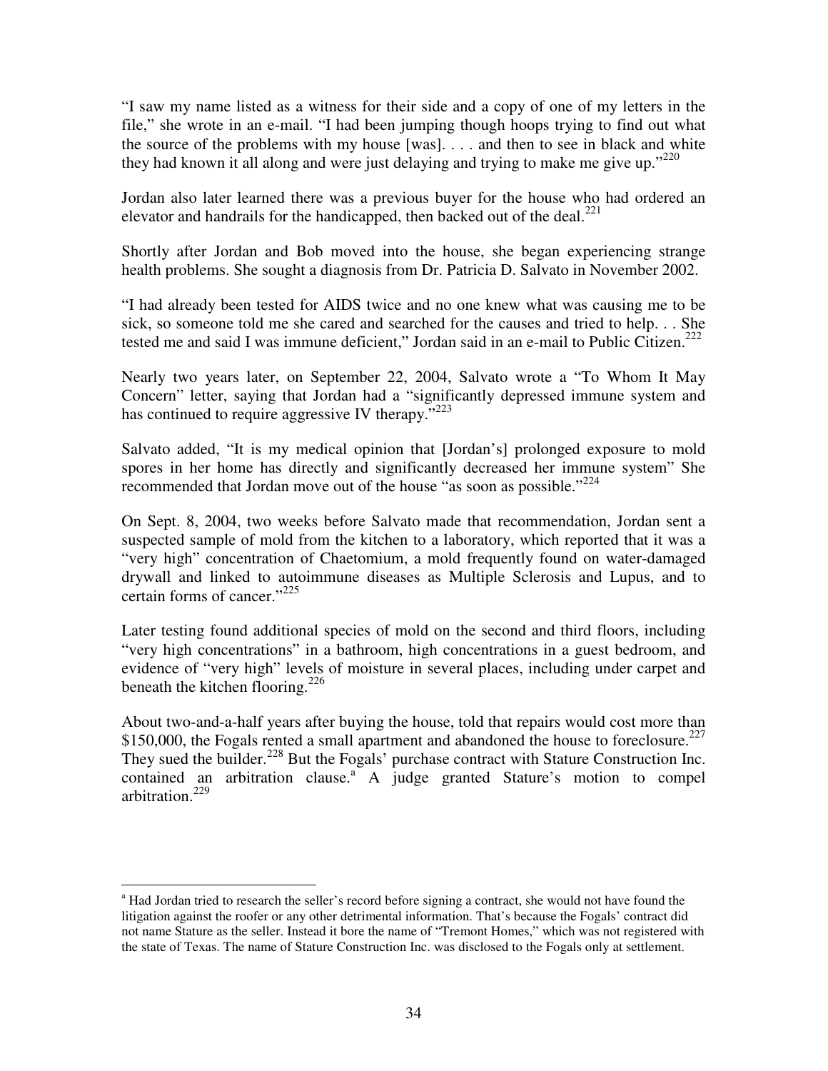"I saw my name listed as a witness for their side and a copy of one of my letters in the file," she wrote in an e-mail. "I had been jumping though hoops trying to find out what the source of the problems with my house [was]. . . . and then to see in black and white they had known it all along and were just delaying and trying to make me give up."[220]

Jordan also later learned there was a previous buyer for the house who had ordered an elevator and handrails for the handicapped, then backed out of the deal.[221]

Shortly after Jordan and Bob moved into the house, she began experiencing strange health problems. She sought a diagnosis from Dr. Patricia D. Salvato in November 2002.

"I had already been tested for AIDS twice and no one knew what was causing me to be sick, so someone told me she cared and searched for the causes and tried to help. . . She tested me and said I was immune deficient," Jordan said in an e-mail to Public Citizen.[222]

Nearly two years later, on September 22, 2004, Salvato wrote a "To Whom It May Concern" letter, saying that Jordan had a "significantly depressed immune system and has continued to require aggressive IV therapy."[223]

Salvato added, "It is my medical opinion that [Jordan's] prolonged exposure to mold spores in her home has directly and significantly decreased her immune system" She recommended that Jordan move out of the house "as soon as possible."[224]

On Sept. 8, 2004, two weeks before Salvato made that recommendation, Jordan sent a suspected sample of mold from the kitchen to a laboratory, which reported that it was a "very high" concentration of Chaetomium, a mold frequently found on water-damaged drywall and linked to autoimmune diseases as Multiple Sclerosis and Lupus, and to certain forms of cancer."[225]

Later testing found additional species of mold on the second and third floors, including "very high concentrations" in a bathroom, high concentrations in a guest bedroom, and evidence of "very high" levels of moisture in several places, including under carpet and beneath the kitchen flooring.[226]

About two-and-a-half years after buying the house, told that repairs would cost more than $150,000, the Fogals rented a small apartment and abandoned the house to foreclosure.[227] They sued the builder.[228] But the Fogals' purchase contract with Stature Construction Inc. contained an arbitration clause.[a] A judge granted Stature's motion to compel arbitration.[229]

[a] Had Jordan tried to research the seller's record before signing a contract, she would not have found the litigation against the roofer or any other detrimental information. That's because the Fogals' contract did not name Stature as the seller. Instead it bore the name of "Tremont Homes," which was not registered with the state of Texas. The name of Stature Construction Inc. was disclosed to the Fogals only at settlement.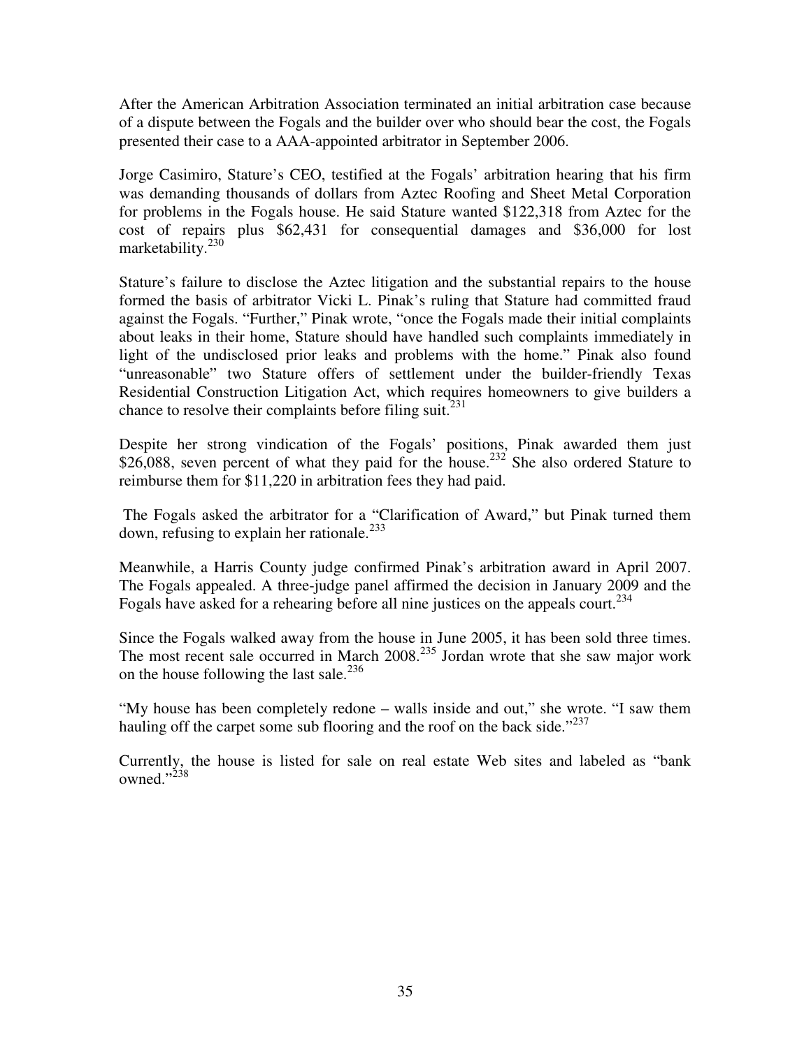After the American Arbitration Association terminated an initial arbitration case because of a dispute between the Fogals and the builder over who should bear the cost, the Fogals presented their case to a AAA-appointed arbitrator in September 2006.

Jorge Casimiro, Stature's CEO, testified at the Fogals' arbitration hearing that his firm was demanding thousands of dollars from Aztec Roofing and Sheet Metal Corporation for problems in the Fogals house. He said Stature wanted $122,318 from Aztec for the cost of repairs plus $62,431 for consequential damages and $36,000 for lost marketability.[230]

Stature's failure to disclose the Aztec litigation and the substantial repairs to the house formed the basis of arbitrator Vicki L. Pinak's ruling that Stature had committed fraud against the Fogals. "Further," Pinak wrote, "once the Fogals made their initial complaints about leaks in their home, Stature should have handled such complaints immediately in light of the undisclosed prior leaks and problems with the home." Pinak also found "unreasonable" two Stature offers of settlement under the builder-friendly Texas Residential Construction Litigation Act, which requires homeowners to give builders a chance to resolve their complaints before filing suit.[231]

Despite her strong vindication of the Fogals' positions, Pinak awarded them just $26,088, seven percent of what they paid for the house.[232] She also ordered Stature to reimburse them for $11,220 in arbitration fees they had paid.

The Fogals asked the arbitrator for a "Clarification of Award," but Pinak turned them down, refusing to explain her rationale.[233]

Meanwhile, a Harris County judge confirmed Pinak's arbitration award in April 2007. The Fogals appealed. A three-judge panel affirmed the decision in January 2009 and the Fogals have asked for a rehearing before all nine justices on the appeals court.[234]

Since the Fogals walked away from the house in June 2005, it has been sold three times. The most recent sale occurred in March 2008.[235] Jordan wrote that she saw major work on the house following the last sale.[236]

"My house has been completely redone – walls inside and out," she wrote. "I saw them hauling off the carpet some sub flooring and the roof on the back side."[237]

Currently, the house is listed for sale on real estate Web sites and labeled as "bank owned."[238]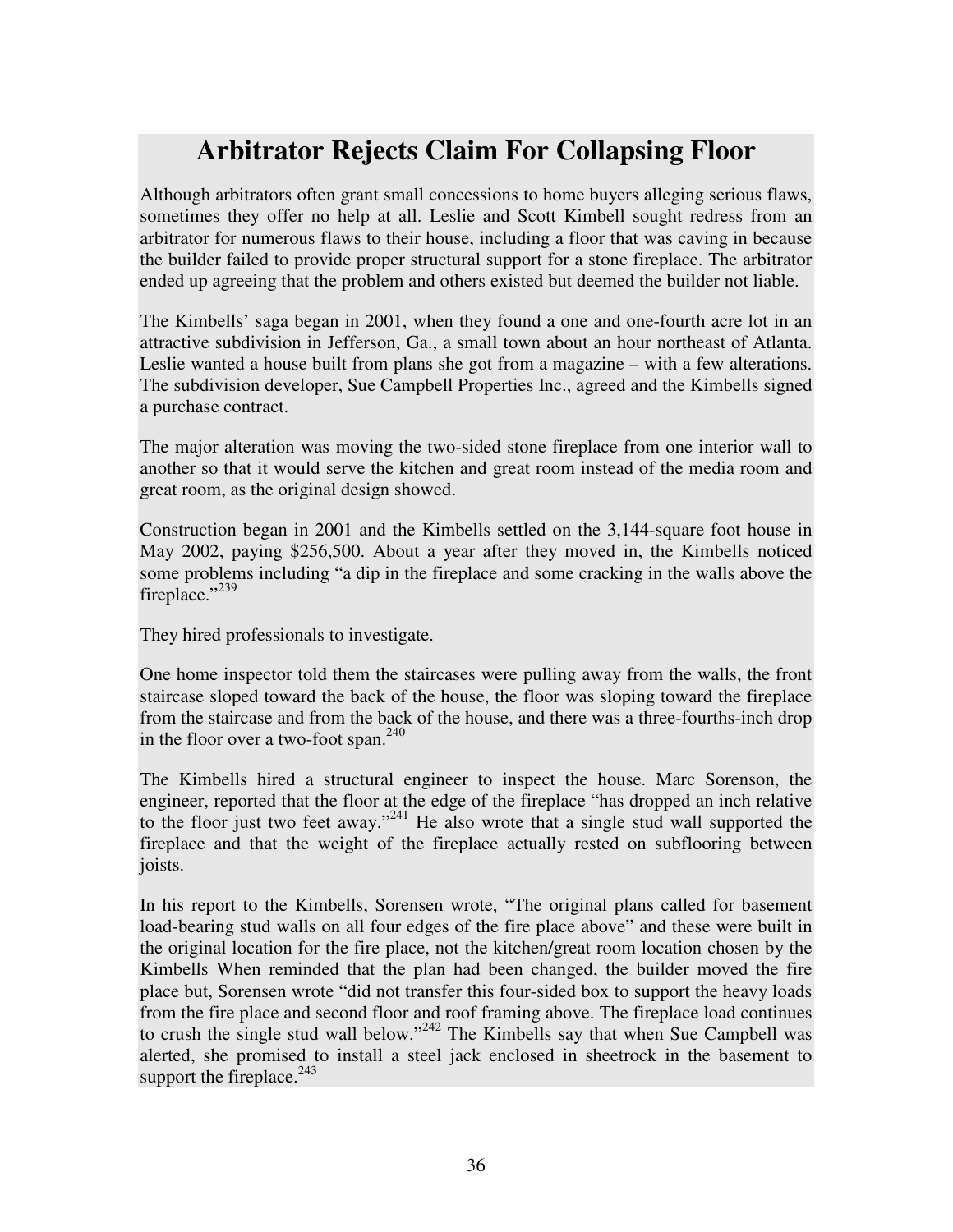# Arbitrator Rejects Claim For Collapsing Floor

Although arbitrators often grant small concessions to home buyers alleging serious flaws, sometimes they offer no help at all. Leslie and Scott Kimbell sought redress from an arbitrator for numerous flaws to their house, including a floor that was caving in because the builder failed to provide proper structural support for a stone fireplace. The arbitrator ended up agreeing that the problem and others existed but deemed the builder not liable.

The Kimbells' saga began in 2001, when they found a one and one-fourth acre lot in an attractive subdivision in Jefferson, Ga., a small town about an hour northeast of Atlanta. Leslie wanted a house built from plans she got from a magazine – with a few alterations. The subdivision developer, Sue Campbell Properties Inc., agreed and the Kimbells signed a purchase contract.

The major alteration was moving the two-sided stone fireplace from one interior wall to another so that it would serve the kitchen and great room instead of the media room and great room, as the original design showed.

Construction began in 2001 and the Kimbells settled on the 3,144-square foot house in May 2002, paying $256,500. About a year after they moved in, the Kimbells noticed some problems including "a dip in the fireplace and some cracking in the walls above the fireplace."[239]

They hired professionals to investigate.

One home inspector told them the staircases were pulling away from the walls, the front staircase sloped toward the back of the house, the floor was sloping toward the fireplace from the staircase and from the back of the house, and there was a three-fourths-inch drop in the floor over a two-foot span.[240]

The Kimbells hired a structural engineer to inspect the house. Marc Sorenson, the engineer, reported that the floor at the edge of the fireplace "has dropped an inch relative to the floor just two feet away."[241] He also wrote that a single stud wall supported the fireplace and that the weight of the fireplace actually rested on subflooring between joists.

In his report to the Kimbells, Sorensen wrote, "The original plans called for basement load-bearing stud walls on all four edges of the fire place above" and these were built in the original location for the fire place, not the kitchen/great room location chosen by the Kimbells When reminded that the plan had been changed, the builder moved the fire place but, Sorensen wrote "did not transfer this four-sided box to support the heavy loads from the fire place and second floor and roof framing above. The fireplace load continues to crush the single stud wall below."[242] The Kimbells say that when Sue Campbell was alerted, she promised to install a steel jack enclosed in sheetrock in the basement to support the fireplace.[243]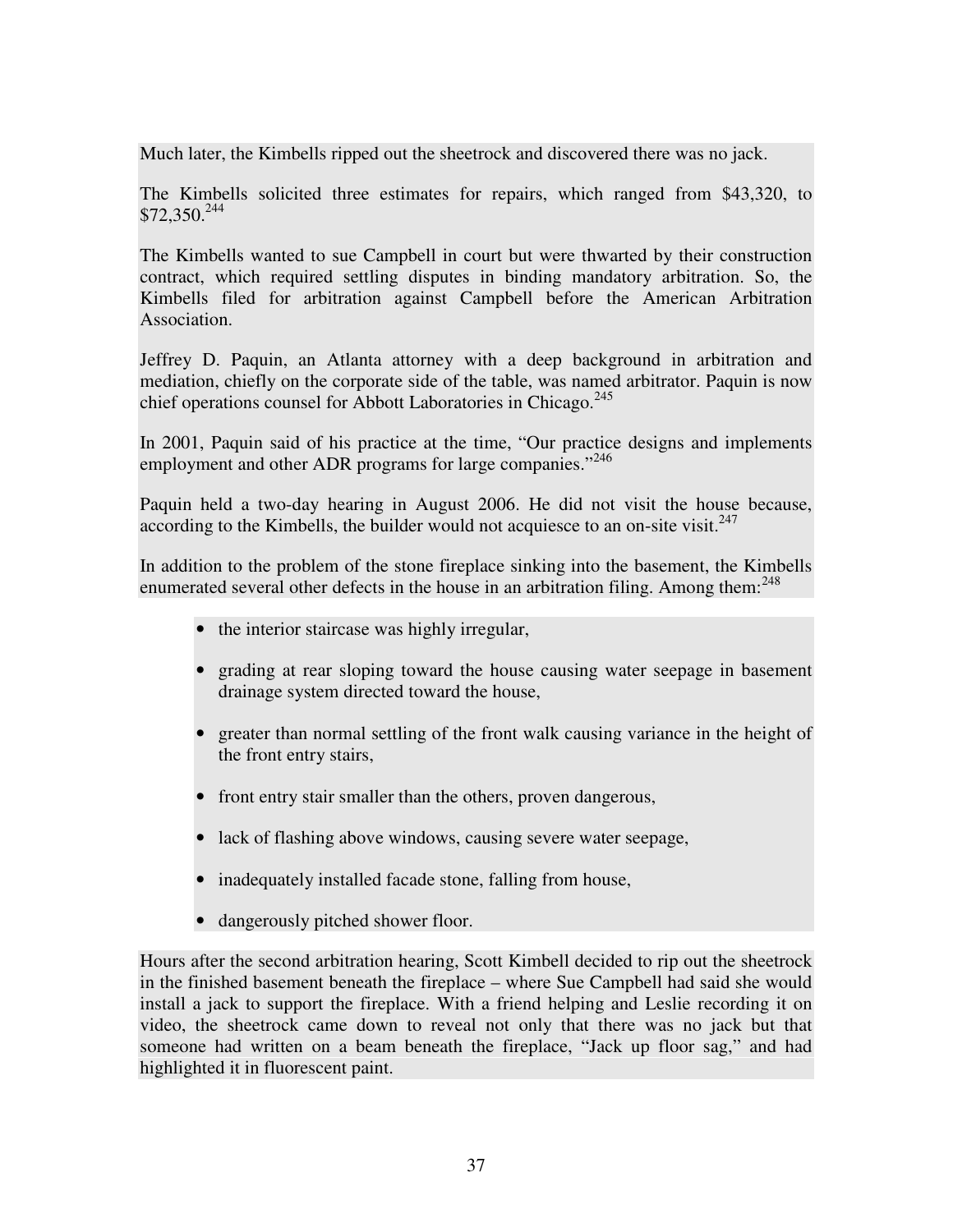Much later, the Kimbells ripped out the sheetrock and discovered there was no jack.

The Kimbells solicited three estimates for repairs, which ranged from $43,320, to $72,350.[244]

The Kimbells wanted to sue Campbell in court but were thwarted by their construction contract, which required settling disputes in binding mandatory arbitration. So, the Kimbells filed for arbitration against Campbell before the American Arbitration Association.

Jeffrey D. Paquin, an Atlanta attorney with a deep background in arbitration and mediation, chiefly on the corporate side of the table, was named arbitrator. Paquin is now chief operations counsel for Abbott Laboratories in Chicago.[245]

In 2001, Paquin said of his practice at the time, "Our practice designs and implements employment and other ADR programs for large companies."[246]

Paquin held a two-day hearing in August 2006. He did not visit the house because, according to the Kimbells, the builder would not acquiesce to an on-site visit.[247]

In addition to the problem of the stone fireplace sinking into the basement, the Kimbells enumerated several other defects in the house in an arbitration filing. Among them:[248]

- the interior staircase was highly irregular,
- grading at rear sloping toward the house causing water seepage in basement drainage system directed toward the house,
- greater than normal settling of the front walk causing variance in the height of the front entry stairs,
- front entry stair smaller than the others, proven dangerous,
- lack of flashing above windows, causing severe water seepage,
- inadequately installed facade stone, falling from house,
- dangerously pitched shower floor.

Hours after the second arbitration hearing, Scott Kimbell decided to rip out the sheetrock in the finished basement beneath the fireplace – where Sue Campbell had said she would install a jack to support the fireplace. With a friend helping and Leslie recording it on video, the sheetrock came down to reveal not only that there was no jack but that someone had written on a beam beneath the fireplace, "Jack up floor sag," and had highlighted it in fluorescent paint.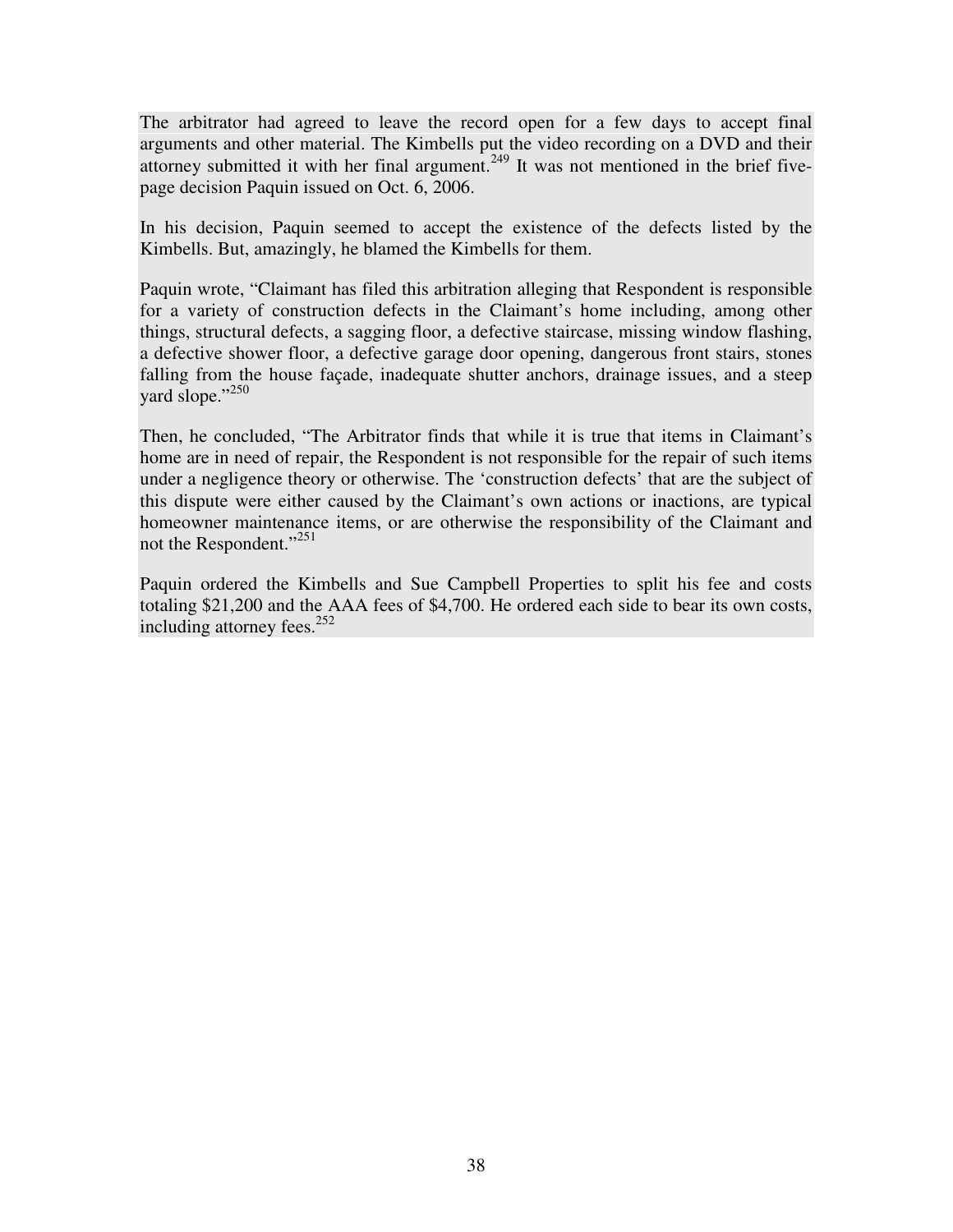The arbitrator had agreed to leave the record open for a few days to accept final arguments and other material. The Kimbells put the video recording on a DVD and their attorney submitted it with her final argument.[249] It was not mentioned in the brief five-page decision Paquin issued on Oct. 6, 2006.

In his decision, Paquin seemed to accept the existence of the defects listed by the Kimbells. But, amazingly, he blamed the Kimbells for them.

Paquin wrote, "Claimant has filed this arbitration alleging that Respondent is responsible for a variety of construction defects in the Claimant's home including, among other things, structural defects, a sagging floor, a defective staircase, missing window flashing, a defective shower floor, a defective garage door opening, dangerous front stairs, stones falling from the house façade, inadequate shutter anchors, drainage issues, and a steep yard slope."[250]

Then, he concluded, "The Arbitrator finds that while it is true that items in Claimant's home are in need of repair, the Respondent is not responsible for the repair of such items under a negligence theory or otherwise. The 'construction defects' that are the subject of this dispute were either caused by the Claimant's own actions or inactions, are typical homeowner maintenance items, or are otherwise the responsibility of the Claimant and not the Respondent."[251]

Paquin ordered the Kimbells and Sue Campbell Properties to split his fee and costs totaling $21,200 and the AAA fees of $4,700. He ordered each side to bear its own costs, including attorney fees.[252]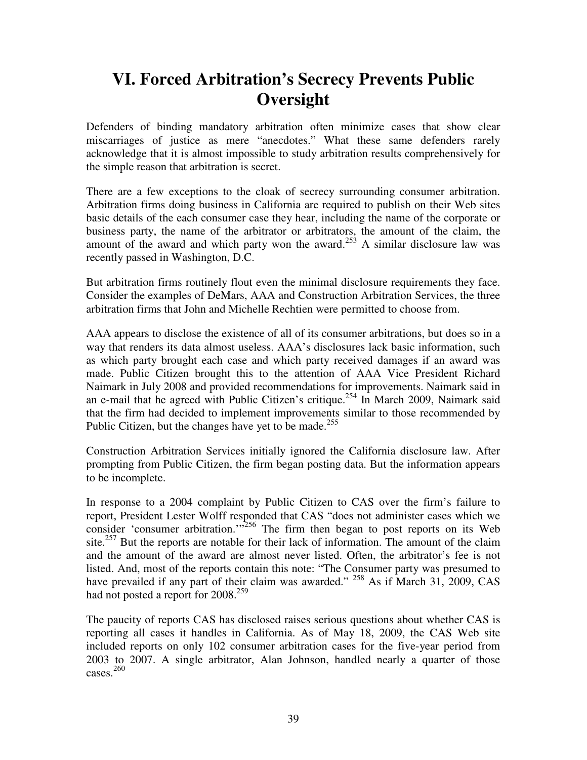# VI. Forced Arbitration's Secrecy Prevents Public Oversight

Defenders of binding mandatory arbitration often minimize cases that show clear miscarriages of justice as mere "anecdotes." What these same defenders rarely acknowledge that it is almost impossible to study arbitration results comprehensively for the simple reason that arbitration is secret.

There are a few exceptions to the cloak of secrecy surrounding consumer arbitration. Arbitration firms doing business in California are required to publish on their Web sites basic details of the each consumer case they hear, including the name of the corporate or business party, the name of the arbitrator or arbitrators, the amount of the claim, the amount of the award and which party won the award.[253] A similar disclosure law was recently passed in Washington, D.C.

But arbitration firms routinely flout even the minimal disclosure requirements they face. Consider the examples of DeMars, AAA and Construction Arbitration Services, the three arbitration firms that John and Michelle Rechtien were permitted to choose from.

AAA appears to disclose the existence of all of its consumer arbitrations, but does so in a way that renders its data almost useless. AAA's disclosures lack basic information, such as which party brought each case and which party received damages if an award was made. Public Citizen brought this to the attention of AAA Vice President Richard Naimark in July 2008 and provided recommendations for improvements. Naimark said in an e-mail that he agreed with Public Citizen's critique.[254] In March 2009, Naimark said that the firm had decided to implement improvements similar to those recommended by Public Citizen, but the changes have yet to be made.[255]

Construction Arbitration Services initially ignored the California disclosure law. After prompting from Public Citizen, the firm began posting data. But the information appears to be incomplete.

In response to a 2004 complaint by Public Citizen to CAS over the firm's failure to report, President Lester Wolff responded that CAS "does not administer cases which we consider 'consumer arbitration.'"[256] The firm then began to post reports on its Web site.[257] But the reports are notable for their lack of information. The amount of the claim and the amount of the award are almost never listed. Often, the arbitrator's fee is not listed. And, most of the reports contain this note: "The Consumer party was presumed to have prevailed if any part of their claim was awarded."[258] As if March 31, 2009, CAS had not posted a report for 2008.[259]

The paucity of reports CAS has disclosed raises serious questions about whether CAS is reporting all cases it handles in California. As of May 18, 2009, the CAS Web site included reports on only 102 consumer arbitration cases for the five-year period from 2003 to 2007. A single arbitrator, Alan Johnson, handled nearly a quarter of those cases.[260]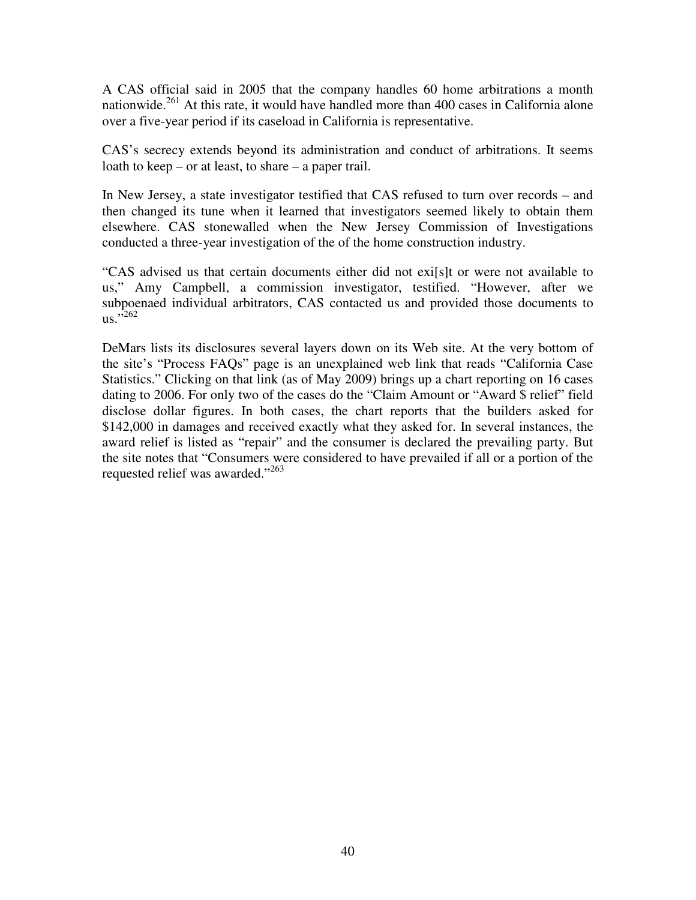A CAS official said in 2005 that the company handles 60 home arbitrations a month nationwide.[261] At this rate, it would have handled more than 400 cases in California alone over a five-year period if its caseload in California is representative.

CAS's secrecy extends beyond its administration and conduct of arbitrations. It seems loath to keep – or at least, to share – a paper trail.

In New Jersey, a state investigator testified that CAS refused to turn over records – and then changed its tune when it learned that investigators seemed likely to obtain them elsewhere. CAS stonewalled when the New Jersey Commission of Investigations conducted a three-year investigation of the of the home construction industry.

"CAS advised us that certain documents either did not exi[s]t or were not available to us," Amy Campbell, a commission investigator, testified. "However, after we subpoenaed individual arbitrators, CAS contacted us and provided those documents to us."[262]

DeMars lists its disclosures several layers down on its Web site. At the very bottom of the site's "Process FAQs" page is an unexplained web link that reads "California Case Statistics." Clicking on that link (as of May 2009) brings up a chart reporting on 16 cases dating to 2006. For only two of the cases do the "Claim Amount or "Award $ relief" field disclose dollar figures. In both cases, the chart reports that the builders asked for $142,000 in damages and received exactly what they asked for. In several instances, the award relief is listed as "repair" and the consumer is declared the prevailing party. But the site notes that "Consumers were considered to have prevailed if all or a portion of the requested relief was awarded."[263]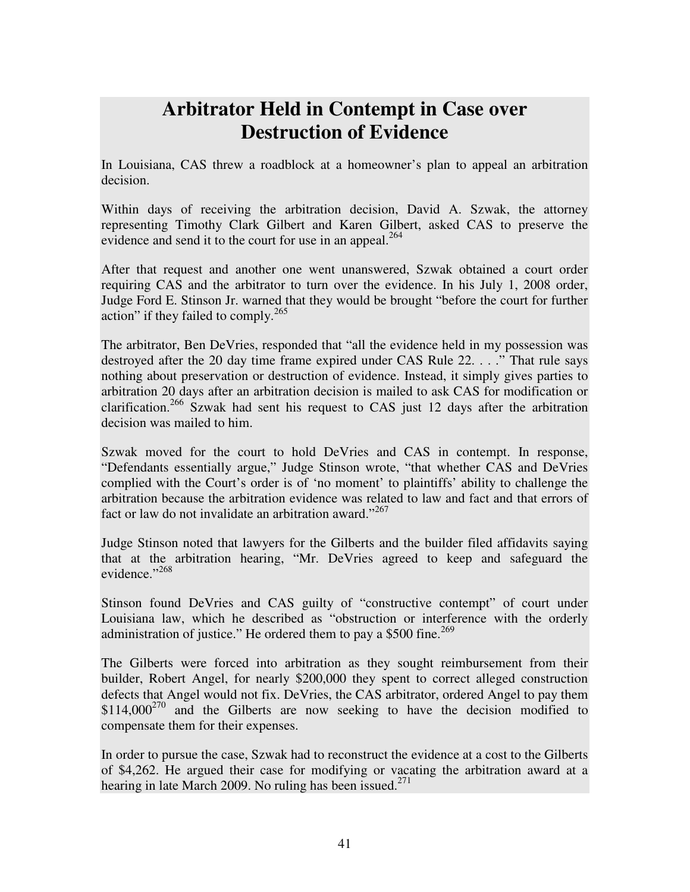# Arbitrator Held in Contempt in Case over Destruction of Evidence

In Louisiana, CAS threw a roadblock at a homeowner's plan to appeal an arbitration decision.

Within days of receiving the arbitration decision, David A. Szwak, the attorney representing Timothy Clark Gilbert and Karen Gilbert, asked CAS to preserve the evidence and send it to the court for use in an appeal.[264]

After that request and another one went unanswered, Szwak obtained a court order requiring CAS and the arbitrator to turn over the evidence. In his July 1, 2008 order, Judge Ford E. Stinson Jr. warned that they would be brought "before the court for further action" if they failed to comply.[265]

The arbitrator, Ben DeVries, responded that "all the evidence held in my possession was destroyed after the 20 day time frame expired under CAS Rule 22. . . ." That rule says nothing about preservation or destruction of evidence. Instead, it simply gives parties to arbitration 20 days after an arbitration decision is mailed to ask CAS for modification or clarification.[266] Szwak had sent his request to CAS just 12 days after the arbitration decision was mailed to him.

Szwak moved for the court to hold DeVries and CAS in contempt. In response, "Defendants essentially argue," Judge Stinson wrote, "that whether CAS and DeVries complied with the Court's order is of 'no moment' to plaintiffs' ability to challenge the arbitration because the arbitration evidence was related to law and fact and that errors of fact or law do not invalidate an arbitration award."[267]

Judge Stinson noted that lawyers for the Gilberts and the builder filed affidavits saying that at the arbitration hearing, "Mr. DeVries agreed to keep and safeguard the evidence."[268]

Stinson found DeVries and CAS guilty of "constructive contempt" of court under Louisiana law, which he described as "obstruction or interference with the orderly administration of justice." He ordered them to pay a $500 fine.[269]

The Gilberts were forced into arbitration as they sought reimbursement from their builder, Robert Angel, for nearly $200,000 they spent to correct alleged construction defects that Angel would not fix. DeVries, the CAS arbitrator, ordered Angel to pay them $114,000[270] and the Gilberts are now seeking to have the decision modified to compensate them for their expenses.

In order to pursue the case, Szwak had to reconstruct the evidence at a cost to the Gilberts of $4,262. He argued their case for modifying or vacating the arbitration award at a hearing in late March 2009. No ruling has been issued.[271]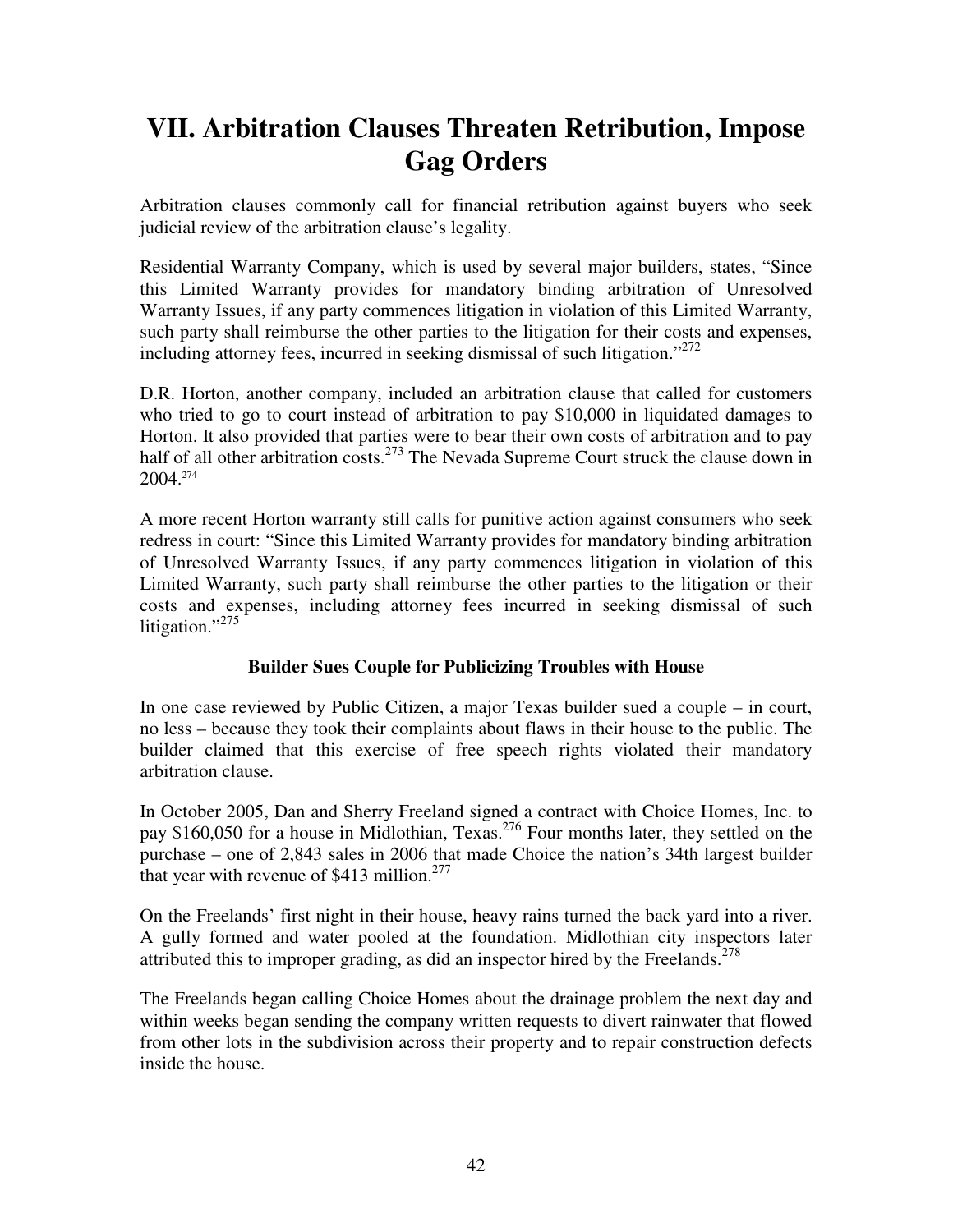# VII. Arbitration Clauses Threaten Retribution, Impose Gag Orders

Arbitration clauses commonly call for financial retribution against buyers who seek judicial review of the arbitration clause's legality.

Residential Warranty Company, which is used by several major builders, states, "Since this Limited Warranty provides for mandatory binding arbitration of Unresolved Warranty Issues, if any party commences litigation in violation of this Limited Warranty, such party shall reimburse the other parties to the litigation for their costs and expenses, including attorney fees, incurred in seeking dismissal of such litigation."[272]

D.R. Horton, another company, included an arbitration clause that called for customers who tried to go to court instead of arbitration to pay $10,000 in liquidated damages to Horton. It also provided that parties were to bear their own costs of arbitration and to pay half of all other arbitration costs.[273] The Nevada Supreme Court struck the clause down in 2004.[274]

A more recent Horton warranty still calls for punitive action against consumers who seek redress in court: "Since this Limited Warranty provides for mandatory binding arbitration of Unresolved Warranty Issues, if any party commences litigation in violation of this Limited Warranty, such party shall reimburse the other parties to the litigation or their costs and expenses, including attorney fees incurred in seeking dismissal of such litigation."[275]

### Builder Sues Couple for Publicizing Troubles with House

In one case reviewed by Public Citizen, a major Texas builder sued a couple – in court, no less – because they took their complaints about flaws in their house to the public. The builder claimed that this exercise of free speech rights violated their mandatory arbitration clause.

In October 2005, Dan and Sherry Freeland signed a contract with Choice Homes, Inc. to pay $160,050 for a house in Midlothian, Texas.[276] Four months later, they settled on the purchase – one of 2,843 sales in 2006 that made Choice the nation's 34th largest builder that year with revenue of $413 million.[277]

On the Freelands' first night in their house, heavy rains turned the back yard into a river. A gully formed and water pooled at the foundation. Midlothian city inspectors later attributed this to improper grading, as did an inspector hired by the Freelands.[278]

The Freelands began calling Choice Homes about the drainage problem the next day and within weeks began sending the company written requests to divert rainwater that flowed from other lots in the subdivision across their property and to repair construction defects inside the house.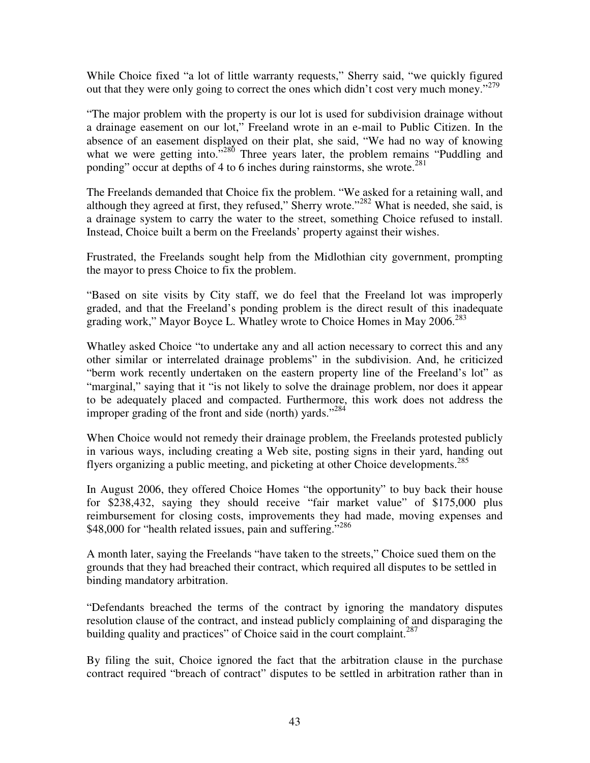While Choice fixed "a lot of little warranty requests," Sherry said, "we quickly figured out that they were only going to correct the ones which didn't cost very much money."[279]

"The major problem with the property is our lot is used for subdivision drainage without a drainage easement on our lot," Freeland wrote in an e-mail to Public Citizen. In the absence of an easement displayed on their plat, she said, "We had no way of knowing what we were getting into."[280] Three years later, the problem remains "Puddling and ponding" occur at depths of 4 to 6 inches during rainstorms, she wrote.[281]

The Freelands demanded that Choice fix the problem. "We asked for a retaining wall, and although they agreed at first, they refused," Sherry wrote."[282] What is needed, she said, is a drainage system to carry the water to the street, something Choice refused to install. Instead, Choice built a berm on the Freelands' property against their wishes.

Frustrated, the Freelands sought help from the Midlothian city government, prompting the mayor to press Choice to fix the problem.

"Based on site visits by City staff, we do feel that the Freeland lot was improperly graded, and that the Freeland's ponding problem is the direct result of this inadequate grading work," Mayor Boyce L. Whatley wrote to Choice Homes in May 2006.[283]

Whatley asked Choice "to undertake any and all action necessary to correct this and any other similar or interrelated drainage problems" in the subdivision. And, he criticized "berm work recently undertaken on the eastern property line of the Freeland's lot" as "marginal," saying that it "is not likely to solve the drainage problem, nor does it appear to be adequately placed and compacted. Furthermore, this work does not address the improper grading of the front and side (north) yards."[284]

When Choice would not remedy their drainage problem, the Freelands protested publicly in various ways, including creating a Web site, posting signs in their yard, handing out flyers organizing a public meeting, and picketing at other Choice developments.[285]

In August 2006, they offered Choice Homes "the opportunity" to buy back their house for \$238,432, saying they should receive "fair market value" of \$175,000 plus reimbursement for closing costs, improvements they had made, moving expenses and \$48,000 for "health related issues, pain and suffering."[286]

A month later, saying the Freelands "have taken to the streets," Choice sued them on the grounds that they had breached their contract, which required all disputes to be settled in binding mandatory arbitration.

"Defendants breached the terms of the contract by ignoring the mandatory disputes resolution clause of the contract, and instead publicly complaining of and disparaging the building quality and practices" of Choice said in the court complaint.[287]

By filing the suit, Choice ignored the fact that the arbitration clause in the purchase contract required "breach of contract" disputes to be settled in arbitration rather than in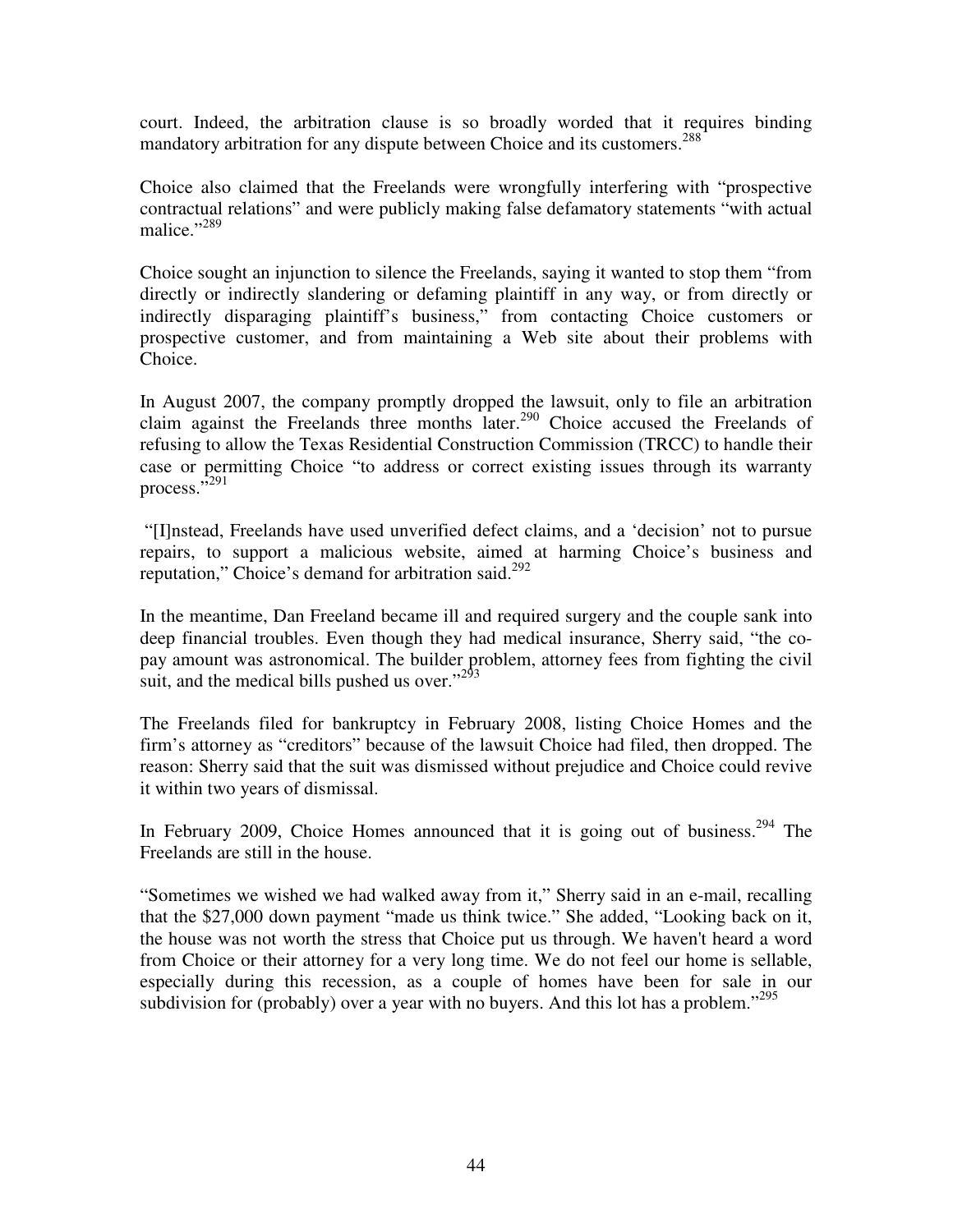court. Indeed, the arbitration clause is so broadly worded that it requires binding mandatory arbitration for any dispute between Choice and its customers.[288]

Choice also claimed that the Freelands were wrongfully interfering with "prospective contractual relations" and were publicly making false defamatory statements "with actual malice."[289]

Choice sought an injunction to silence the Freelands, saying it wanted to stop them "from directly or indirectly slandering or defaming plaintiff in any way, or from directly or indirectly disparaging plaintiff's business," from contacting Choice customers or prospective customer, and from maintaining a Web site about their problems with Choice.

In August 2007, the company promptly dropped the lawsuit, only to file an arbitration claim against the Freelands three months later.[290] Choice accused the Freelands of refusing to allow the Texas Residential Construction Commission (TRCC) to handle their case or permitting Choice "to address or correct existing issues through its warranty process."[291]

"[I]nstead, Freelands have used unverified defect claims, and a 'decision' not to pursue repairs, to support a malicious website, aimed at harming Choice's business and reputation," Choice's demand for arbitration said.[292]

In the meantime, Dan Freeland became ill and required surgery and the couple sank into deep financial troubles. Even though they had medical insurance, Sherry said, "the co-pay amount was astronomical. The builder problem, attorney fees from fighting the civil suit, and the medical bills pushed us over."[293]

The Freelands filed for bankruptcy in February 2008, listing Choice Homes and the firm's attorney as "creditors" because of the lawsuit Choice had filed, then dropped. The reason: Sherry said that the suit was dismissed without prejudice and Choice could revive it within two years of dismissal.

In February 2009, Choice Homes announced that it is going out of business.[294] The Freelands are still in the house.

"Sometimes we wished we had walked away from it," Sherry said in an e-mail, recalling that the $27,000 down payment "made us think twice." She added, "Looking back on it, the house was not worth the stress that Choice put us through. We haven't heard a word from Choice or their attorney for a very long time. We do not feel our home is sellable, especially during this recession, as a couple of homes have been for sale in our subdivision for (probably) over a year with no buyers. And this lot has a problem."[295]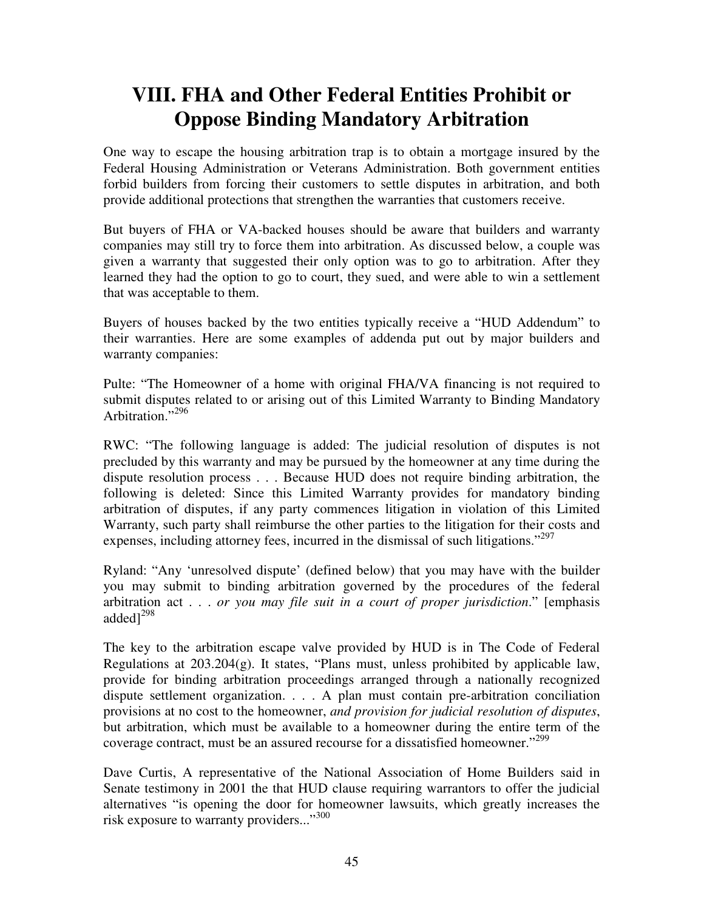# VIII. FHA and Other Federal Entities Prohibit or Oppose Binding Mandatory Arbitration

One way to escape the housing arbitration trap is to obtain a mortgage insured by the Federal Housing Administration or Veterans Administration. Both government entities forbid builders from forcing their customers to settle disputes in arbitration, and both provide additional protections that strengthen the warranties that customers receive.

But buyers of FHA or VA-backed houses should be aware that builders and warranty companies may still try to force them into arbitration. As discussed below, a couple was given a warranty that suggested their only option was to go to arbitration. After they learned they had the option to go to court, they sued, and were able to win a settlement that was acceptable to them.

Buyers of houses backed by the two entities typically receive a "HUD Addendum" to their warranties. Here are some examples of addenda put out by major builders and warranty companies:

Pulte: "The Homeowner of a home with original FHA/VA financing is not required to submit disputes related to or arising out of this Limited Warranty to Binding Mandatory Arbitration."[296]

RWC: "The following language is added: The judicial resolution of disputes is not precluded by this warranty and may be pursued by the homeowner at any time during the dispute resolution process . . . Because HUD does not require binding arbitration, the following is deleted: Since this Limited Warranty provides for mandatory binding arbitration of disputes, if any party commences litigation in violation of this Limited Warranty, such party shall reimburse the other parties to the litigation for their costs and expenses, including attorney fees, incurred in the dismissal of such litigations."[297]

Ryland: "Any 'unresolved dispute' (defined below) that you may have with the builder you may submit to binding arbitration governed by the procedures of the federal arbitration act . . . *or you may file suit in a court of proper jurisdiction*." [emphasis added][298]

The key to the arbitration escape valve provided by HUD is in The Code of Federal Regulations at 203.204(g). It states, "Plans must, unless prohibited by applicable law, provide for binding arbitration proceedings arranged through a nationally recognized dispute settlement organization. . . . A plan must contain pre-arbitration conciliation provisions at no cost to the homeowner, *and provision for judicial resolution of disputes*, but arbitration, which must be available to a homeowner during the entire term of the coverage contract, must be an assured recourse for a dissatisfied homeowner."[299]

Dave Curtis, A representative of the National Association of Home Builders said in Senate testimony in 2001 the that HUD clause requiring warrantors to offer the judicial alternatives "is opening the door for homeowner lawsuits, which greatly increases the risk exposure to warranty providers..."[300]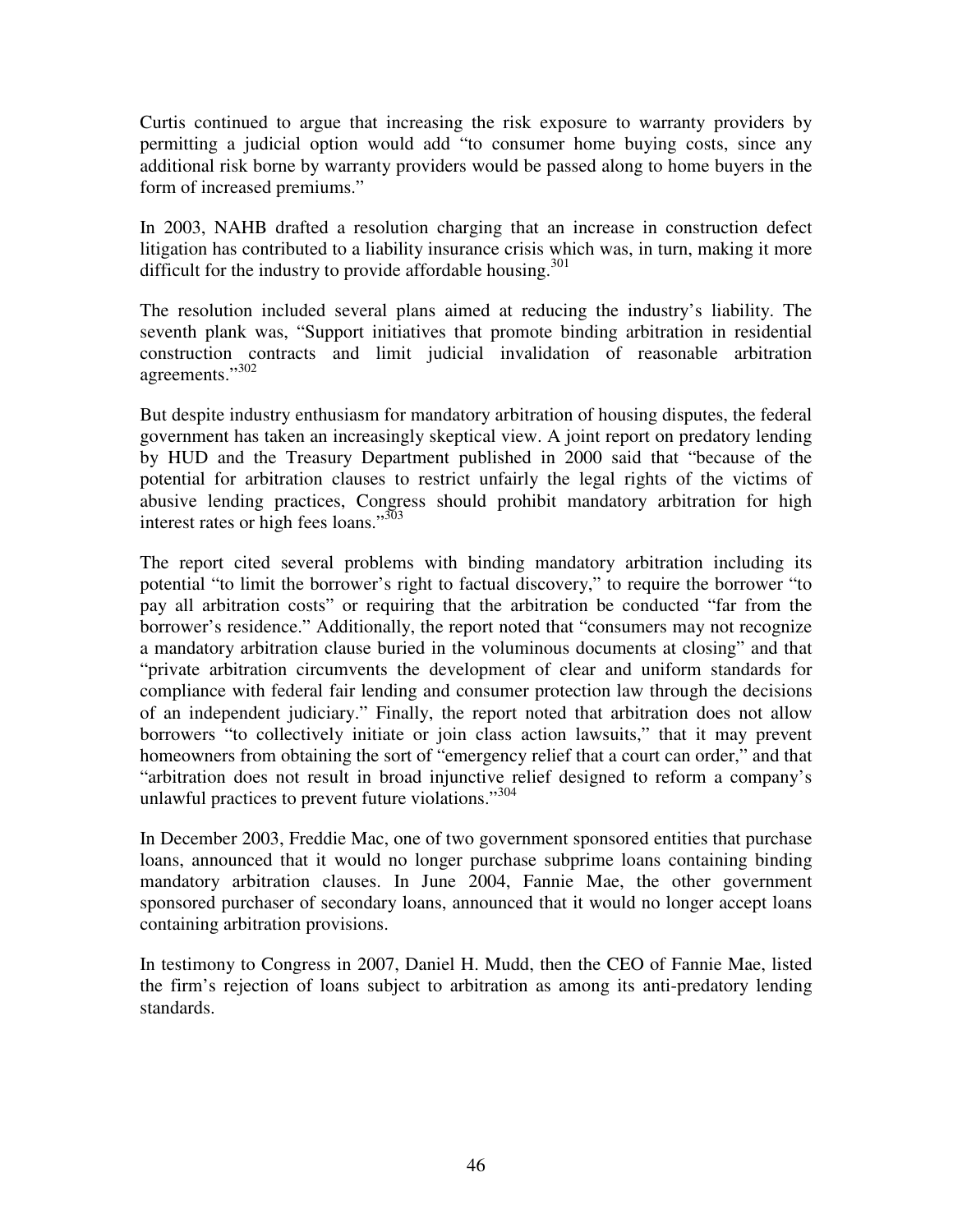Curtis continued to argue that increasing the risk exposure to warranty providers by permitting a judicial option would add "to consumer home buying costs, since any additional risk borne by warranty providers would be passed along to home buyers in the form of increased premiums."

In 2003, NAHB drafted a resolution charging that an increase in construction defect litigation has contributed to a liability insurance crisis which was, in turn, making it more difficult for the industry to provide affordable housing.[301]

The resolution included several plans aimed at reducing the industry's liability. The seventh plank was, "Support initiatives that promote binding arbitration in residential construction contracts and limit judicial invalidation of reasonable arbitration agreements."[302]

But despite industry enthusiasm for mandatory arbitration of housing disputes, the federal government has taken an increasingly skeptical view. A joint report on predatory lending by HUD and the Treasury Department published in 2000 said that "because of the potential for arbitration clauses to restrict unfairly the legal rights of the victims of abusive lending practices, Congress should prohibit mandatory arbitration for high interest rates or high fees loans."[303]

The report cited several problems with binding mandatory arbitration including its potential "to limit the borrower's right to factual discovery," to require the borrower "to pay all arbitration costs" or requiring that the arbitration be conducted "far from the borrower's residence." Additionally, the report noted that "consumers may not recognize a mandatory arbitration clause buried in the voluminous documents at closing" and that "private arbitration circumvents the development of clear and uniform standards for compliance with federal fair lending and consumer protection law through the decisions of an independent judiciary." Finally, the report noted that arbitration does not allow borrowers "to collectively initiate or join class action lawsuits," that it may prevent homeowners from obtaining the sort of "emergency relief that a court can order," and that "arbitration does not result in broad injunctive relief designed to reform a company's unlawful practices to prevent future violations."[304]

In December 2003, Freddie Mac, one of two government sponsored entities that purchase loans, announced that it would no longer purchase subprime loans containing binding mandatory arbitration clauses. In June 2004, Fannie Mae, the other government sponsored purchaser of secondary loans, announced that it would no longer accept loans containing arbitration provisions.

In testimony to Congress in 2007, Daniel H. Mudd, then the CEO of Fannie Mae, listed the firm's rejection of loans subject to arbitration as among its anti-predatory lending standards.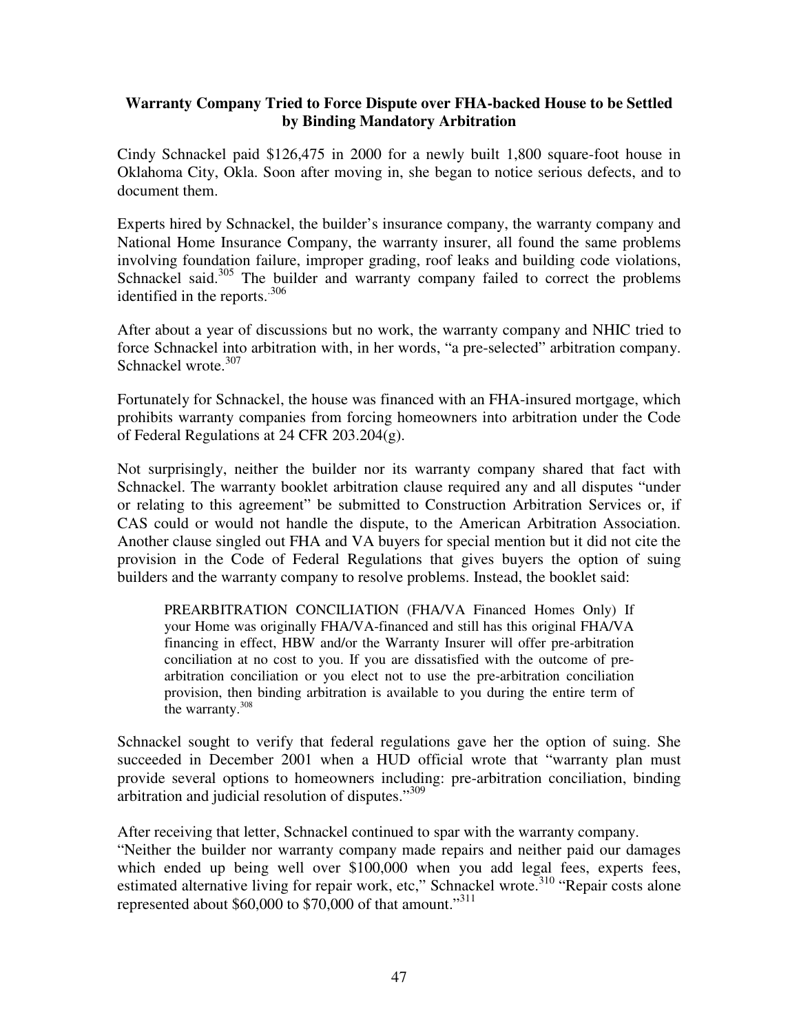**Warranty Company Tried to Force Dispute over FHA-backed House to be Settled by Binding Mandatory Arbitration**

Cindy Schnackel paid $126,475 in 2000 for a newly built 1,800 square-foot house in Oklahoma City, Okla. Soon after moving in, she began to notice serious defects, and to document them.

Experts hired by Schnackel, the builder's insurance company, the warranty company and National Home Insurance Company, the warranty insurer, all found the same problems involving foundation failure, improper grading, roof leaks and building code violations, Schnackel said.[305] The builder and warranty company failed to correct the problems identified in the reports.[306]

After about a year of discussions but no work, the warranty company and NHIC tried to force Schnackel into arbitration with, in her words, "a pre-selected" arbitration company. Schnackel wrote.[307]

Fortunately for Schnackel, the house was financed with an FHA-insured mortgage, which prohibits warranty companies from forcing homeowners into arbitration under the Code of Federal Regulations at 24 CFR 203.204(g).

Not surprisingly, neither the builder nor its warranty company shared that fact with Schnackel. The warranty booklet arbitration clause required any and all disputes "under or relating to this agreement" be submitted to Construction Arbitration Services or, if CAS could or would not handle the dispute, to the American Arbitration Association. Another clause singled out FHA and VA buyers for special mention but it did not cite the provision in the Code of Federal Regulations that gives buyers the option of suing builders and the warranty company to resolve problems. Instead, the booklet said:

> PREARBITRATION CONCILIATION (FHA/VA Financed Homes Only) If your Home was originally FHA/VA-financed and still has this original FHA/VA financing in effect, HBW and/or the Warranty Insurer will offer pre-arbitration conciliation at no cost to you. If you are dissatisfied with the outcome of pre-arbitration conciliation or you elect not to use the pre-arbitration conciliation provision, then binding arbitration is available to you during the entire term of the warranty.[308]

Schnackel sought to verify that federal regulations gave her the option of suing. She succeeded in December 2001 when a HUD official wrote that "warranty plan must provide several options to homeowners including: pre-arbitration conciliation, binding arbitration and judicial resolution of disputes."[309]

After receiving that letter, Schnackel continued to spar with the warranty company. "Neither the builder nor warranty company made repairs and neither paid our damages which ended up being well over $100,000 when you add legal fees, experts fees, estimated alternative living for repair work, etc," Schnackel wrote.[310] "Repair costs alone represented about $60,000 to $70,000 of that amount."[311]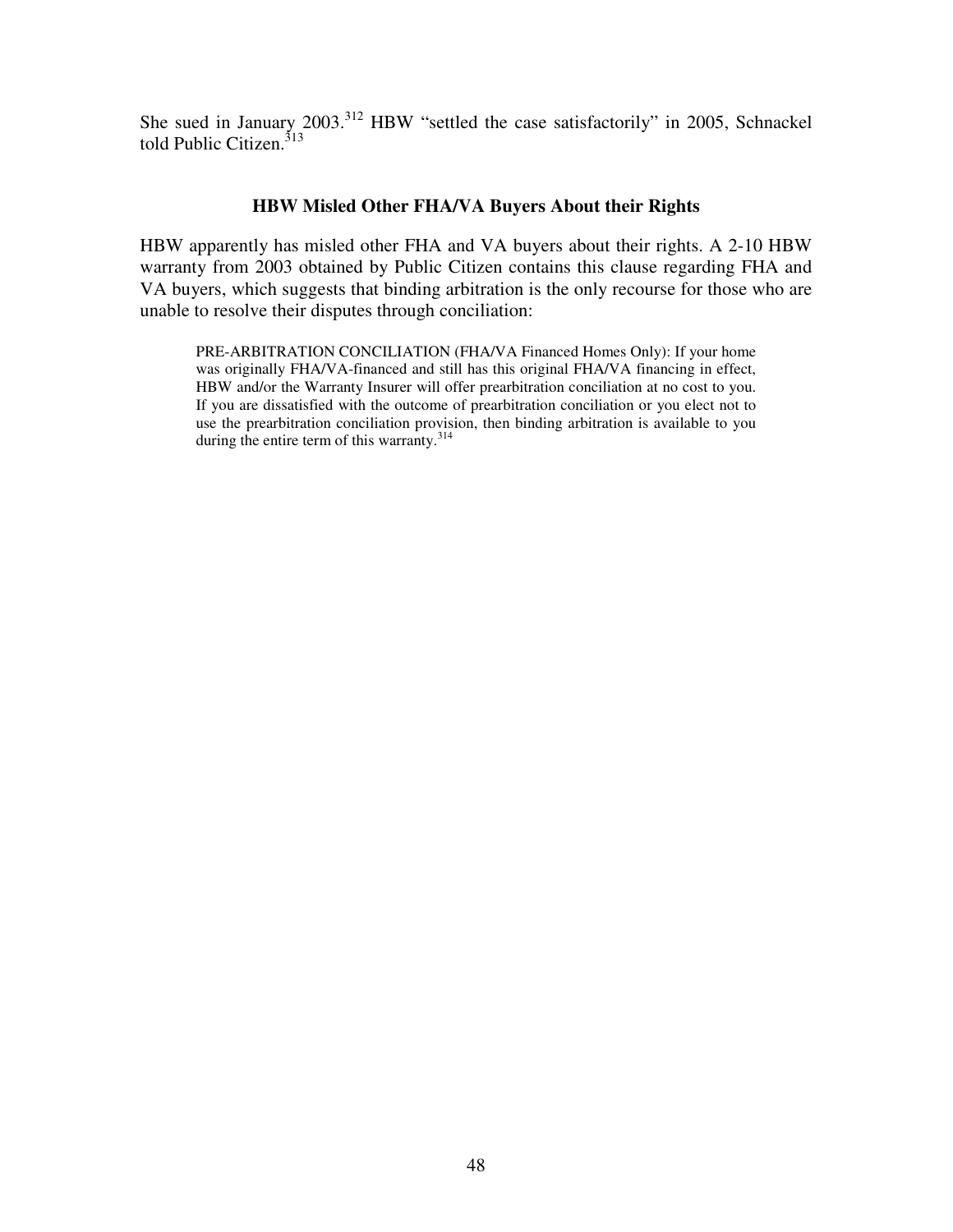She sued in January 2003.[312] HBW "settled the case satisfactorily" in 2005, Schnackel told Public Citizen.[313]

### HBW Misled Other FHA/VA Buyers About their Rights

HBW apparently has misled other FHA and VA buyers about their rights. A 2-10 HBW warranty from 2003 obtained by Public Citizen contains this clause regarding FHA and VA buyers, which suggests that binding arbitration is the only recourse for those who are unable to resolve their disputes through conciliation:

> PRE-ARBITRATION CONCILIATION (FHA/VA Financed Homes Only): If your home was originally FHA/VA-financed and still has this original FHA/VA financing in effect, HBW and/or the Warranty Insurer will offer prearbitration conciliation at no cost to you. If you are dissatisfied with the outcome of prearbitration conciliation or you elect not to use the prearbitration conciliation provision, then binding arbitration is available to you during the entire term of this warranty.[314]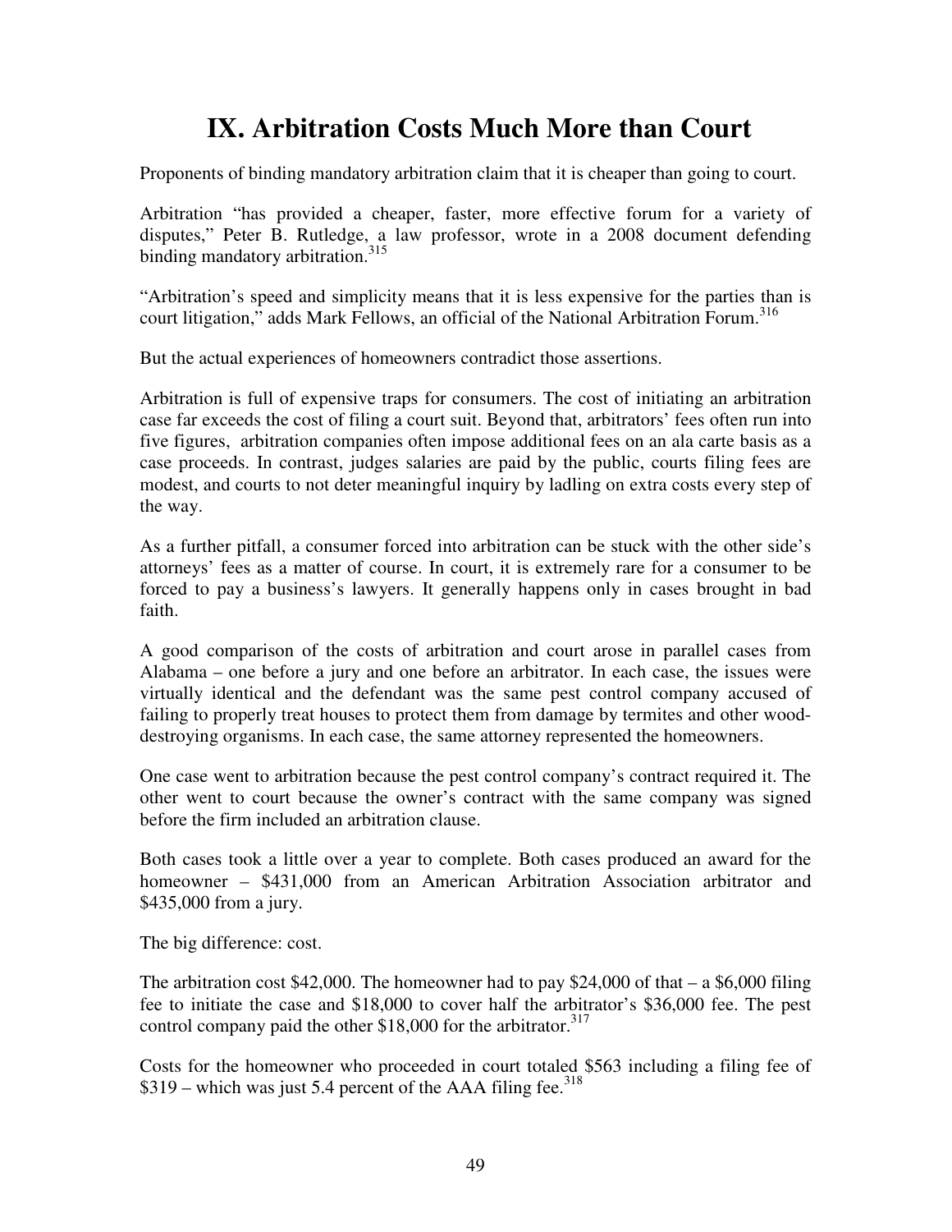# IX. Arbitration Costs Much More than Court

Proponents of binding mandatory arbitration claim that it is cheaper than going to court.

Arbitration "has provided a cheaper, faster, more effective forum for a variety of disputes," Peter B. Rutledge, a law professor, wrote in a 2008 document defending binding mandatory arbitration.[315]

"Arbitration's speed and simplicity means that it is less expensive for the parties than is court litigation," adds Mark Fellows, an official of the National Arbitration Forum.[316]

But the actual experiences of homeowners contradict those assertions.

Arbitration is full of expensive traps for consumers. The cost of initiating an arbitration case far exceeds the cost of filing a court suit. Beyond that, arbitrators' fees often run into five figures, arbitration companies often impose additional fees on an ala carte basis as a case proceeds. In contrast, judges salaries are paid by the public, courts filing fees are modest, and courts to not deter meaningful inquiry by ladling on extra costs every step of the way.

As a further pitfall, a consumer forced into arbitration can be stuck with the other side's attorneys' fees as a matter of course. In court, it is extremely rare for a consumer to be forced to pay a business's lawyers. It generally happens only in cases brought in bad faith.

A good comparison of the costs of arbitration and court arose in parallel cases from Alabama – one before a jury and one before an arbitrator. In each case, the issues were virtually identical and the defendant was the same pest control company accused of failing to properly treat houses to protect them from damage by termites and other wood-destroying organisms. In each case, the same attorney represented the homeowners.

One case went to arbitration because the pest control company's contract required it. The other went to court because the owner's contract with the same company was signed before the firm included an arbitration clause.

Both cases took a little over a year to complete. Both cases produced an award for the homeowner – $431,000 from an American Arbitration Association arbitrator and $435,000 from a jury.

The big difference: cost.

The arbitration cost $42,000. The homeowner had to pay $24,000 of that – a $6,000 filing fee to initiate the case and $18,000 to cover half the arbitrator's $36,000 fee. The pest control company paid the other $18,000 for the arbitrator.[317]

Costs for the homeowner who proceeded in court totaled $563 including a filing fee of $319 – which was just 5.4 percent of the AAA filing fee.[318]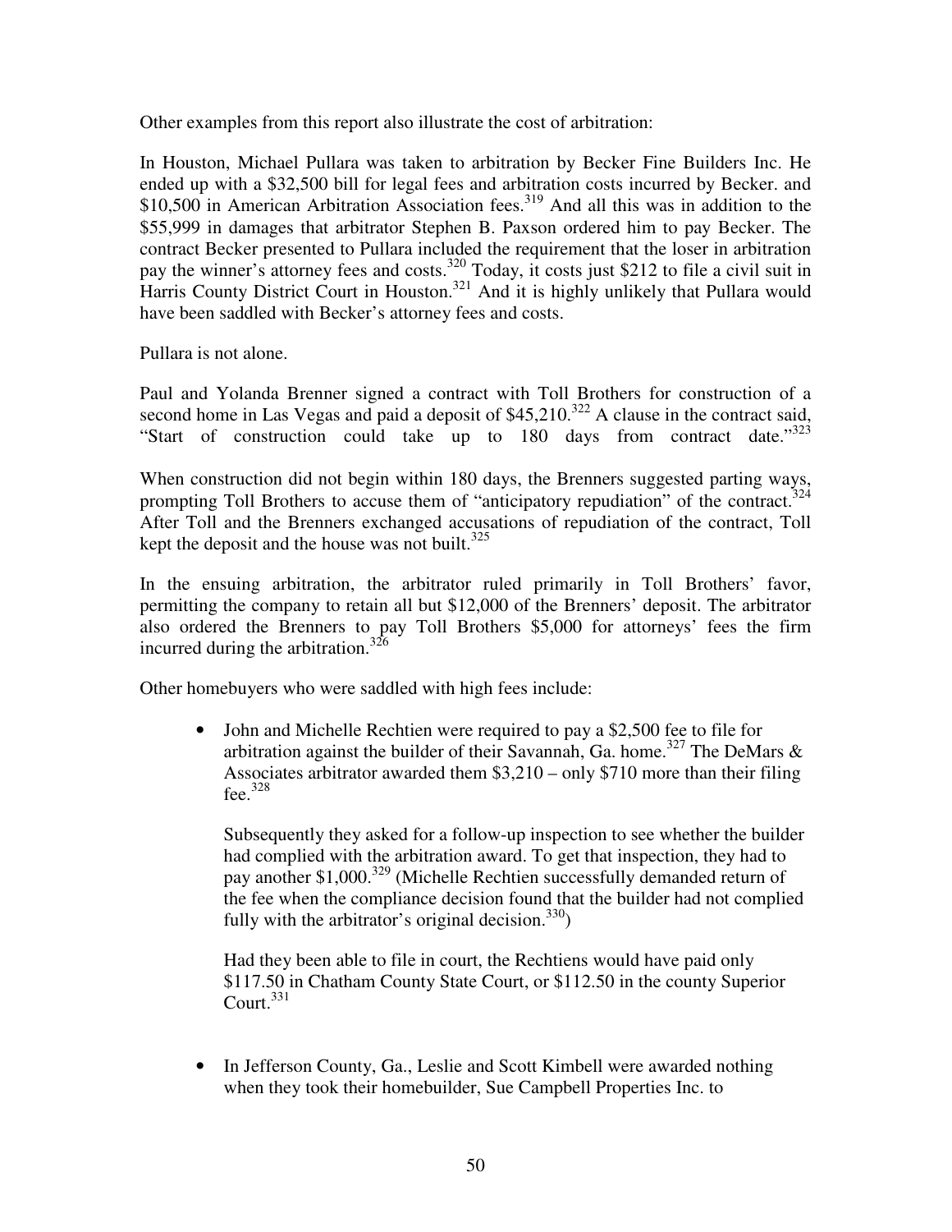Other examples from this report also illustrate the cost of arbitration:

In Houston, Michael Pullara was taken to arbitration by Becker Fine Builders Inc. He ended up with a $32,500 bill for legal fees and arbitration costs incurred by Becker. and $10,500 in American Arbitration Association fees.[319] And all this was in addition to the $55,999 in damages that arbitrator Stephen B. Paxson ordered him to pay Becker. The contract Becker presented to Pullara included the requirement that the loser in arbitration pay the winner's attorney fees and costs.[320] Today, it costs just $212 to file a civil suit in Harris County District Court in Houston.[321] And it is highly unlikely that Pullara would have been saddled with Becker's attorney fees and costs.

Pullara is not alone.

Paul and Yolanda Brenner signed a contract with Toll Brothers for construction of a second home in Las Vegas and paid a deposit of $45,210.[322] A clause in the contract said, "Start of construction could take up to 180 days from contract date."[323]

When construction did not begin within 180 days, the Brenners suggested parting ways, prompting Toll Brothers to accuse them of "anticipatory repudiation" of the contract.[324] After Toll and the Brenners exchanged accusations of repudiation of the contract, Toll kept the deposit and the house was not built.[325]

In the ensuing arbitration, the arbitrator ruled primarily in Toll Brothers' favor, permitting the company to retain all but $12,000 of the Brenners' deposit. The arbitrator also ordered the Brenners to pay Toll Brothers $5,000 for attorneys' fees the firm incurred during the arbitration.[326]

Other homebuyers who were saddled with high fees include:

- John and Michelle Rechtien were required to pay a $2,500 fee to file for arbitration against the builder of their Savannah, Ga. home.[327] The DeMars & Associates arbitrator awarded them $3,210 – only $710 more than their filing fee.[328]

  Subsequently they asked for a follow-up inspection to see whether the builder had complied with the arbitration award. To get that inspection, they had to pay another $1,000.[329] (Michelle Rechtien successfully demanded return of the fee when the compliance decision found that the builder had not complied fully with the arbitrator's original decision.[330])

  Had they been able to file in court, the Rechtiens would have paid only $117.50 in Chatham County State Court, or $112.50 in the county Superior Court.[331]

- In Jefferson County, Ga., Leslie and Scott Kimbell were awarded nothing when they took their homebuilder, Sue Campbell Properties Inc. to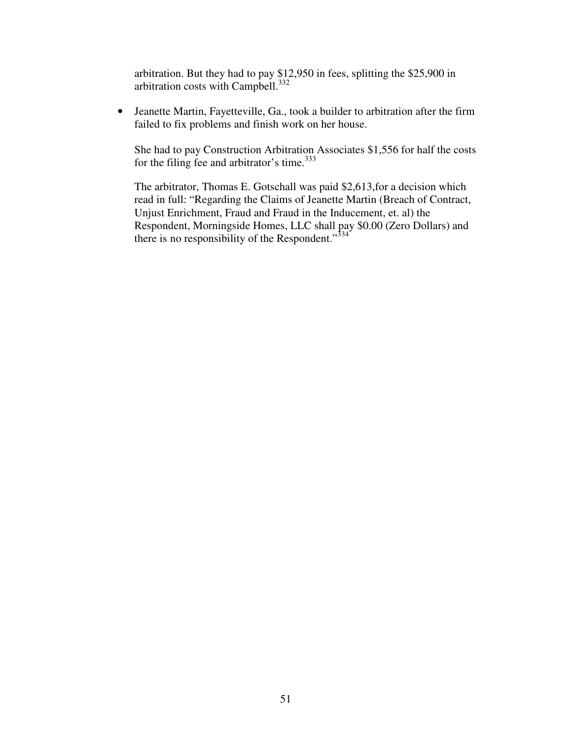arbitration. But they had to pay $12,950 in fees, splitting the $25,900 in arbitration costs with Campbell.[332]

- Jeanette Martin, Fayetteville, Ga., took a builder to arbitration after the firm failed to fix problems and finish work on her house.

  She had to pay Construction Arbitration Associates $1,556 for half the costs for the filing fee and arbitrator's time.[333]

  The arbitrator, Thomas E. Gotschall was paid $2,613,for a decision which read in full: "Regarding the Claims of Jeanette Martin (Breach of Contract, Unjust Enrichment, Fraud and Fraud in the Inducement, et. al) the Respondent, Morningside Homes, LLC shall pay $0.00 (Zero Dollars) and there is no responsibility of the Respondent."[334]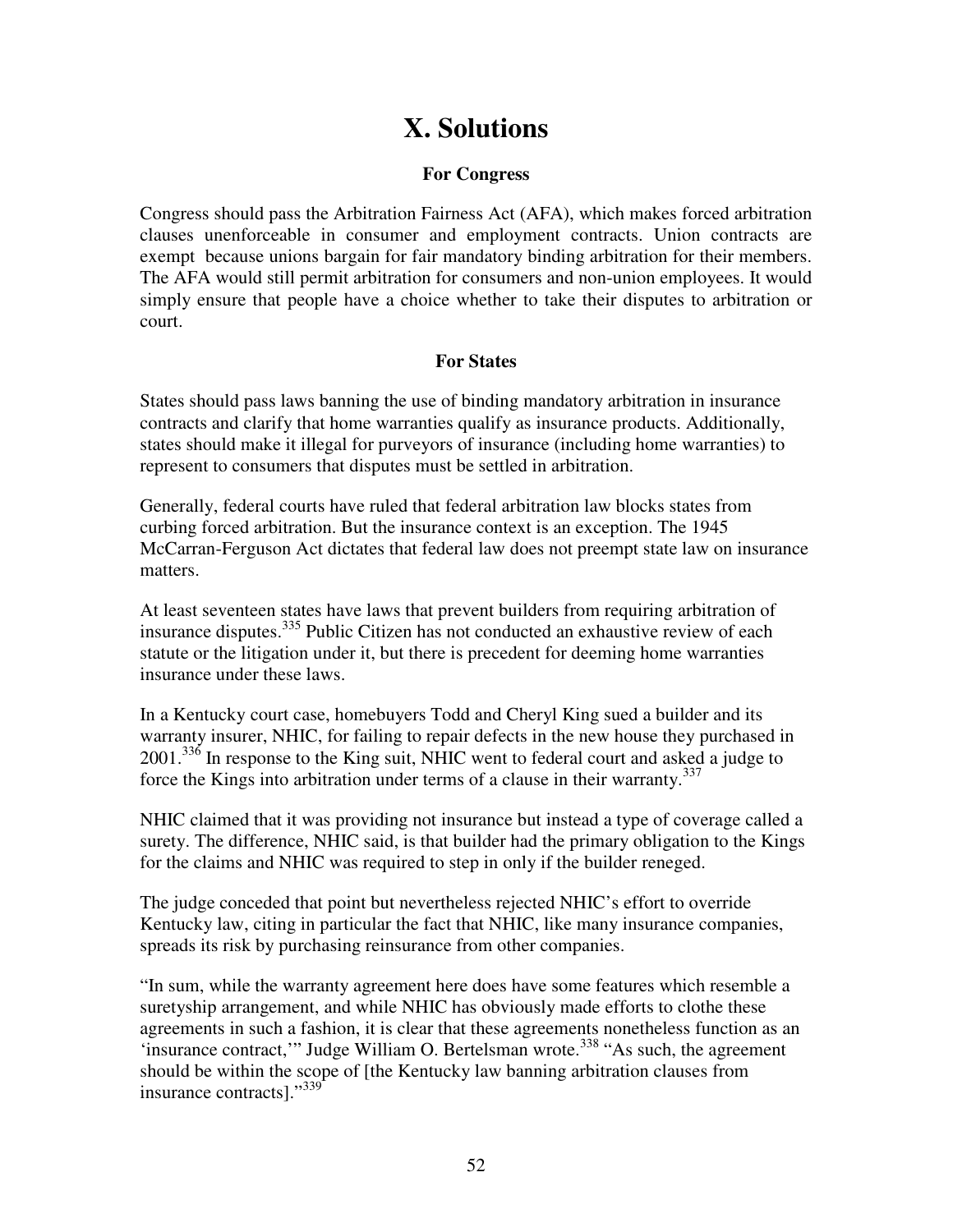# X. Solutions

### For Congress

Congress should pass the Arbitration Fairness Act (AFA), which makes forced arbitration clauses unenforceable in consumer and employment contracts. Union contracts are exempt because unions bargain for fair mandatory binding arbitration for their members. The AFA would still permit arbitration for consumers and non-union employees. It would simply ensure that people have a choice whether to take their disputes to arbitration or court.

### For States

States should pass laws banning the use of binding mandatory arbitration in insurance contracts and clarify that home warranties qualify as insurance products. Additionally, states should make it illegal for purveyors of insurance (including home warranties) to represent to consumers that disputes must be settled in arbitration.

Generally, federal courts have ruled that federal arbitration law blocks states from curbing forced arbitration. But the insurance context is an exception. The 1945 McCarran-Ferguson Act dictates that federal law does not preempt state law on insurance matters.

At least seventeen states have laws that prevent builders from requiring arbitration of insurance disputes.[335] Public Citizen has not conducted an exhaustive review of each statute or the litigation under it, but there is precedent for deeming home warranties insurance under these laws.

In a Kentucky court case, homebuyers Todd and Cheryl King sued a builder and its warranty insurer, NHIC, for failing to repair defects in the new house they purchased in 2001.[336] In response to the King suit, NHIC went to federal court and asked a judge to force the Kings into arbitration under terms of a clause in their warranty.[337]

NHIC claimed that it was providing not insurance but instead a type of coverage called a surety. The difference, NHIC said, is that builder had the primary obligation to the Kings for the claims and NHIC was required to step in only if the builder reneged.

The judge conceded that point but nevertheless rejected NHIC's effort to override Kentucky law, citing in particular the fact that NHIC, like many insurance companies, spreads its risk by purchasing reinsurance from other companies.

"In sum, while the warranty agreement here does have some features which resemble a suretyship arrangement, and while NHIC has obviously made efforts to clothe these agreements in such a fashion, it is clear that these agreements nonetheless function as an 'insurance contract,'" Judge William O. Bertelsman wrote.[338] "As such, the agreement should be within the scope of [the Kentucky law banning arbitration clauses from insurance contracts]."[339]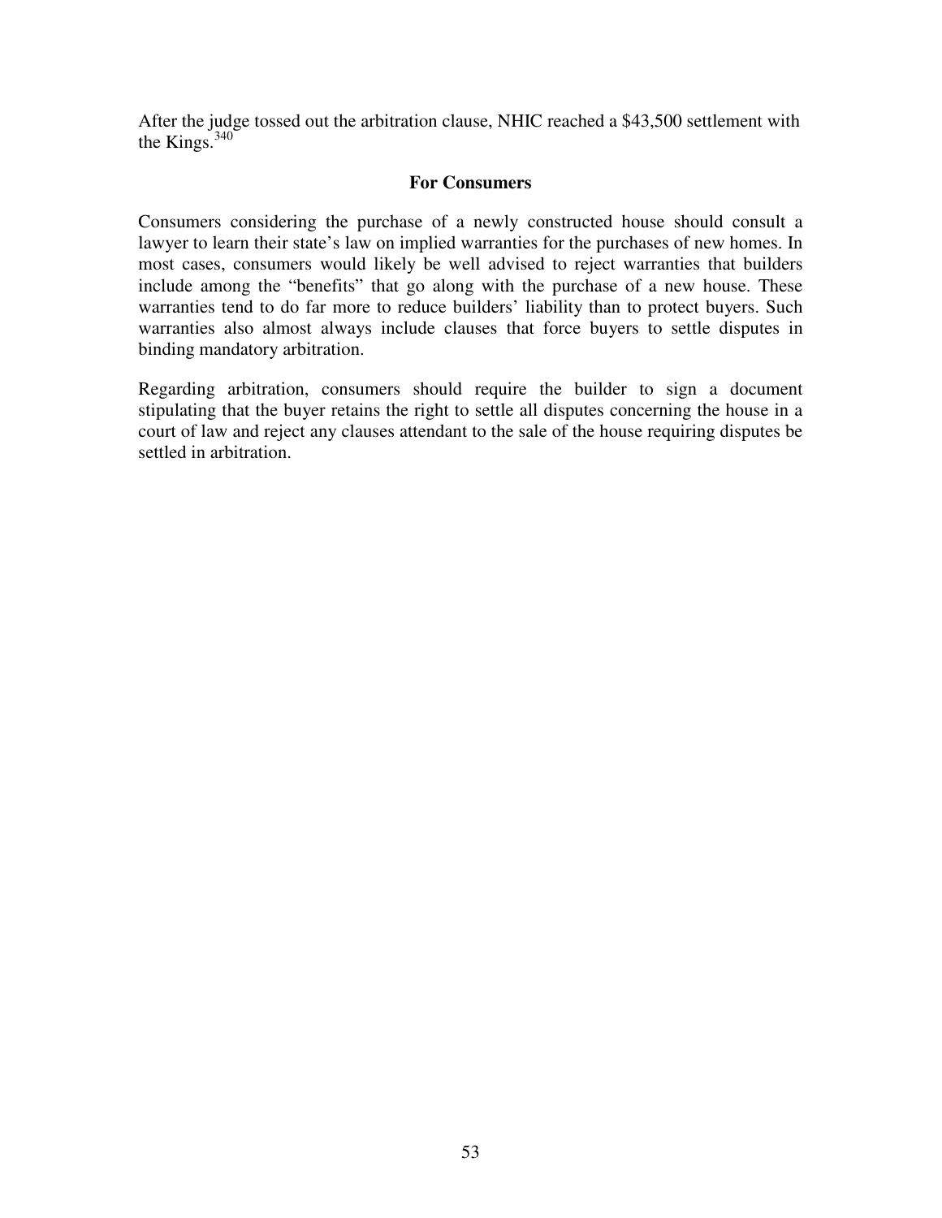After the judge tossed out the arbitration clause, NHIC reached a $43,500 settlement with the Kings.[340]

## For Consumers

Consumers considering the purchase of a newly constructed house should consult a lawyer to learn their state's law on implied warranties for the purchases of new homes. In most cases, consumers would likely be well advised to reject warranties that builders include among the "benefits" that go along with the purchase of a new house. These warranties tend to do far more to reduce builders' liability than to protect buyers. Such warranties also almost always include clauses that force buyers to settle disputes in binding mandatory arbitration.

Regarding arbitration, consumers should require the builder to sign a document stipulating that the buyer retains the right to settle all disputes concerning the house in a court of law and reject any clauses attendant to the sale of the house requiring disputes be settled in arbitration.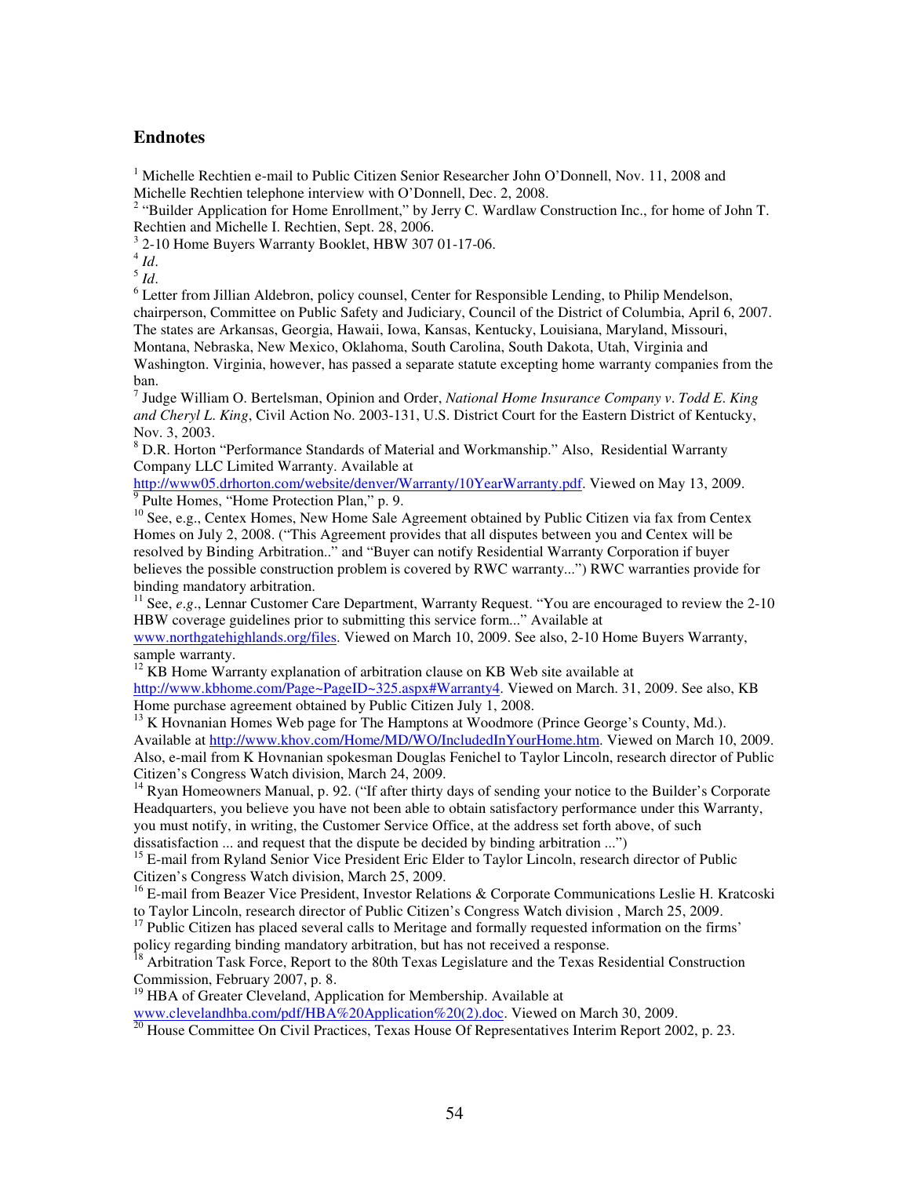## Endnotes

[1] Michelle Rechtien e-mail to Public Citizen Senior Researcher John O'Donnell, Nov. 11, 2008 and Michelle Rechtien telephone interview with O'Donnell, Dec. 2, 2008.

[2] "Builder Application for Home Enrollment," by Jerry C. Wardlaw Construction Inc., for home of John T. Rechtien and Michelle I. Rechtien, Sept. 28, 2006.

[3] 2-10 Home Buyers Warranty Booklet, HBW 307 01-17-06.

[4] *Id*.

[5] *Id*.

[6] Letter from Jillian Aldebron, policy counsel, Center for Responsible Lending, to Philip Mendelson, chairperson, Committee on Public Safety and Judiciary, Council of the District of Columbia, April 6, 2007. The states are Arkansas, Georgia, Hawaii, Iowa, Kansas, Kentucky, Louisiana, Maryland, Missouri, Montana, Nebraska, New Mexico, Oklahoma, South Carolina, South Dakota, Utah, Virginia and Washington. Virginia, however, has passed a separate statute excepting home warranty companies from the ban.

[7] Judge William O. Bertelsman, Opinion and Order, *National Home Insurance Company v. Todd E. King and Cheryl L. King*, Civil Action No. 2003-131, U.S. District Court for the Eastern District of Kentucky, Nov. 3, 2003.

[8] D.R. Horton "Performance Standards of Material and Workmanship." Also, Residential Warranty Company LLC Limited Warranty. Available at http://www05.drhorton.com/website/denver/Warranty/10YearWarranty.pdf. Viewed on May 13, 2009.

[9] Pulte Homes, "Home Protection Plan," p. 9.

[10] See, e.g., Centex Homes, New Home Sale Agreement obtained by Public Citizen via fax from Centex Homes on July 2, 2008. ("This Agreement provides that all disputes between you and Centex will be resolved by Binding Arbitration.." and "Buyer can notify Residential Warranty Corporation if buyer believes the possible construction problem is covered by RWC warranty...") RWC warranties provide for binding mandatory arbitration.

[11] See, *e.g*., Lennar Customer Care Department, Warranty Request. "You are encouraged to review the 2-10 HBW coverage guidelines prior to submitting this service form..." Available at www.northgatehighlands.org/files. Viewed on March 10, 2009. See also, 2-10 Home Buyers Warranty, sample warranty.

[12] KB Home Warranty explanation of arbitration clause on KB Web site available at http://www.kbhome.com/Page~PageID~325.aspx#Warranty4. Viewed on March. 31, 2009. See also, KB Home purchase agreement obtained by Public Citizen July 1, 2008.

[13] K Hovnanian Homes Web page for The Hamptons at Woodmore (Prince George's County, Md.). Available at http://www.khov.com/Home/MD/WO/IncludedInYourHome.htm. Viewed on March 10, 2009. Also, e-mail from K Hovnanian spokesman Douglas Fenichel to Taylor Lincoln, research director of Public Citizen's Congress Watch division, March 24, 2009.

[14] Ryan Homeowners Manual, p. 92. ("If after thirty days of sending your notice to the Builder's Corporate Headquarters, you believe you have not been able to obtain satisfactory performance under this Warranty, you must notify, in writing, the Customer Service Office, at the address set forth above, of such dissatisfaction ... and request that the dispute be decided by binding arbitration ...")

[15] E-mail from Ryland Senior Vice President Eric Elder to Taylor Lincoln, research director of Public Citizen's Congress Watch division, March 25, 2009.

[16] E-mail from Beazer Vice President, Investor Relations & Corporate Communications Leslie H. Kratcoski to Taylor Lincoln, research director of Public Citizen's Congress Watch division , March 25, 2009.

[17] Public Citizen has placed several calls to Meritage and formally requested information on the firms' policy regarding binding mandatory arbitration, but has not received a response.

[18] Arbitration Task Force, Report to the 80th Texas Legislature and the Texas Residential Construction Commission, February 2007, p. 8.

[19] HBA of Greater Cleveland, Application for Membership. Available at www.clevelandhba.com/pdf/HBA%20Application%20(2).doc. Viewed on March 30, 2009.

[20] House Committee On Civil Practices, Texas House Of Representatives Interim Report 2002, p. 23.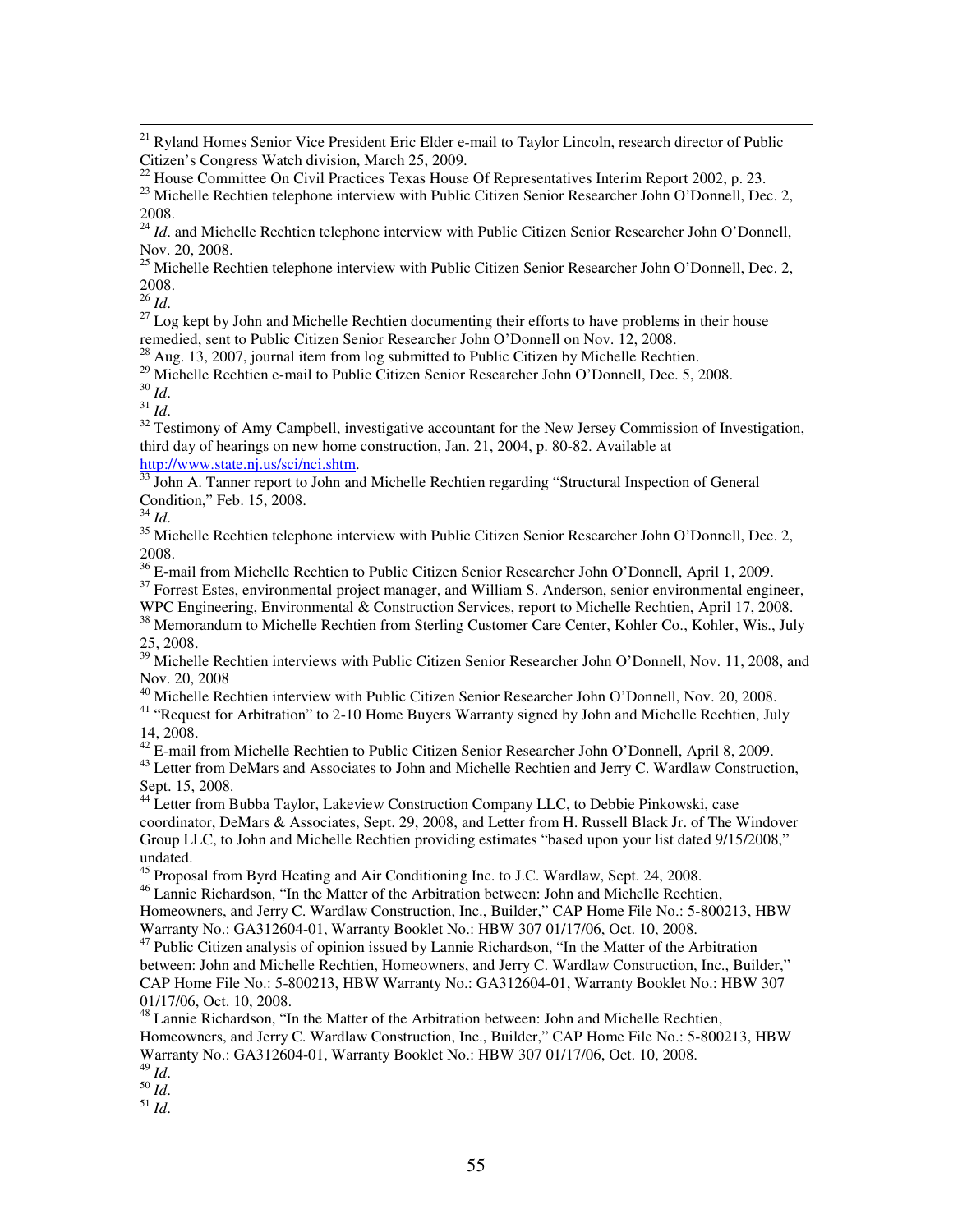[21] Ryland Homes Senior Vice President Eric Elder e-mail to Taylor Lincoln, research director of Public Citizen's Congress Watch division, March 25, 2009.

[22] House Committee On Civil Practices Texas House Of Representatives Interim Report 2002, p. 23.

[23] Michelle Rechtien telephone interview with Public Citizen Senior Researcher John O'Donnell, Dec. 2, 2008.

[24] *Id*. and Michelle Rechtien telephone interview with Public Citizen Senior Researcher John O'Donnell, Nov. 20, 2008.

[25] Michelle Rechtien telephone interview with Public Citizen Senior Researcher John O'Donnell, Dec. 2, 2008.

[26] *Id*.

[27] Log kept by John and Michelle Rechtien documenting their efforts to have problems in their house remedied, sent to Public Citizen Senior Researcher John O'Donnell on Nov. 12, 2008.

[28] Aug. 13, 2007, journal item from log submitted to Public Citizen by Michelle Rechtien.

[29] Michelle Rechtien e-mail to Public Citizen Senior Researcher John O'Donnell, Dec. 5, 2008.

[30] *Id*.

[31] *Id*.

[32] Testimony of Amy Campbell, investigative accountant for the New Jersey Commission of Investigation, third day of hearings on new home construction, Jan. 21, 2004, p. 80-82. Available at http://www.state.nj.us/sci/nci.shtm.

[33] John A. Tanner report to John and Michelle Rechtien regarding "Structural Inspection of General Condition," Feb. 15, 2008.

[34] *Id*.

[35] Michelle Rechtien telephone interview with Public Citizen Senior Researcher John O'Donnell, Dec. 2, 2008.

[36] E-mail from Michelle Rechtien to Public Citizen Senior Researcher John O'Donnell, April 1, 2009.

[37] Forrest Estes, environmental project manager, and William S. Anderson, senior environmental engineer, WPC Engineering, Environmental & Construction Services, report to Michelle Rechtien, April 17, 2008.

[38] Memorandum to Michelle Rechtien from Sterling Customer Care Center, Kohler Co., Kohler, Wis., July 25, 2008.

[39] Michelle Rechtien interviews with Public Citizen Senior Researcher John O'Donnell, Nov. 11, 2008, and Nov. 20, 2008

[40] Michelle Rechtien interview with Public Citizen Senior Researcher John O'Donnell, Nov. 20, 2008.

[41] "Request for Arbitration" to 2-10 Home Buyers Warranty signed by John and Michelle Rechtien, July 14, 2008.

[42] E-mail from Michelle Rechtien to Public Citizen Senior Researcher John O'Donnell, April 8, 2009.

[43] Letter from DeMars and Associates to John and Michelle Rechtien and Jerry C. Wardlaw Construction, Sept. 15, 2008.

[44] Letter from Bubba Taylor, Lakeview Construction Company LLC, to Debbie Pinkowski, case coordinator, DeMars & Associates, Sept. 29, 2008, and Letter from H. Russell Black Jr. of The Windover Group LLC, to John and Michelle Rechtien providing estimates "based upon your list dated 9/15/2008," undated.

[45] Proposal from Byrd Heating and Air Conditioning Inc. to J.C. Wardlaw, Sept. 24, 2008.

[46] Lannie Richardson, "In the Matter of the Arbitration between: John and Michelle Rechtien, Homeowners, and Jerry C. Wardlaw Construction, Inc., Builder," CAP Home File No.: 5-800213, HBW Warranty No.: GA312604-01, Warranty Booklet No.: HBW 307 01/17/06, Oct. 10, 2008.

[47] Public Citizen analysis of opinion issued by Lannie Richardson, "In the Matter of the Arbitration between: John and Michelle Rechtien, Homeowners, and Jerry C. Wardlaw Construction, Inc., Builder," CAP Home File No.: 5-800213, HBW Warranty No.: GA312604-01, Warranty Booklet No.: HBW 307 01/17/06, Oct. 10, 2008.

[48] Lannie Richardson, "In the Matter of the Arbitration between: John and Michelle Rechtien, Homeowners, and Jerry C. Wardlaw Construction, Inc., Builder," CAP Home File No.: 5-800213, HBW Warranty No.: GA312604-01, Warranty Booklet No.: HBW 307 01/17/06, Oct. 10, 2008.

[49] *Id*.

[50] *Id*.

[51] *Id*.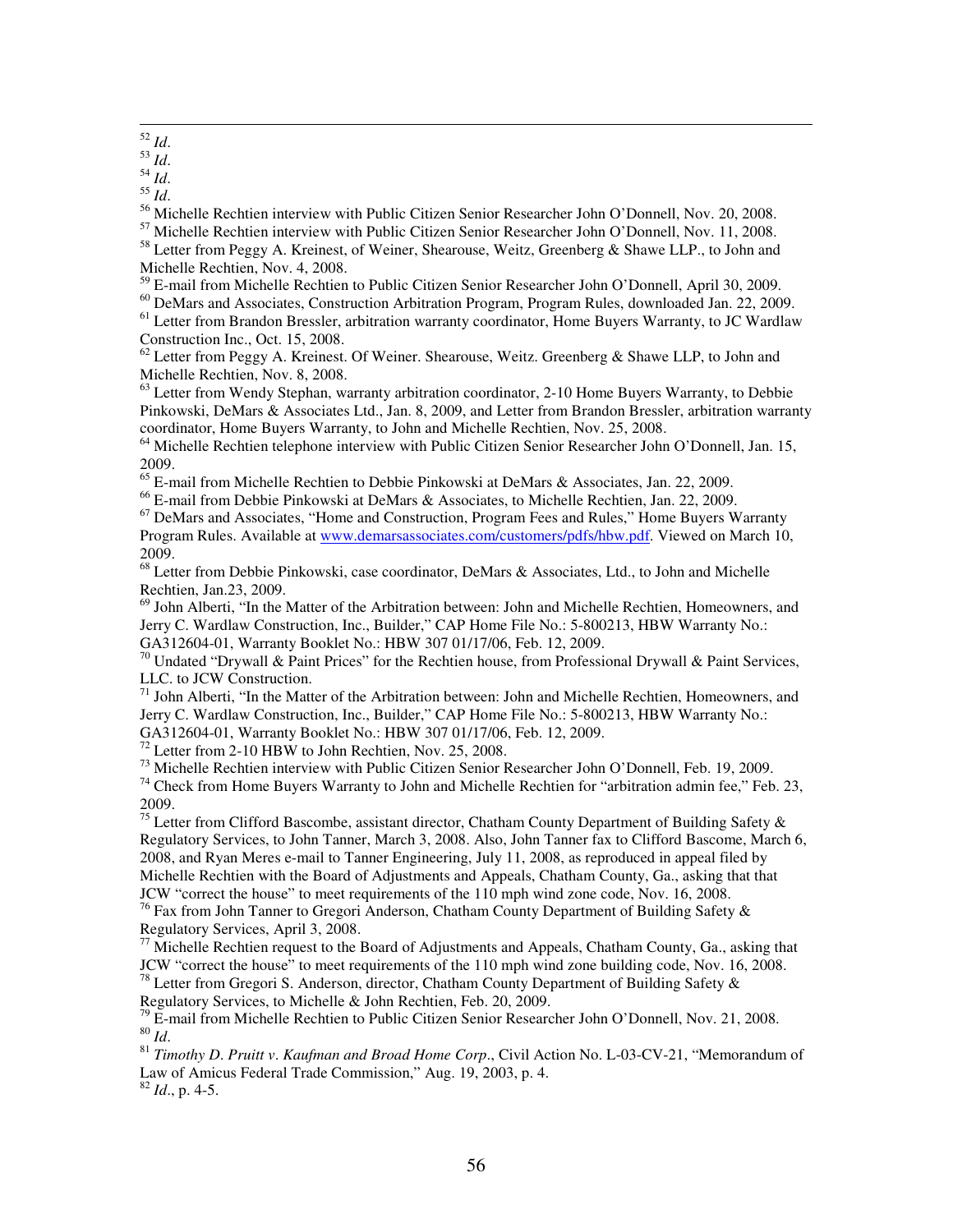[52] *Id*.

[53] *Id*.

[54] *Id*.

[55] *Id*.

[56] Michelle Rechtien interview with Public Citizen Senior Researcher John O'Donnell, Nov. 20, 2008.

[57] Michelle Rechtien interview with Public Citizen Senior Researcher John O'Donnell, Nov. 11, 2008.

[58] Letter from Peggy A. Kreinest, of Weiner, Shearouse, Weitz, Greenberg & Shawe LLP., to John and Michelle Rechtien, Nov. 4, 2008.

[59] E-mail from Michelle Rechtien to Public Citizen Senior Researcher John O'Donnell, April 30, 2009.

[60] DeMars and Associates, Construction Arbitration Program, Program Rules, downloaded Jan. 22, 2009.

[61] Letter from Brandon Bressler, arbitration warranty coordinator, Home Buyers Warranty, to JC Wardlaw Construction Inc., Oct. 15, 2008.

[62] Letter from Peggy A. Kreinest. Of Weiner. Shearouse, Weitz. Greenberg & Shawe LLP, to John and Michelle Rechtien, Nov. 8, 2008.

[63] Letter from Wendy Stephan, warranty arbitration coordinator, 2-10 Home Buyers Warranty, to Debbie Pinkowski, DeMars & Associates Ltd., Jan. 8, 2009, and Letter from Brandon Bressler, arbitration warranty coordinator, Home Buyers Warranty, to John and Michelle Rechtien, Nov. 25, 2008.

[64] Michelle Rechtien telephone interview with Public Citizen Senior Researcher John O'Donnell, Jan. 15, 2009.

[65] E-mail from Michelle Rechtien to Debbie Pinkowski at DeMars & Associates, Jan. 22, 2009.

[66] E-mail from Debbie Pinkowski at DeMars & Associates, to Michelle Rechtien, Jan. 22, 2009.

[67] DeMars and Associates, "Home and Construction, Program Fees and Rules," Home Buyers Warranty Program Rules. Available at www.demarsassociates.com/customers/pdfs/hbw.pdf. Viewed on March 10, 2009.

[68] Letter from Debbie Pinkowski, case coordinator, DeMars & Associates, Ltd., to John and Michelle Rechtien, Jan.23, 2009.

[69] John Alberti, "In the Matter of the Arbitration between: John and Michelle Rechtien, Homeowners, and Jerry C. Wardlaw Construction, Inc., Builder," CAP Home File No.: 5-800213, HBW Warranty No.: GA312604-01, Warranty Booklet No.: HBW 307 01/17/06, Feb. 12, 2009.

[70] Undated "Drywall & Paint Prices" for the Rechtien house, from Professional Drywall & Paint Services, LLC. to JCW Construction.

[71] John Alberti, "In the Matter of the Arbitration between: John and Michelle Rechtien, Homeowners, and Jerry C. Wardlaw Construction, Inc., Builder," CAP Home File No.: 5-800213, HBW Warranty No.: GA312604-01, Warranty Booklet No.: HBW 307 01/17/06, Feb. 12, 2009.

[72] Letter from 2-10 HBW to John Rechtien, Nov. 25, 2008.

[73] Michelle Rechtien interview with Public Citizen Senior Researcher John O'Donnell, Feb. 19, 2009.

[74] Check from Home Buyers Warranty to John and Michelle Rechtien for "arbitration admin fee," Feb. 23, 2009.

[75] Letter from Clifford Bascombe, assistant director, Chatham County Department of Building Safety & Regulatory Services, to John Tanner, March 3, 2008. Also, John Tanner fax to Clifford Bascome, March 6, 2008, and Ryan Meres e-mail to Tanner Engineering, July 11, 2008, as reproduced in appeal filed by Michelle Rechtien with the Board of Adjustments and Appeals, Chatham County, Ga., asking that that JCW "correct the house" to meet requirements of the 110 mph wind zone code, Nov. 16, 2008.

[76] Fax from John Tanner to Gregori Anderson, Chatham County Department of Building Safety & Regulatory Services, April 3, 2008.

[77] Michelle Rechtien request to the Board of Adjustments and Appeals, Chatham County, Ga., asking that JCW "correct the house" to meet requirements of the 110 mph wind zone building code, Nov. 16, 2008.

[78] Letter from Gregori S. Anderson, director, Chatham County Department of Building Safety & Regulatory Services, to Michelle & John Rechtien, Feb. 20, 2009.

[79] E-mail from Michelle Rechtien to Public Citizen Senior Researcher John O'Donnell, Nov. 21, 2008.

[80] *Id*.

[81] *Timothy D. Pruitt v. Kaufman and Broad Home Corp*., Civil Action No. L-03-CV-21, "Memorandum of Law of Amicus Federal Trade Commission," Aug. 19, 2003, p. 4.

[82] *Id*., p. 4-5.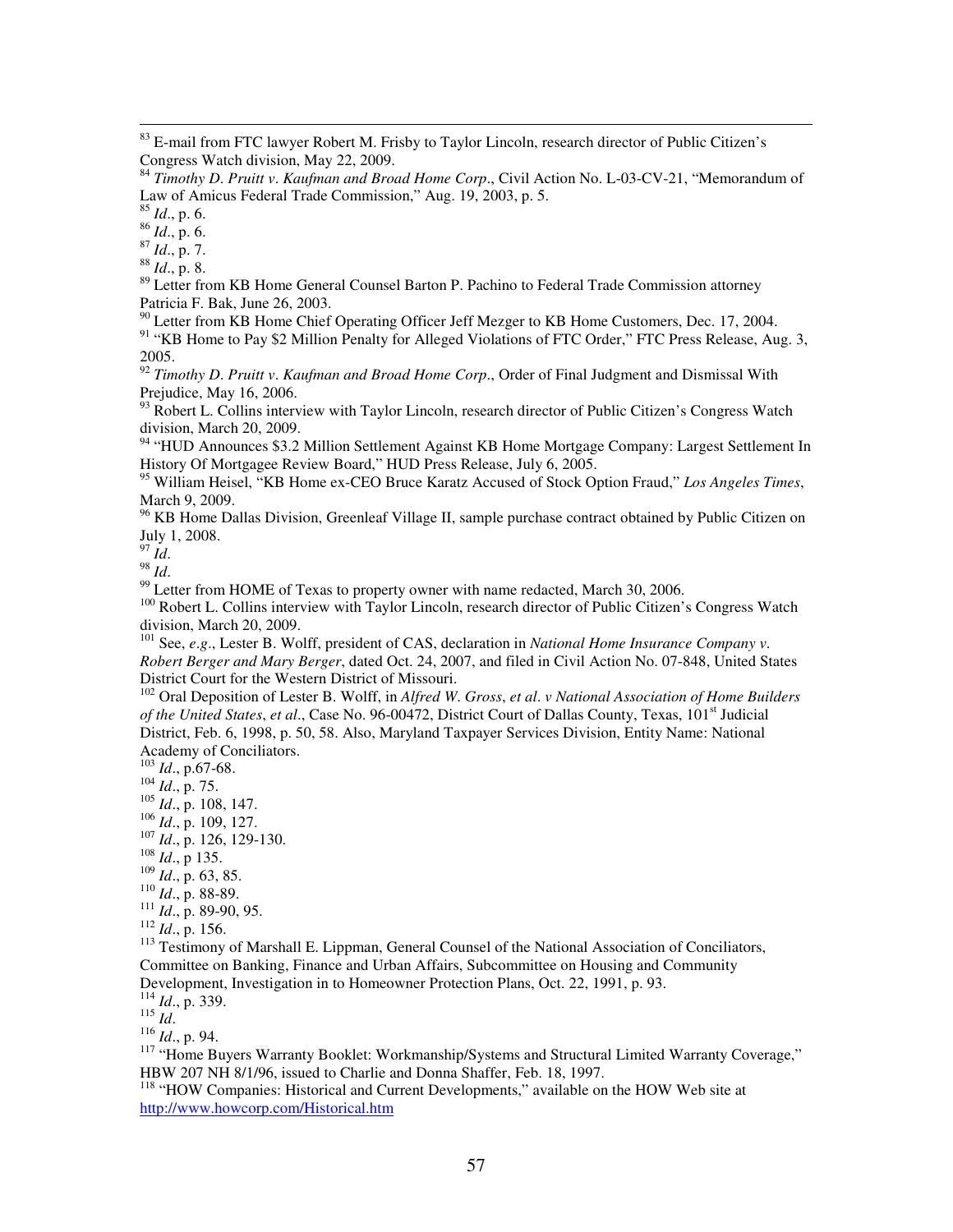[83] E-mail from FTC lawyer Robert M. Frisby to Taylor Lincoln, research director of Public Citizen's Congress Watch division, May 22, 2009.

[84] *Timothy D. Pruitt v. Kaufman and Broad Home Corp*., Civil Action No. L-03-CV-21, "Memorandum of Law of Amicus Federal Trade Commission," Aug. 19, 2003, p. 5.

[85] *Id*., p. 6.

[86] *Id*., p. 6.

[87] *Id*., p. 7.

[88] *Id*., p. 8.

[89] Letter from KB Home General Counsel Barton P. Pachino to Federal Trade Commission attorney Patricia F. Bak, June 26, 2003.

[90] Letter from KB Home Chief Operating Officer Jeff Mezger to KB Home Customers, Dec. 17, 2004.

[91] "KB Home to Pay $2 Million Penalty for Alleged Violations of FTC Order," FTC Press Release, Aug. 3, 2005.

[92] *Timothy D. Pruitt v. Kaufman and Broad Home Corp*., Order of Final Judgment and Dismissal With Prejudice, May 16, 2006.

[93] Robert L. Collins interview with Taylor Lincoln, research director of Public Citizen's Congress Watch division, March 20, 2009.

[94] "HUD Announces $3.2 Million Settlement Against KB Home Mortgage Company: Largest Settlement In History Of Mortgagee Review Board," HUD Press Release, July 6, 2005.

[95] William Heisel, "KB Home ex-CEO Bruce Karatz Accused of Stock Option Fraud," *Los Angeles Times*, March 9, 2009.

[96] KB Home Dallas Division, Greenleaf Village II, sample purchase contract obtained by Public Citizen on July 1, 2008.

[97] *Id*.

[98] *Id*.

[99] Letter from HOME of Texas to property owner with name redacted, March 30, 2006.

[100] Robert L. Collins interview with Taylor Lincoln, research director of Public Citizen's Congress Watch division, March 20, 2009.

[101] See, *e.g*., Lester B. Wolff, president of CAS, declaration in *National Home Insurance Company v. Robert Berger and Mary Berger*, dated Oct. 24, 2007, and filed in Civil Action No. 07-848, United States District Court for the Western District of Missouri.

[102] Oral Deposition of Lester B. Wolff, in *Alfred W. Gross*, *et al*. *v National Association of Home Builders of the United States*, *et al*., Case No. 96-00472, District Court of Dallas County, Texas, 101st Judicial District, Feb. 6, 1998, p. 50, 58. Also, Maryland Taxpayer Services Division, Entity Name: National Academy of Conciliators.

[103] *Id*., p.67-68.

[104] *Id*., p. 75.

[105] *Id*., p. 108, 147.

[106] *Id*., p. 109, 127.

[107] *Id*., p. 126, 129-130.

[108] *Id*., p 135.

[109] *Id*., p. 63, 85.

[110] *Id*., p. 88-89.

[111] *Id*., p. 89-90, 95.

[112] *Id*., p. 156.

[113] Testimony of Marshall E. Lippman, General Counsel of the National Association of Conciliators, Committee on Banking, Finance and Urban Affairs, Subcommittee on Housing and Community Development, Investigation in to Homeowner Protection Plans, Oct. 22, 1991, p. 93.

[114] *Id*., p. 339.

[115] *Id*.

[116] *Id*., p. 94.

[117] "Home Buyers Warranty Booklet: Workmanship/Systems and Structural Limited Warranty Coverage," HBW 207 NH 8/1/96, issued to Charlie and Donna Shaffer, Feb. 18, 1997.

[118] "HOW Companies: Historical and Current Developments," available on the HOW Web site at http://www.howcorp.com/Historical.htm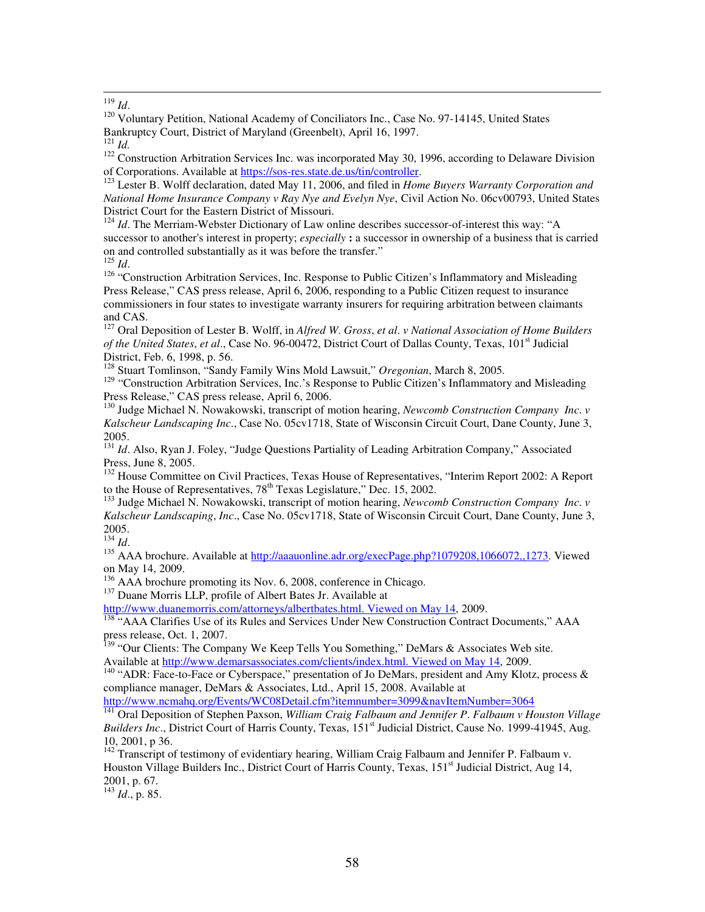[119] *Id*.

[120] Voluntary Petition, National Academy of Conciliators Inc., Case No. 97-14145, United States Bankruptcy Court, District of Maryland (Greenbelt), April 16, 1997.

[121] *Id.*

[122] Construction Arbitration Services Inc. was incorporated May 30, 1996, according to Delaware Division of Corporations. Available at https://sos-res.state.de.us/tin/controller.

[123] Lester B. Wolff declaration, dated May 11, 2006, and filed in *Home Buyers Warranty Corporation and National Home Insurance Company v Ray Nye and Evelyn Nye*, Civil Action No. 06cv00793, United States District Court for the Eastern District of Missouri.

[124] *Id*. The Merriam-Webster Dictionary of Law online describes successor-of-interest this way: "A successor to another's interest in property; *especially* **:** a successor in ownership of a business that is carried on and controlled substantially as it was before the transfer."

[125] *Id*.

[126] "Construction Arbitration Services, Inc. Response to Public Citizen's Inflammatory and Misleading Press Release," CAS press release, April 6, 2006, responding to a Public Citizen request to insurance commissioners in four states to investigate warranty insurers for requiring arbitration between claimants and CAS.

[127] Oral Deposition of Lester B. Wolff, in *Alfred W. Gross*, *et al*. *v National Association of Home Builders of the United States*, *et al*., Case No. 96-00472, District Court of Dallas County, Texas, 101st Judicial District, Feb. 6, 1998, p. 56.

[128] Stuart Tomlinson, "Sandy Family Wins Mold Lawsuit," *Oregonian*, March 8, 2005.

[129] "Construction Arbitration Services, Inc.'s Response to Public Citizen's Inflammatory and Misleading Press Release," CAS press release, April 6, 2006.

[130] Judge Michael N. Nowakowski, transcript of motion hearing, *Newcomb Construction Company Inc*. *v Kalscheur Landscaping Inc*., Case No. 05cv1718, State of Wisconsin Circuit Court, Dane County, June 3, 2005.

[131] *Id*. Also, Ryan J. Foley, "Judge Questions Partiality of Leading Arbitration Company," Associated Press, June 8, 2005.

[132] House Committee on Civil Practices, Texas House of Representatives, "Interim Report 2002: A Report to the House of Representatives, 78th Texas Legislature," Dec. 15, 2002.

[133] Judge Michael N. Nowakowski, transcript of motion hearing, *Newcomb Construction Company Inc*. *v Kalscheur Landscaping*, *Inc*., Case No. 05cv1718, State of Wisconsin Circuit Court, Dane County, June 3, 2005.

[134] *Id*.

[135] AAA brochure. Available at http://aaauonline.adr.org/execPage.php?1079208,1066072,,1273. Viewed on May 14, 2009.

[136] AAA brochure promoting its Nov. 6, 2008, conference in Chicago.

[137] Duane Morris LLP, profile of Albert Bates Jr. Available at http://www.duanemorris.com/attorneys/albertbates.html. Viewed on May 14, 2009.

[138] "AAA Clarifies Use of its Rules and Services Under New Construction Contract Documents," AAA press release, Oct. 1, 2007.

[139] "Our Clients: The Company We Keep Tells You Something," DeMars & Associates Web site. Available at http://www.demarsassociates.com/clients/index.html. Viewed on May 14, 2009.

[140] "ADR: Face-to-Face or Cyberspace," presentation of Jo DeMars, president and Amy Klotz, process & compliance manager, DeMars & Associates, Ltd., April 15, 2008. Available at http://www.ncmahq.org/Events/WC08Detail.cfm?itemnumber=3099&navItemNumber=3064

[141] Oral Deposition of Stephen Paxson, *William Craig Falbaum and Jennifer P. Falbaum v Houston Village Builders Inc*., District Court of Harris County, Texas, 151st Judicial District, Cause No. 1999-41945, Aug. 10, 2001, p 36.

[142] Transcript of testimony of evidentiary hearing, William Craig Falbaum and Jennifer P. Falbaum v. Houston Village Builders Inc., District Court of Harris County, Texas, 151st Judicial District, Aug 14, 2001, p. 67.

[143] *Id*., p. 85.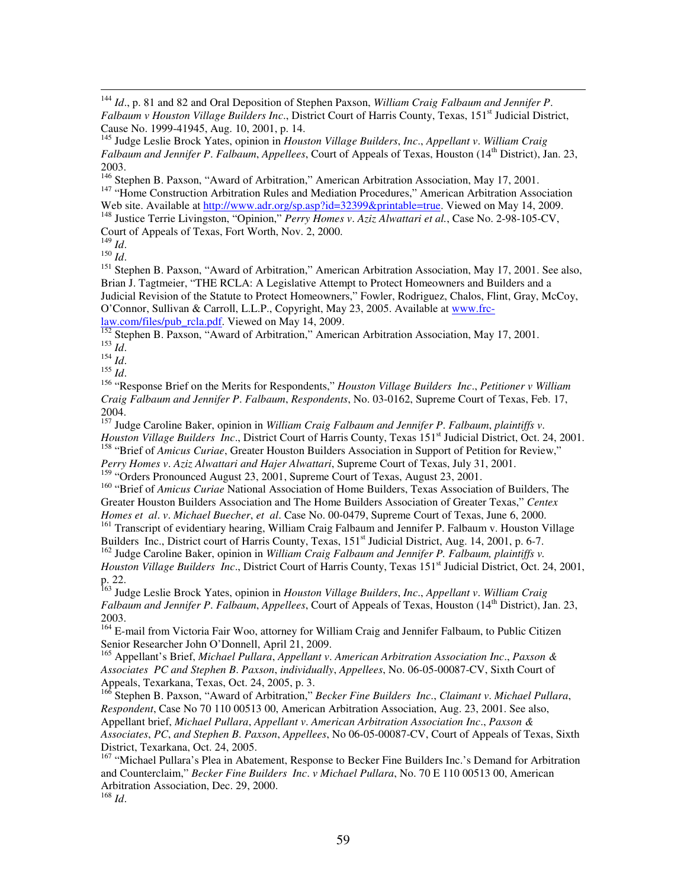[144] *Id*., p. 81 and 82 and Oral Deposition of Stephen Paxson, *William Craig Falbaum and Jennifer P. Falbaum v Houston Village Builders Inc*., District Court of Harris County, Texas, 151st Judicial District, Cause No. 1999-41945, Aug. 10, 2001, p. 14.

[145] Judge Leslie Brock Yates, opinion in *Houston Village Builders*, *Inc*., *Appellant v*. *William Craig Falbaum and Jennifer P*. *Falbaum*, *Appellees*, Court of Appeals of Texas, Houston (14th District), Jan. 23, 2003.

[146] Stephen B. Paxson, "Award of Arbitration," American Arbitration Association, May 17, 2001.

[147] "Home Construction Arbitration Rules and Mediation Procedures," American Arbitration Association Web site. Available at http://www.adr.org/sp.asp?id=32399&printable=true. Viewed on May 14, 2009.

[148] Justice Terrie Livingston, "Opinion," *Perry Homes v*. *Aziz Alwattari et al.*, Case No. 2-98-105-CV, Court of Appeals of Texas, Fort Worth, Nov. 2, 2000.

[149] *Id*.

[150] *Id*.

[151] Stephen B. Paxson, "Award of Arbitration," American Arbitration Association, May 17, 2001. See also, Brian J. Tagtmeier, "THE RCLA: A Legislative Attempt to Protect Homeowners and Builders and a Judicial Revision of the Statute to Protect Homeowners," Fowler, Rodriguez, Chalos, Flint, Gray, McCoy, O'Connor, Sullivan & Carroll, L.L.P., Copyright, May 23, 2005. Available at www.frc-law.com/files/pub_rcla.pdf. Viewed on May 14, 2009.

[152] Stephen B. Paxson, "Award of Arbitration," American Arbitration Association, May 17, 2001.

[153] *Id*.

[154] *Id*.

[155] *Id*.

[156] "Response Brief on the Merits for Respondents," *Houston Village Builders Inc*., *Petitioner v William Craig Falbaum and Jennifer P*. *Falbaum*, *Respondents*, No. 03-0162, Supreme Court of Texas, Feb. 17, 2004.

[157] Judge Caroline Baker, opinion in *William Craig Falbaum and Jennifer P*. *Falbaum*, *plaintiffs v*. *Houston Village Builders Inc*., District Court of Harris County, Texas 151st Judicial District, Oct. 24, 2001.

[158] "Brief of *Amicus Curiae*, Greater Houston Builders Association in Support of Petition for Review," *Perry Homes v*. *Aziz Alwattari and Hajer Alwattari*, Supreme Court of Texas, July 31, 2001.

[159] "Orders Pronounced August 23, 2001, Supreme Court of Texas, August 23, 2001.

[160] "Brief of *Amicus Curiae* National Association of Home Builders, Texas Association of Builders, The Greater Houston Builders Association and The Home Builders Association of Greater Texas," *Centex Homes et al*. *v*. *Michael Buecher*, *et al*. Case No. 00-0479, Supreme Court of Texas, June 6, 2000.

[161] Transcript of evidentiary hearing, William Craig Falbaum and Jennifer P. Falbaum v. Houston Village Builders Inc., District court of Harris County, Texas, 151st Judicial District, Aug. 14, 2001, p. 6-7.

[162] Judge Caroline Baker, opinion in *William Craig Falbaum and Jennifer P. Falbaum, plaintiffs v. Houston Village Builders Inc*., District Court of Harris County, Texas 151st Judicial District, Oct. 24, 2001, p. 22.

[163] Judge Leslie Brock Yates, opinion in *Houston Village Builders*, *Inc*., *Appellant v*. *William Craig Falbaum and Jennifer P*. *Falbaum*, *Appellees*, Court of Appeals of Texas, Houston (14th District), Jan. 23, 2003.

[164] E-mail from Victoria Fair Woo, attorney for William Craig and Jennifer Falbaum, to Public Citizen Senior Researcher John O'Donnell, April 21, 2009.

[165] Appellant's Brief, *Michael Pullara*, *Appellant v*. *American Arbitration Association Inc*., *Paxson & Associates PC and Stephen B*. *Paxson*, *individually*, *Appellees*, No. 06-05-00087-CV, Sixth Court of Appeals, Texarkana, Texas, Oct. 24, 2005, p. 3.

[166] Stephen B. Paxson, "Award of Arbitration," *Becker Fine Builders Inc*., *Claimant v*. *Michael Pullara*, *Respondent*, Case No 70 110 00513 00, American Arbitration Association, Aug. 23, 2001. See also, Appellant brief, *Michael Pullara*, *Appellant v*. *American Arbitration Association Inc*., *Paxson & Associates*, *PC*, *and Stephen B*. *Paxson*, *Appellees*, No 06-05-00087-CV, Court of Appeals of Texas, Sixth District, Texarkana, Oct. 24, 2005.

[167] "Michael Pullara's Plea in Abatement, Response to Becker Fine Builders Inc.'s Demand for Arbitration and Counterclaim," *Becker Fine Builders Inc*. *v Michael Pullara*, No. 70 E 110 00513 00, American Arbitration Association, Dec. 29, 2000.

[168] *Id*.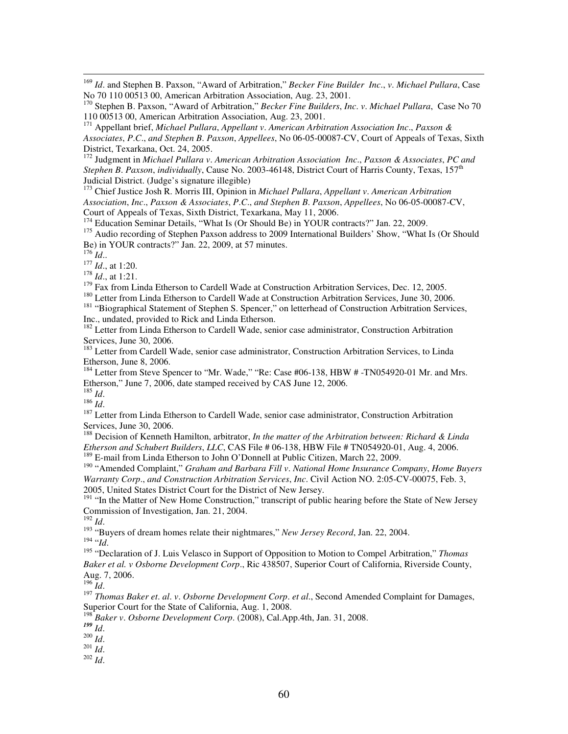[169] *Id*. and Stephen B. Paxson, "Award of Arbitration," *Becker Fine Builder Inc*., *v*. *Michael Pullara*, Case No 70 110 00513 00, American Arbitration Association, Aug. 23, 2001.

[170] Stephen B. Paxson, "Award of Arbitration," *Becker Fine Builders*, *Inc*. *v*. *Michael Pullara*, Case No 70 110 00513 00, American Arbitration Association, Aug. 23, 2001.

[171] Appellant brief, *Michael Pullara*, *Appellant v*. *American Arbitration Association Inc*., *Paxson & Associates*, *P*.*C*., *and Stephen B*. *Paxson*, *Appellees*, No 06-05-00087-CV, Court of Appeals of Texas, Sixth District, Texarkana, Oct. 24, 2005.

[172] Judgment in *Michael Pullara v*. *American Arbitration Association Inc*., *Paxson & Associates*, *PC and Stephen B*. *Paxson*, *individually*, Cause No. 2003-46148, District Court of Harris County, Texas, 157th Judicial District. (Judge's signature illegible)

[173] Chief Justice Josh R. Morris III, Opinion in *Michael Pullara*, *Appellant v*. *American Arbitration Association*, *Inc*., *Paxson & Associates*, *P*.*C*., *and Stephen B*. *Paxson*, *Appellees*, No 06-05-00087-CV, Court of Appeals of Texas, Sixth District, Texarkana, May 11, 2006.

[174] Education Seminar Details, "What Is (Or Should Be) in YOUR contracts?" Jan. 22, 2009.

[175] Audio recording of Stephen Paxson address to 2009 International Builders' Show, "What Is (Or Should Be) in YOUR contracts?" Jan. 22, 2009, at 57 minutes.

[176] *Id*..

[177] *Id*., at 1:20.

[178] *Id*., at 1:21.

[179] Fax from Linda Etherson to Cardell Wade at Construction Arbitration Services, Dec. 12, 2005.

[180] Letter from Linda Etherson to Cardell Wade at Construction Arbitration Services, June 30, 2006.

[181] "Biographical Statement of Stephen S. Spencer," on letterhead of Construction Arbitration Services, Inc., undated, provided to Rick and Linda Etherson.

[182] Letter from Linda Etherson to Cardell Wade, senior case administrator, Construction Arbitration Services, June 30, 2006.

[183] Letter from Cardell Wade, senior case administrator, Construction Arbitration Services, to Linda Etherson, June 8, 2006.

[184] Letter from Steve Spencer to "Mr. Wade," "Re: Case #06-138, HBW # -TN054920-01 Mr. and Mrs. Etherson," June 7, 2006, date stamped received by CAS June 12, 2006.

[185] *Id*.

[186] *Id*.

[187] Letter from Linda Etherson to Cardell Wade, senior case administrator, Construction Arbitration Services, June 30, 2006.

[188] Decision of Kenneth Hamilton, arbitrator, *In the matter of the Arbitration between: Richard & Linda Etherson and Schubert Builders*, *LLC*, CAS File # 06-138, HBW File # TN054920-01, Aug. 4, 2006.

[189] E-mail from Linda Etherson to John O'Donnell at Public Citizen, March 22, 2009.

[190] "Amended Complaint," *Graham and Barbara Fill v*. *National Home Insurance Company*, *Home Buyers Warranty Corp*., *and Construction Arbitration Services*, *Inc*. Civil Action NO. 2:05-CV-00075, Feb. 3, 2005, United States District Court for the District of New Jersey.

[191] "In the Matter of New Home Construction," transcript of public hearing before the State of New Jersey Commission of Investigation, Jan. 21, 2004.

[192] *Id*.

[193] "Buyers of dream homes relate their nightmares," *New Jersey Record*, Jan. 22, 2004.

[194] "*Id*.

[195] "Declaration of J. Luis Velasco in Support of Opposition to Motion to Compel Arbitration," *Thomas Baker et al. v Osborne Development Corp*., Ric 438507, Superior Court of California, Riverside County, Aug. 7, 2006.

[196] *Id*.

[197] *Thomas Baker et*. *al*. *v*. *Osborne Development Corp*. *et al*., Second Amended Complaint for Damages, Superior Court for the State of California, Aug. 1, 2008.

[198] *Baker v*. *Osborne Development Corp*. (2008), Cal.App.4th, Jan. 31, 2008.

[199] *Id*.

[200] *Id*.

[201] *Id*.

[202] *Id*.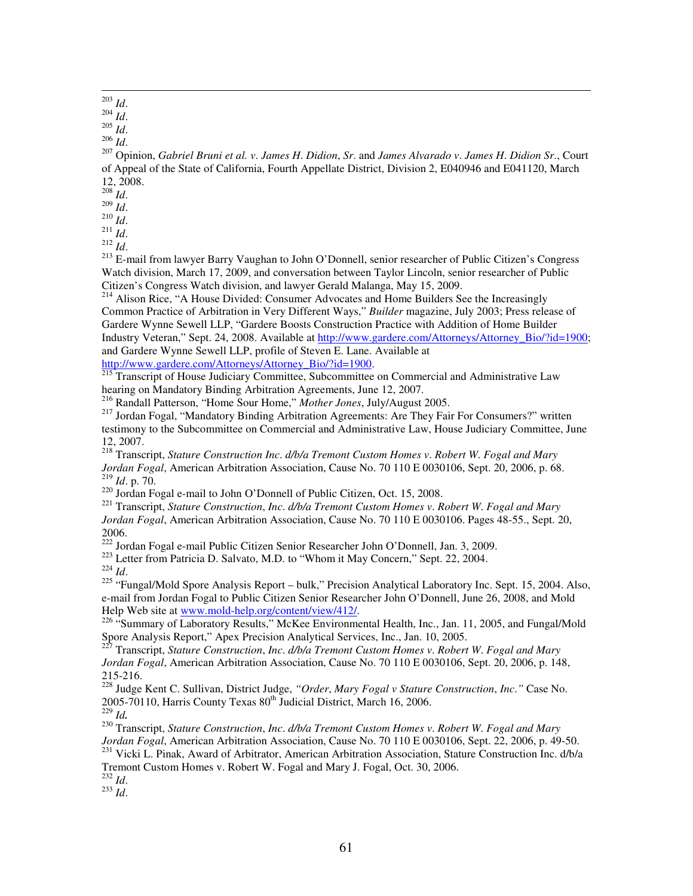[203] *Id*.

[204] *Id*.

[205] *Id*.

[206] *Id*.

[207] Opinion, *Gabriel Bruni et al. v. James H. Didion, Sr.* and *James Alvarado v. James H. Didion Sr.*, Court of Appeal of the State of California, Fourth Appellate District, Division 2, E040946 and E041120, March 12, 2008.

[208] *Id*.

[209] *Id*.

[210] *Id*.

[211] *Id*.

[212] *Id*.

[213] E-mail from lawyer Barry Vaughan to John O'Donnell, senior researcher of Public Citizen's Congress Watch division, March 17, 2009, and conversation between Taylor Lincoln, senior researcher of Public Citizen's Congress Watch division, and lawyer Gerald Malanga, May 15, 2009.

[214] Alison Rice, "A House Divided: Consumer Advocates and Home Builders See the Increasingly Common Practice of Arbitration in Very Different Ways," *Builder* magazine, July 2003; Press release of Gardere Wynne Sewell LLP, "Gardere Boosts Construction Practice with Addition of Home Builder Industry Veteran," Sept. 24, 2008. Available at http://www.gardere.com/Attorneys/Attorney_Bio/?id=1900; and Gardere Wynne Sewell LLP, profile of Steven E. Lane. Available at http://www.gardere.com/Attorneys/Attorney_Bio/?id=1900.

[215] Transcript of House Judiciary Committee, Subcommittee on Commercial and Administrative Law hearing on Mandatory Binding Arbitration Agreements, June 12, 2007.

[216] Randall Patterson, "Home Sour Home," *Mother Jones*, July/August 2005.

[217] Jordan Fogal, "Mandatory Binding Arbitration Agreements: Are They Fair For Consumers?" written testimony to the Subcommittee on Commercial and Administrative Law, House Judiciary Committee, June 12, 2007.

[218] Transcript, *Stature Construction Inc. d/b/a Tremont Custom Homes v. Robert W. Fogal and Mary Jordan Fogal*, American Arbitration Association, Cause No. 70 110 E 0030106, Sept. 20, 2006, p. 68.

[219] *Id*. p. 70.

[220] Jordan Fogal e-mail to John O'Donnell of Public Citizen, Oct. 15, 2008.

[221] Transcript, *Stature Construction, Inc. d/b/a Tremont Custom Homes v. Robert W. Fogal and Mary Jordan Fogal*, American Arbitration Association, Cause No. 70 110 E 0030106. Pages 48-55., Sept. 20, 2006.

[222] Jordan Fogal e-mail Public Citizen Senior Researcher John O'Donnell, Jan. 3, 2009.

[223] Letter from Patricia D. Salvato, M.D. to "Whom it May Concern," Sept. 22, 2004.

[224] *Id*.

[225] "Fungal/Mold Spore Analysis Report – bulk," Precision Analytical Laboratory Inc. Sept. 15, 2004. Also, e-mail from Jordan Fogal to Public Citizen Senior Researcher John O'Donnell, June 26, 2008, and Mold Help Web site at www.mold-help.org/content/view/412/.

[226] "Summary of Laboratory Results," McKee Environmental Health, Inc., Jan. 11, 2005, and Fungal/Mold Spore Analysis Report," Apex Precision Analytical Services, Inc., Jan. 10, 2005.

[227] Transcript, *Stature Construction, Inc. d/b/a Tremont Custom Homes v. Robert W. Fogal and Mary Jordan Fogal*, American Arbitration Association, Cause No. 70 110 E 0030106, Sept. 20, 2006, p. 148, 215-216.

[228] Judge Kent C. Sullivan, District Judge, *"Order, Mary Fogal v Stature Construction, Inc."* Case No. 2005-70110, Harris County Texas 80th Judicial District, March 16, 2006.

[229] ***Id.***

[230] Transcript, *Stature Construction, Inc. d/b/a Tremont Custom Homes v. Robert W. Fogal and Mary Jordan Fogal*, American Arbitration Association, Cause No. 70 110 E 0030106, Sept. 22, 2006, p. 49-50.

[231] Vicki L. Pinak, Award of Arbitrator, American Arbitration Association, Stature Construction Inc. d/b/a Tremont Custom Homes v. Robert W. Fogal and Mary J. Fogal, Oct. 30, 2006.

[232] *Id*.

[233] *Id*.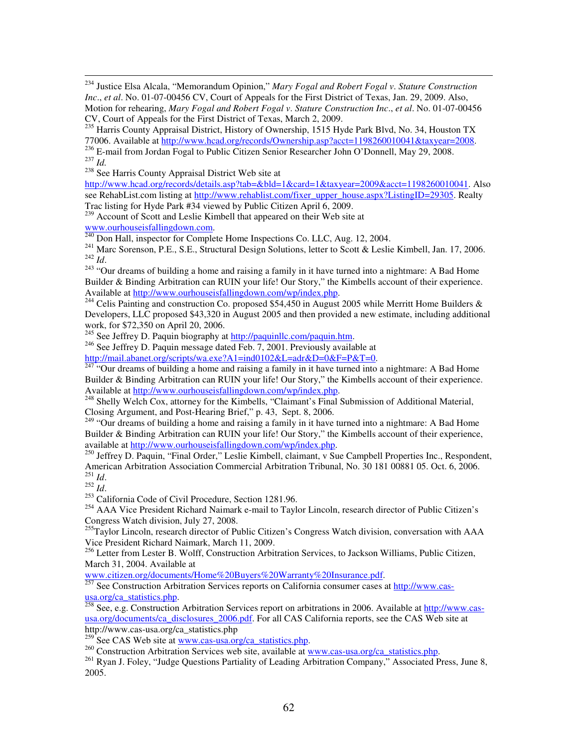[234] Justice Elsa Alcala, "Memorandum Opinion," *Mary Fogal and Robert Fogal v. Stature Construction Inc., et al*. No. 01-07-00456 CV, Court of Appeals for the First District of Texas, Jan. 29, 2009. Also, Motion for rehearing, *Mary Fogal and Robert Fogal v. Stature Construction Inc., et al*. No. 01-07-00456 CV, Court of Appeals for the First District of Texas, March 2, 2009.

[235] Harris County Appraisal District, History of Ownership, 1515 Hyde Park Blvd, No. 34, Houston TX 77006. Available at http://www.hcad.org/records/Ownership.asp?acct=1198260010041&taxyear=2008.

[236] E-mail from Jordan Fogal to Public Citizen Senior Researcher John O'Donnell, May 29, 2008.

[237] *Id.*

[238] See Harris County Appraisal District Web site at http://www.hcad.org/records/details.asp?tab=&bld=1&card=1&taxyear=2009&acct=1198260010041. Also see RehabList.com listing at http://www.rehablist.com/fixer_upper_house.aspx?ListingID=29305. Realty Trac listing for Hyde Park #34 viewed by Public Citizen April 6, 2009.

[239] Account of Scott and Leslie Kimbell that appeared on their Web site at www.ourhouseisfallingdown.com.

[240] Don Hall, inspector for Complete Home Inspections Co. LLC, Aug. 12, 2004.

[241] Marc Sorenson, P.E., S.E., Structural Design Solutions, letter to Scott & Leslie Kimbell, Jan. 17, 2006.

[242] *Id*.

[243] "Our dreams of building a home and raising a family in it have turned into a nightmare: A Bad Home Builder & Binding Arbitration can RUIN your life! Our Story," the Kimbells account of their experience. Available at http://www.ourhouseisfallingdown.com/wp/index.php.

[244] Celis Painting and construction Co. proposed $54,450 in August 2005 while Merritt Home Builders & Developers, LLC proposed $43,320 in August 2005 and then provided a new estimate, including additional work, for $72,350 on April 20, 2006.

[245] See Jeffrey D. Paquin biography at http://paquinllc.com/paquin.htm.

[246] See Jeffrey D. Paquin message dated Feb. 7, 2001. Previously available at http://mail.abanet.org/scripts/wa.exe?A1=ind0102&L=adr&D=0&F=P&T=0.

[247] "Our dreams of building a home and raising a family in it have turned into a nightmare: A Bad Home Builder & Binding Arbitration can RUIN your life! Our Story," the Kimbells account of their experience. Available at http://www.ourhouseisfallingdown.com/wp/index.php.

[248] Shelly Welch Cox, attorney for the Kimbells, "Claimant's Final Submission of Additional Material, Closing Argument, and Post-Hearing Brief," p. 43, Sept. 8, 2006.

[249] "Our dreams of building a home and raising a family in it have turned into a nightmare: A Bad Home Builder & Binding Arbitration can RUIN your life! Our Story," the Kimbells account of their experience, available at http://www.ourhouseisfallingdown.com/wp/index.php.

[250] Jeffrey D. Paquin, "Final Order," Leslie Kimbell, claimant, v Sue Campbell Properties Inc., Respondent, American Arbitration Association Commercial Arbitration Tribunal, No. 30 181 00881 05. Oct. 6, 2006.

[251] *Id*.

[252] *Id*.

[253] California Code of Civil Procedure, Section 1281.96.

[254] AAA Vice President Richard Naimark e-mail to Taylor Lincoln, research director of Public Citizen's Congress Watch division, July 27, 2008.

[255] Taylor Lincoln, research director of Public Citizen's Congress Watch division, conversation with AAA Vice President Richard Naimark, March 11, 2009.

[256] Letter from Lester B. Wolff, Construction Arbitration Services, to Jackson Williams, Public Citizen, March 31, 2004. Available at www.citizen.org/documents/Home%20Buyers%20Warranty%20Insurance.pdf.

[257] See Construction Arbitration Services reports on California consumer cases at http://www.cas-usa.org/ca_statistics.php.

[258] See, e.g. Construction Arbitration Services report on arbitrations in 2006. Available at http://www.cas-usa.org/documents/ca_disclosures_2006.pdf. For all CAS California reports, see the CAS Web site at http://www.cas-usa.org/ca_statistics.php

[259] See CAS Web site at www.cas-usa.org/ca_statistics.php.

[260] Construction Arbitration Services web site, available at www.cas-usa.org/ca_statistics.php.

[261] Ryan J. Foley, "Judge Questions Partiality of Leading Arbitration Company," Associated Press, June 8, 2005.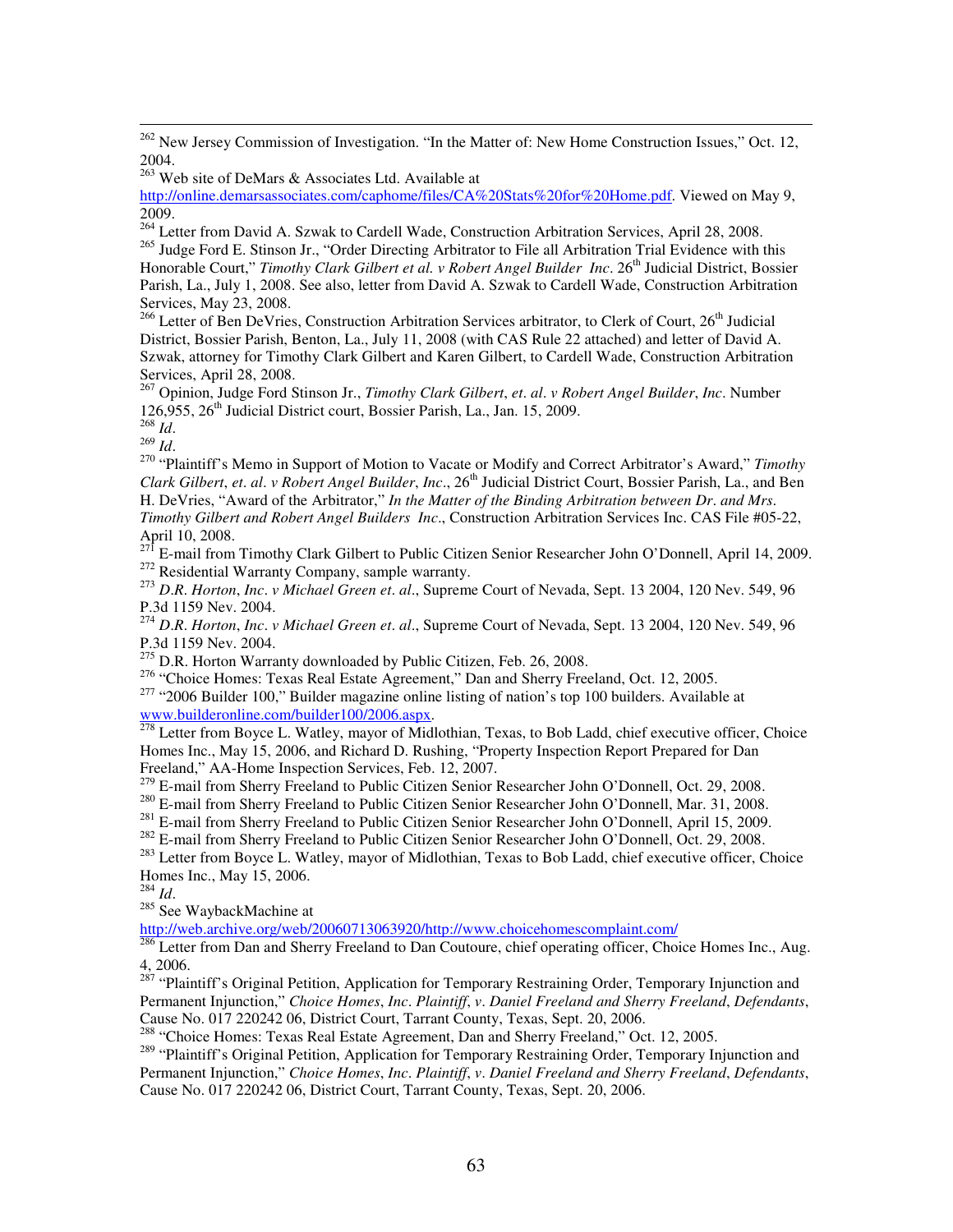[262] New Jersey Commission of Investigation. "In the Matter of: New Home Construction Issues," Oct. 12, 2004.

[263] Web site of DeMars & Associates Ltd. Available at http://online.demarsassociates.com/caphome/files/CA%20Stats%20for%20Home.pdf. Viewed on May 9, 2009.

[264] Letter from David A. Szwak to Cardell Wade, Construction Arbitration Services, April 28, 2008.

[265] Judge Ford E. Stinson Jr., "Order Directing Arbitrator to File all Arbitration Trial Evidence with this Honorable Court," *Timothy Clark Gilbert et al. v Robert Angel Builder Inc*. 26th Judicial District, Bossier Parish, La., July 1, 2008. See also, letter from David A. Szwak to Cardell Wade, Construction Arbitration Services, May 23, 2008.

[266] Letter of Ben DeVries, Construction Arbitration Services arbitrator, to Clerk of Court, 26th Judicial District, Bossier Parish, Benton, La., July 11, 2008 (with CAS Rule 22 attached) and letter of David A. Szwak, attorney for Timothy Clark Gilbert and Karen Gilbert, to Cardell Wade, Construction Arbitration Services, April 28, 2008.

[267] Opinion, Judge Ford Stinson Jr., *Timothy Clark Gilbert*, *et*. *al*. *v Robert Angel Builder*, *Inc*. Number 126,955, 26th Judicial District court, Bossier Parish, La., Jan. 15, 2009.

[268] *Id*.

[269] *Id*.

[270] "Plaintiff's Memo in Support of Motion to Vacate or Modify and Correct Arbitrator's Award," *Timothy Clark Gilbert*, *et*. *al*. *v Robert Angel Builder*, *Inc*., 26th Judicial District Court, Bossier Parish, La., and Ben H. DeVries, "Award of the Arbitrator," *In the Matter of the Binding Arbitration between Dr*. *and Mrs*. *Timothy Gilbert and Robert Angel Builders Inc*., Construction Arbitration Services Inc. CAS File #05-22, April 10, 2008.

[271] E-mail from Timothy Clark Gilbert to Public Citizen Senior Researcher John O'Donnell, April 14, 2009.

[272] Residential Warranty Company, sample warranty.

[273] *D.R. Horton*, *Inc*. *v Michael Green et*. *al*., Supreme Court of Nevada, Sept. 13 2004, 120 Nev. 549, 96 P.3d 1159 Nev. 2004.

[274] *D.R. Horton*, *Inc*. *v Michael Green et*. *al*., Supreme Court of Nevada, Sept. 13 2004, 120 Nev. 549, 96 P.3d 1159 Nev. 2004.

[275] D.R. Horton Warranty downloaded by Public Citizen, Feb. 26, 2008.

[276] "Choice Homes: Texas Real Estate Agreement," Dan and Sherry Freeland, Oct. 12, 2005.

[277] "2006 Builder 100," Builder magazine online listing of nation's top 100 builders. Available at www.builderonline.com/builder100/2006.aspx.

[278] Letter from Boyce L. Watley, mayor of Midlothian, Texas, to Bob Ladd, chief executive officer, Choice Homes Inc., May 15, 2006, and Richard D. Rushing, "Property Inspection Report Prepared for Dan Freeland," AA-Home Inspection Services, Feb. 12, 2007.

[279] E-mail from Sherry Freeland to Public Citizen Senior Researcher John O'Donnell, Oct. 29, 2008.

[280] E-mail from Sherry Freeland to Public Citizen Senior Researcher John O'Donnell, Mar. 31, 2008.

[281] E-mail from Sherry Freeland to Public Citizen Senior Researcher John O'Donnell, April 15, 2009.

[282] E-mail from Sherry Freeland to Public Citizen Senior Researcher John O'Donnell, Oct. 29, 2008.

[283] Letter from Boyce L. Watley, mayor of Midlothian, Texas to Bob Ladd, chief executive officer, Choice Homes Inc., May 15, 2006.

[284] *Id*.

[285] See WaybackMachine at http://web.archive.org/web/20060713063920/http://www.choicehomescomplaint.com/

[286] Letter from Dan and Sherry Freeland to Dan Coutoure, chief operating officer, Choice Homes Inc., Aug. 4, 2006.

[287] "Plaintiff's Original Petition, Application for Temporary Restraining Order, Temporary Injunction and Permanent Injunction," *Choice Homes*, *Inc*. *Plaintiff*, *v*. *Daniel Freeland and Sherry Freeland*, *Defendants*, Cause No. 017 220242 06, District Court, Tarrant County, Texas, Sept. 20, 2006.

[288] "Choice Homes: Texas Real Estate Agreement, Dan and Sherry Freeland," Oct. 12, 2005.

[289] "Plaintiff's Original Petition, Application for Temporary Restraining Order, Temporary Injunction and Permanent Injunction," *Choice Homes*, *Inc*. *Plaintiff*, *v*. *Daniel Freeland and Sherry Freeland*, *Defendants*, Cause No. 017 220242 06, District Court, Tarrant County, Texas, Sept. 20, 2006.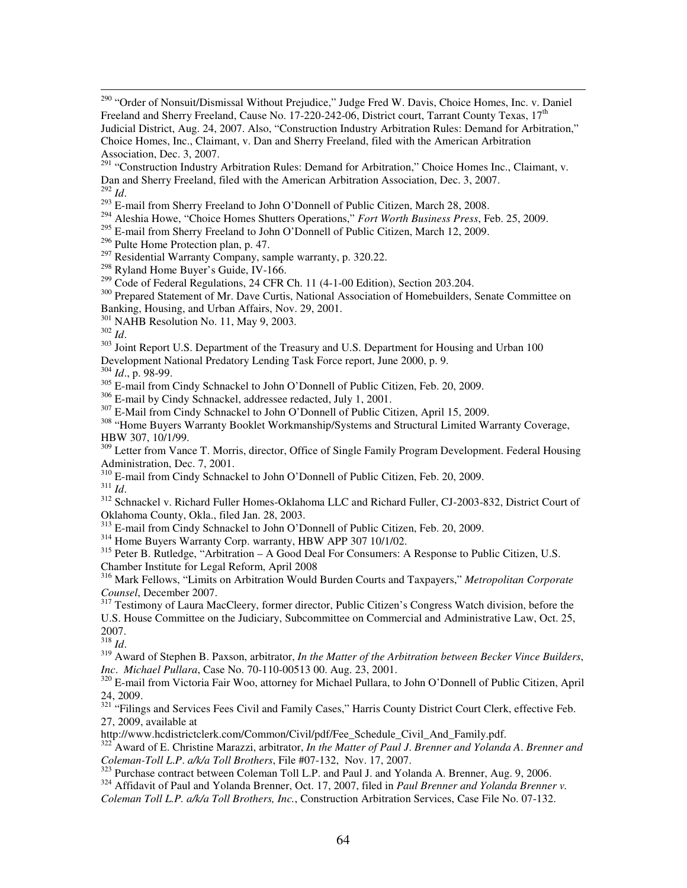[290] "Order of Nonsuit/Dismissal Without Prejudice," Judge Fred W. Davis, Choice Homes, Inc. v. Daniel Freeland and Sherry Freeland, Cause No. 17-220-242-06, District court, Tarrant County Texas, 17th Judicial District, Aug. 24, 2007. Also, "Construction Industry Arbitration Rules: Demand for Arbitration," Choice Homes, Inc., Claimant, v. Dan and Sherry Freeland, filed with the American Arbitration Association, Dec. 3, 2007.

[291] "Construction Industry Arbitration Rules: Demand for Arbitration," Choice Homes Inc., Claimant, v. Dan and Sherry Freeland, filed with the American Arbitration Association, Dec. 3, 2007.

[292] *Id*.

[293] E-mail from Sherry Freeland to John O'Donnell of Public Citizen, March 28, 2008.

[294] Aleshia Howe, "Choice Homes Shutters Operations," *Fort Worth Business Press*, Feb. 25, 2009.

[295] E-mail from Sherry Freeland to John O'Donnell of Public Citizen, March 12, 2009.

[296] Pulte Home Protection plan, p. 47.

[297] Residential Warranty Company, sample warranty, p. 320.22.

[298] Ryland Home Buyer's Guide, IV-166.

[299] Code of Federal Regulations, 24 CFR Ch. 11 (4-1-00 Edition), Section 203.204.

[300] Prepared Statement of Mr. Dave Curtis, National Association of Homebuilders, Senate Committee on Banking, Housing, and Urban Affairs, Nov. 29, 2001.

[301] NAHB Resolution No. 11, May 9, 2003.

[302] *Id*.

[303] Joint Report U.S. Department of the Treasury and U.S. Department for Housing and Urban 100 Development National Predatory Lending Task Force report, June 2000, p. 9.

[304] *Id*., p. 98-99.

[305] E-mail from Cindy Schnackel to John O'Donnell of Public Citizen, Feb. 20, 2009.

[306] E-mail by Cindy Schnackel, addressee redacted, July 1, 2001.

[307] E-Mail from Cindy Schnackel to John O'Donnell of Public Citizen, April 15, 2009.

[308] "Home Buyers Warranty Booklet Workmanship/Systems and Structural Limited Warranty Coverage, HBW 307, 10/1/99.

[309] Letter from Vance T. Morris, director, Office of Single Family Program Development. Federal Housing Administration, Dec. 7, 2001.

[310] E-mail from Cindy Schnackel to John O'Donnell of Public Citizen, Feb. 20, 2009.

[311] *Id*.

[312] Schnackel v. Richard Fuller Homes-Oklahoma LLC and Richard Fuller, CJ-2003-832, District Court of Oklahoma County, Okla., filed Jan. 28, 2003.

[313] E-mail from Cindy Schnackel to John O'Donnell of Public Citizen, Feb. 20, 2009.

[314] Home Buyers Warranty Corp. warranty, HBW APP 307 10/1/02.

[315] Peter B. Rutledge, "Arbitration – A Good Deal For Consumers: A Response to Public Citizen, U.S. Chamber Institute for Legal Reform, April 2008

[316] Mark Fellows, "Limits on Arbitration Would Burden Courts and Taxpayers," *Metropolitan Corporate Counsel*, December 2007.

[317] Testimony of Laura MacCleery, former director, Public Citizen's Congress Watch division, before the U.S. House Committee on the Judiciary, Subcommittee on Commercial and Administrative Law, Oct. 25, 2007.

[318] *Id*.

[319] Award of Stephen B. Paxson, arbitrator, *In the Matter of the Arbitration between Becker Vince Builders, Inc. Michael Pullara*, Case No. 70-110-00513 00. Aug. 23, 2001.

[320] E-mail from Victoria Fair Woo, attorney for Michael Pullara, to John O'Donnell of Public Citizen, April 24, 2009.

[321] "Filings and Services Fees Civil and Family Cases," Harris County District Court Clerk, effective Feb. 27, 2009, available at http://www.hcdistrictclerk.com/Common/Civil/pdf/Fee_Schedule_Civil_And_Family.pdf.

[322] Award of E. Christine Marazzi, arbitrator, *In the Matter of Paul J. Brenner and Yolanda A. Brenner and Coleman-Toll L.P. a/k/a Toll Brothers*, File #07-132, Nov. 17, 2007.

[323] Purchase contract between Coleman Toll L.P. and Paul J. and Yolanda A. Brenner, Aug. 9, 2006.

[324] Affidavit of Paul and Yolanda Brenner, Oct. 17, 2007, filed in *Paul Brenner and Yolanda Brenner v. Coleman Toll L.P. a/k/a Toll Brothers, Inc.*, Construction Arbitration Services, Case File No. 07-132.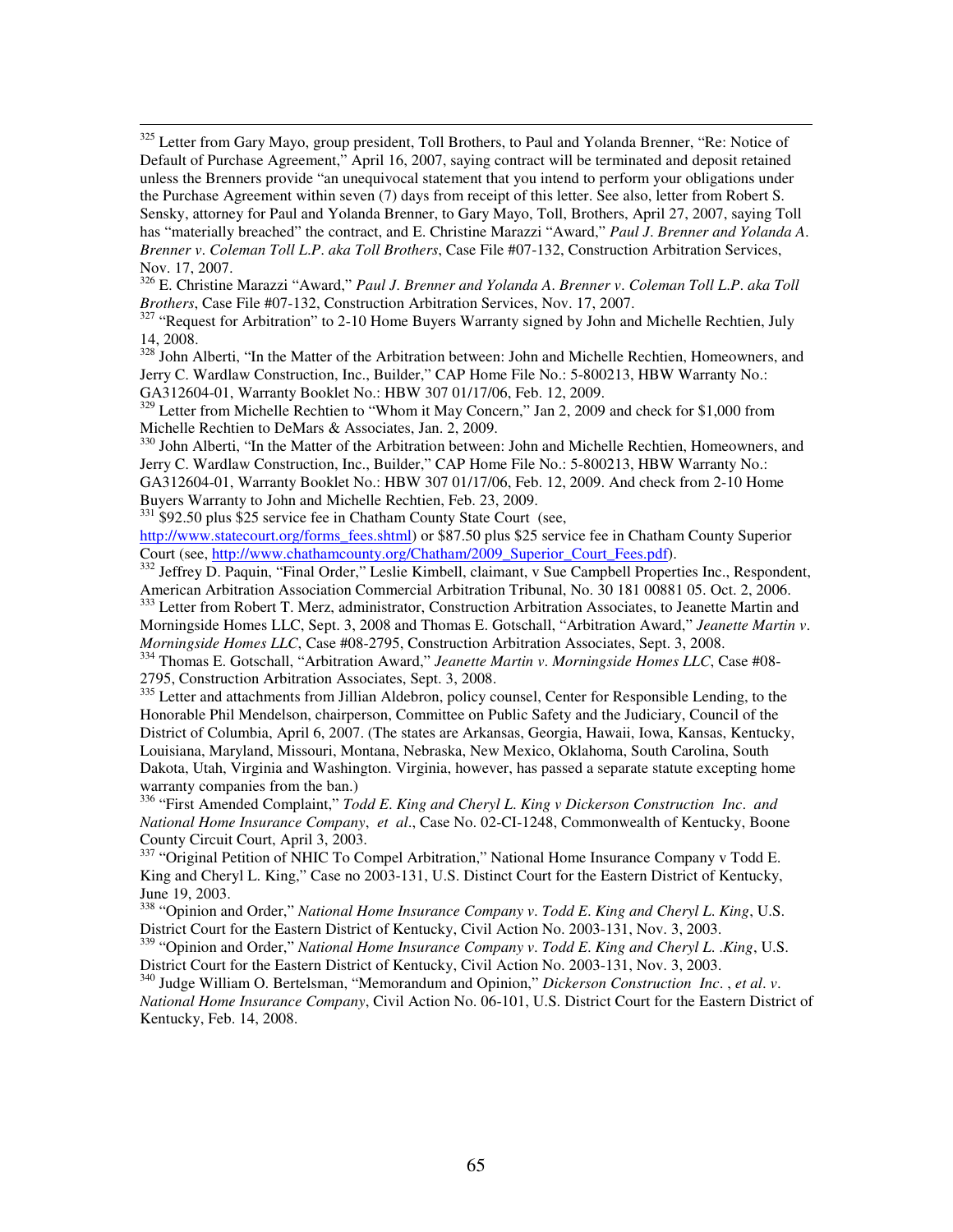[325] Letter from Gary Mayo, group president, Toll Brothers, to Paul and Yolanda Brenner, "Re: Notice of Default of Purchase Agreement," April 16, 2007, saying contract will be terminated and deposit retained unless the Brenners provide "an unequivocal statement that you intend to perform your obligations under the Purchase Agreement within seven (7) days from receipt of this letter. See also, letter from Robert S. Sensky, attorney for Paul and Yolanda Brenner, to Gary Mayo, Toll, Brothers, April 27, 2007, saying Toll has "materially breached" the contract, and E. Christine Marazzi "Award," *Paul J. Brenner and Yolanda A. Brenner v. Coleman Toll L.P. aka Toll Brothers*, Case File #07-132, Construction Arbitration Services, Nov. 17, 2007.

[326] E. Christine Marazzi "Award," *Paul J. Brenner and Yolanda A. Brenner v. Coleman Toll L.P. aka Toll Brothers*, Case File #07-132, Construction Arbitration Services, Nov. 17, 2007.

[327] "Request for Arbitration" to 2-10 Home Buyers Warranty signed by John and Michelle Rechtien, July 14, 2008.

[328] John Alberti, "In the Matter of the Arbitration between: John and Michelle Rechtien, Homeowners, and Jerry C. Wardlaw Construction, Inc., Builder," CAP Home File No.: 5-800213, HBW Warranty No.: GA312604-01, Warranty Booklet No.: HBW 307 01/17/06, Feb. 12, 2009.

[329] Letter from Michelle Rechtien to "Whom it May Concern," Jan 2, 2009 and check for $1,000 from Michelle Rechtien to DeMars & Associates, Jan. 2, 2009.

[330] John Alberti, "In the Matter of the Arbitration between: John and Michelle Rechtien, Homeowners, and Jerry C. Wardlaw Construction, Inc., Builder," CAP Home File No.: 5-800213, HBW Warranty No.: GA312604-01, Warranty Booklet No.: HBW 307 01/17/06, Feb. 12, 2009. And check from 2-10 Home Buyers Warranty to John and Michelle Rechtien, Feb. 23, 2009.

[331] $92.50 plus $25 service fee in Chatham County State Court (see, http://www.statecourt.org/forms_fees.shtml) or $87.50 plus $25 service fee in Chatham County Superior Court (see, http://www.chathamcounty.org/Chatham/2009_Superior_Court_Fees.pdf).

[332] Jeffrey D. Paquin, "Final Order," Leslie Kimbell, claimant, v Sue Campbell Properties Inc., Respondent, American Arbitration Association Commercial Arbitration Tribunal, No. 30 181 00881 05. Oct. 2, 2006.

[333] Letter from Robert T. Merz, administrator, Construction Arbitration Associates, to Jeanette Martin and Morningside Homes LLC, Sept. 3, 2008 and Thomas E. Gotschall, "Arbitration Award," *Jeanette Martin v. Morningside Homes LLC*, Case #08-2795, Construction Arbitration Associates, Sept. 3, 2008.

[334] Thomas E. Gotschall, "Arbitration Award," *Jeanette Martin v. Morningside Homes LLC*, Case #08-2795, Construction Arbitration Associates, Sept. 3, 2008.

[335] Letter and attachments from Jillian Aldebron, policy counsel, Center for Responsible Lending, to the Honorable Phil Mendelson, chairperson, Committee on Public Safety and the Judiciary, Council of the District of Columbia, April 6, 2007. (The states are Arkansas, Georgia, Hawaii, Iowa, Kansas, Kentucky, Louisiana, Maryland, Missouri, Montana, Nebraska, New Mexico, Oklahoma, South Carolina, South Dakota, Utah, Virginia and Washington. Virginia, however, has passed a separate statute excepting home warranty companies from the ban.)

[336] "First Amended Complaint," *Todd E. King and Cheryl L. King v Dickerson Construction Inc. and National Home Insurance Company, et al.*, Case No. 02-CI-1248, Commonwealth of Kentucky, Boone County Circuit Court, April 3, 2003.

[337] "Original Petition of NHIC To Compel Arbitration," National Home Insurance Company v Todd E. King and Cheryl L. King," Case no 2003-131, U.S. Distinct Court for the Eastern District of Kentucky, June 19, 2003.

[338] "Opinion and Order," *National Home Insurance Company v. Todd E. King and Cheryl L. King*, U.S. District Court for the Eastern District of Kentucky, Civil Action No. 2003-131, Nov. 3, 2003.

[339] "Opinion and Order," *National Home Insurance Company v. Todd E. King and Cheryl L. .King*, U.S. District Court for the Eastern District of Kentucky, Civil Action No. 2003-131, Nov. 3, 2003.

[340] Judge William O. Bertelsman, "Memorandum and Opinion," *Dickerson Construction Inc. , et al. v. National Home Insurance Company*, Civil Action No. 06-101, U.S. District Court for the Eastern District of Kentucky, Feb. 14, 2008.